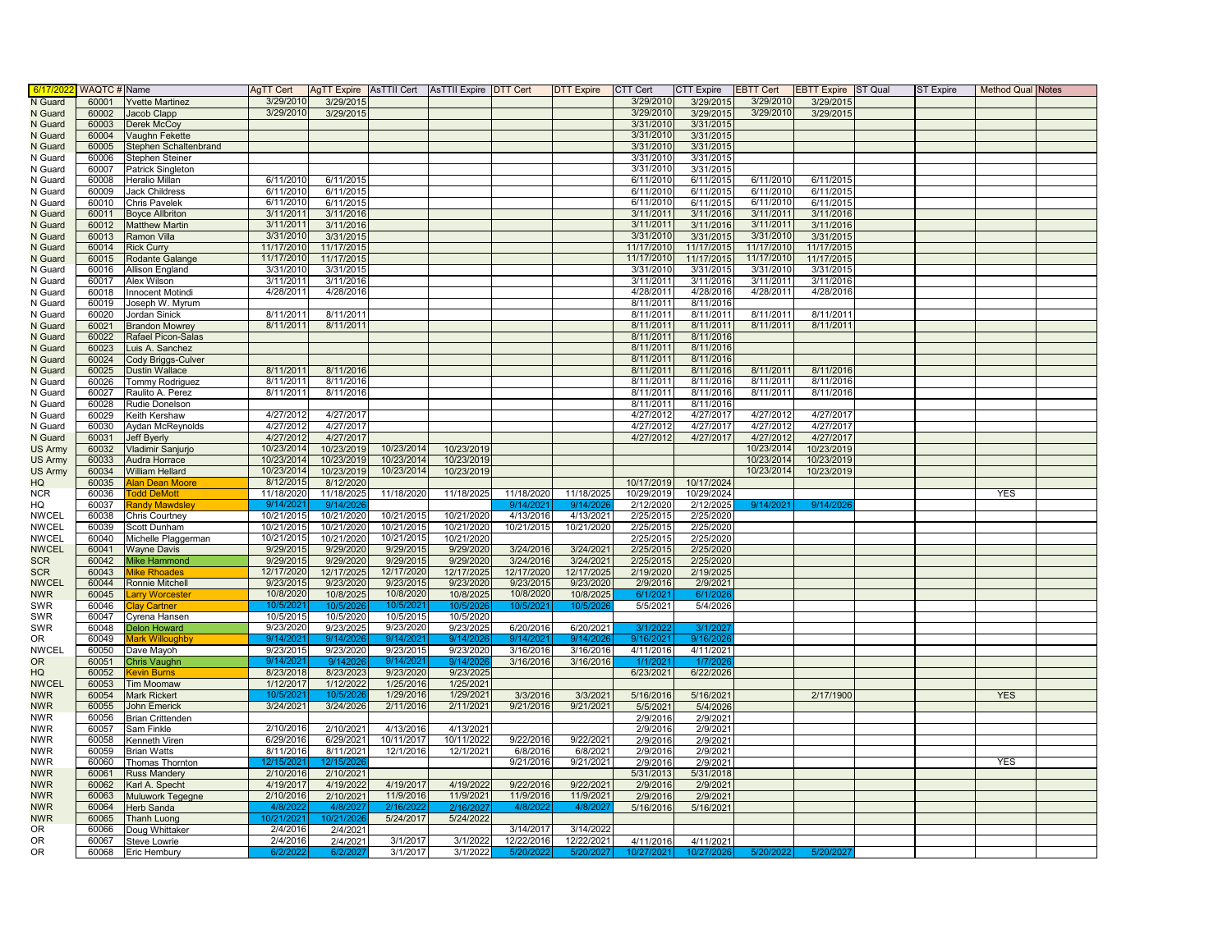| 6/17/2022 | WAQTC # | Name | AgTT Cert | AgTT Expire | AsTTII Cert | AsTTII Expire | DTT Cert | DTT Expire | CTT Cert | CTT Expire | EBTT Cert | EBTT Expire | ST Qual | ST Expire | Method Qual | Notes |
|---|---|---|---|---|---|---|---|---|---|---|---|---|---|---|---|---|
| N Guard | 60001 | Yvette Martinez | 3/29/2010 | 3/29/2015 | | | | | 3/29/2010 | 3/29/2015 | 3/29/2010 | 3/29/2015 | | | | |
| N Guard | 60002 | Jacob Clapp | 3/29/2010 | 3/29/2015 | | | | | 3/29/2010 | 3/29/2015 | 3/29/2010 | 3/29/2015 | | | | |
| N Guard | 60003 | Derek McCoy | | | | | | | 3/31/2010 | 3/31/2015 | | | | | | |
| N Guard | 60004 | Vaughn Fekette | | | | | | | 3/31/2010 | 3/31/2015 | | | | | | |
| N Guard | 60005 | Stephen Schaltenbrand | | | | | | | 3/31/2010 | 3/31/2015 | | | | | | |
| N Guard | 60006 | Stephen Steiner | | | | | | | 3/31/2010 | 3/31/2015 | | | | | | |
| N Guard | 60007 | Patrick Singleton | | | | | | | 3/31/2010 | 3/31/2015 | | | | | | |
| N Guard | 60008 | Heralio Millan | 6/11/2010 | 6/11/2015 | | | | | 6/11/2010 | 6/11/2015 | 6/11/2010 | 6/11/2015 | | | | |
| N Guard | 60009 | Jack Childress | 6/11/2010 | 6/11/2015 | | | | | 6/11/2010 | 6/11/2015 | 6/11/2010 | 6/11/2015 | | | | |
| N Guard | 60010 | Chris Pavelek | 6/11/2010 | 6/11/2015 | | | | | 6/11/2010 | 6/11/2015 | 6/11/2010 | 6/11/2015 | | | | |
| N Guard | 60011 | Boyce Allbriton | 3/11/2011 | 3/11/2016 | | | | | 3/11/2011 | 3/11/2016 | 3/11/2011 | 3/11/2016 | | | | |
| N Guard | 60012 | Matthew Martin | 3/11/2011 | 3/11/2016 | | | | | 3/11/2011 | 3/11/2016 | 3/11/2011 | 3/11/2016 | | | | |
| N Guard | 60013 | Ramon Villa | 3/31/2010 | 3/31/2015 | | | | | 3/31/2010 | 3/31/2015 | 3/31/2010 | 3/31/2015 | | | | |
| N Guard | 60014 | Rick Curry | 11/17/2010 | 11/17/2015 | | | | | 11/17/2010 | 11/17/2015 | 11/17/2010 | 11/17/2015 | | | | |
| N Guard | 60015 | Rodante Galange | 11/17/2010 | 11/17/2015 | | | | | 11/17/2010 | 11/17/2015 | 11/17/2010 | 11/17/2015 | | | | |
| N Guard | 60016 | Allison England | 3/31/2010 | 3/31/2015 | | | | | 3/31/2010 | 3/31/2015 | 3/31/2010 | 3/31/2015 | | | | |
| N Guard | 60017 | Alex Wilson | 3/11/2011 | 3/11/2016 | | | | | 3/11/2011 | 3/11/2016 | 3/11/2011 | 3/11/2016 | | | | |
| N Guard | 60018 | Innocent Motindi | 4/28/2011 | 4/28/2016 | | | | | 4/28/2011 | 4/28/2016 | 4/28/2011 | 4/28/2016 | | | | |
| N Guard | 60019 | Joseph W. Myrum | | | | | | | 8/11/2011 | 8/11/2016 | | | | | | |
| N Guard | 60020 | Jordan Sinick | 8/11/2011 | 8/11/2011 | | | | | 8/11/2011 | 8/11/2011 | 8/11/2011 | 8/11/2011 | | | | |
| N Guard | 60021 | Brandon Mowrey | 8/11/2011 | 8/11/2011 | | | | | 8/11/2011 | 8/11/2011 | 8/11/2011 | 8/11/2011 | | | | |
| N Guard | 60022 | Rafael Picon-Salas | | | | | | | 8/11/2011 | 8/11/2016 | | | | | | |
| N Guard | 60023 | Luis A. Sanchez | | | | | | | 8/11/2011 | 8/11/2016 | | | | | | |
| N Guard | 60024 | Cody Briggs-Culver | | | | | | | 8/11/2011 | 8/11/2016 | | | | | | |
| N Guard | 60025 | Dustin Wallace | 8/11/2011 | 8/11/2016 | | | | | 8/11/2011 | 8/11/2016 | 8/11/2011 | 8/11/2016 | | | | |
| N Guard | 60026 | Tommy Rodriguez | 8/11/2011 | 8/11/2016 | | | | | 8/11/2011 | 8/11/2016 | 8/11/2011 | 8/11/2016 | | | | |
| N Guard | 60027 | Raulito A. Perez | 8/11/2011 | 8/11/2016 | | | | | 8/11/2011 | 8/11/2016 | 8/11/2011 | 8/11/2016 | | | | |
| N Guard | 60028 | Rudie Donelson | | | | | | | 8/11/2011 | 8/11/2016 | | | | | | |
| N Guard | 60029 | Keith Kershaw | 4/27/2012 | 4/27/2017 | | | | | 4/27/2012 | 4/27/2017 | 4/27/2012 | 4/27/2017 | | | | |
| N Guard | 60030 | Aydan McReynolds | 4/27/2012 | 4/27/2017 | | | | | 4/27/2012 | 4/27/2017 | 4/27/2012 | 4/27/2017 | | | | |
| N Guard | 60031 | Jeff Byerly | 4/27/2012 | 4/27/2017 | | | | | 4/27/2012 | 4/27/2017 | 4/27/2012 | 4/27/2017 | | | | |
| US Army | 60032 | Vladimir Sanjurjo | 10/23/2014 | 10/23/2019 | 10/23/2014 | 10/23/2019 | | | | | 10/23/2014 | 10/23/2019 | | | | |
| US Army | 60033 | Audra Horrace | 10/23/2014 | 10/23/2019 | 10/23/2014 | 10/23/2019 | | | | | 10/23/2014 | 10/23/2019 | | | | |
| US Army | 60034 | William Hellard | 10/23/2014 | 10/23/2019 | 10/23/2014 | 10/23/2019 | | | | | 10/23/2014 | 10/23/2019 | | | | |
| HQ | 60035 | Alan Dean Moore | 8/12/2015 | 8/12/2020 | | | | | 10/17/2019 | 10/17/2024 | | | | | | |
| NCR | 60036 | Todd DeMott | 11/18/2020 | 11/18/2025 | 11/18/2020 | 11/18/2025 | 11/18/2020 | 11/18/2025 | 10/29/2019 | 10/29/2024 | | | | | YES | |
| HQ | 60037 | Randy Mawdsley | 9/14/2021 | 9/14/2026 | | | 9/14/2021 | 9/14/2026 | 2/12/2020 | 2/12/2025 | 9/14/2021 | 9/14/2026 | | | | |
| NWCEL | 60038 | Chris Courtney | 10/21/2015 | 10/21/2020 | 10/21/2015 | 10/21/2020 | 4/13/2016 | 4/13/2021 | 2/25/2015 | 2/25/2020 | | | | | | |
| NWCEL | 60039 | Scott Dunham | 10/21/2015 | 10/21/2020 | 10/21/2015 | 10/21/2020 | 10/21/2015 | 10/21/2020 | 2/25/2015 | 2/25/2020 | | | | | | |
| NWCEL | 60040 | Michelle Plaggerman | 10/21/2015 | 10/21/2020 | 10/21/2015 | 10/21/2020 | | | 2/25/2015 | 2/25/2020 | | | | | | |
| NWCEL | 60041 | Wayne Davis | 9/29/2015 | 9/29/2020 | 9/29/2015 | 9/29/2020 | 3/24/2016 | 3/24/2021 | 2/25/2015 | 2/25/2020 | | | | | | |
| SCR | 60042 | Mike Hammond | 9/29/2015 | 9/29/2020 | 9/29/2015 | 9/29/2020 | 3/24/2016 | 3/24/2021 | 2/25/2015 | 2/25/2020 | | | | | | |
| SCR | 60043 | Mike Rhoades | 12/17/2020 | 12/17/2025 | 12/17/2020 | 12/17/2025 | 12/17/2020 | 12/17/2025 | 2/19/2020 | 2/19/2025 | | | | | | |
| NWCEL | 60044 | Ronnie Mitchell | 9/23/2015 | 9/23/2020 | 9/23/2015 | 9/23/2020 | 9/23/2015 | 9/23/2020 | 2/9/2016 | 2/9/2021 | | | | | | |
| NWR | 60045 | Larry Worcester | 10/8/2020 | 10/8/2025 | 10/8/2020 | 10/8/2025 | 10/8/2020 | 10/8/2025 | 6/1/2021 | 6/1/2026 | | | | | | |
| SWR | 60046 | Clay Cartner | 10/5/2021 | 10/5/2026 | 10/5/2021 | 10/5/2026 | 10/5/2021 | 10/5/2026 | 5/5/2021 | 5/4/2026 | | | | | | |
| SWR | 60047 | Cyrena Hansen | 10/5/2015 | 10/5/2020 | 10/5/2015 | 10/5/2020 | | | | | | | | | | |
| SWR | 60048 | Delon Howard | 9/23/2020 | 9/23/2025 | 9/23/2020 | 9/23/2025 | 6/20/2016 | 6/20/2021 | 3/1/2022 | 3/1/2027 | | | | | | |
| OR | 60049 | Mark Willoughby | 9/14/2021 | 9/14/2026 | 9/14/2021 | 9/14/2026 | 9/14/2021 | 9/14/2026 | 9/16/2021 | 9/16/2026 | | | | | | |
| NWCEL | 60050 | Dave Mayoh | 9/23/2015 | 9/23/2020 | 9/23/2015 | 9/23/2020 | 3/16/2016 | 3/16/2021 | 4/11/2016 | 4/11/2021 | | | | | | |
| OR | 60051 | Chris Vaughn | 9/14/2021 | 9/142026 | 9/14/2021 | 9/14/2026 | 3/16/2016 | 3/16/2016 | 1/1/2021 | 1/7/2026 | | | | | | |
| HQ | 60052 | Kevin Burns | 8/23/2018 | 8/23/2023 | 9/23/2020 | 9/23/2025 | | | 6/23/2021 | 6/22/2026 | | | | | | |
| NWCEL | 60053 | Tim Moomaw | 1/12/2017 | 1/12/2022 | 1/25/2016 | 1/25/2021 | | | | | | | | | | |
| NWR | 60054 | Mark Rickert | 10/5/2021 | 10/5/2026 | 1/29/2016 | 1/29/2021 | 3/3/2016 | 3/3/2021 | 5/16/2016 | 5/16/2021 | | 2/17/1900 | | | YES | |
| NWR | 60055 | John Emerick | 3/24/2021 | 3/24/2026 | 2/11/2016 | 2/11/2021 | 9/21/2016 | 9/21/2021 | 5/5/2021 | 5/4/2026 | | | | | | |
| NWR | 60056 | Brian Crittenden | | | | | | | 2/9/2016 | 2/9/2021 | | | | | | |
| NWR | 60057 | Sam Finkle | 2/10/2016 | 2/10/2021 | 4/13/2016 | 4/13/2021 | | | 2/9/2016 | 2/9/2021 | | | | | | |
| NWR | 60058 | Kenneth Viren | 6/29/2016 | 6/29/2021 | 10/11/2017 | 10/11/2022 | 9/22/2016 | 9/22/2021 | 2/9/2016 | 2/9/2021 | | | | | | |
| NWR | 60059 | Brian Watts | 8/11/2016 | 8/11/2021 | 12/1/2016 | 12/1/2021 | 6/8/2016 | 6/8/2021 | 2/9/2016 | 2/9/2021 | | | | | | |
| NWR | 60060 | Thomas Thornton | 12/15/2021 | 12/15/2026 | | | 9/21/2016 | 9/21/2021 | 2/9/2016 | 2/9/2021 | | | | | YES | |
| NWR | 60061 | Russ Mandery | 2/10/2016 | 2/10/2021 | | | | | 5/31/2013 | 5/31/2018 | | | | | | |
| NWR | 60062 | Karl A. Specht | 4/19/2017 | 4/19/2022 | 4/19/2017 | 4/19/2022 | 9/22/2016 | 9/22/2021 | 2/9/2016 | 2/9/2021 | | | | | | |
| NWR | 60063 | Muluwork Tegegne | 2/10/2016 | 2/10/2021 | 11/9/2016 | 11/9/2021 | 11/9/2016 | 11/9/2021 | 2/9/2016 | 2/9/2021 | | | | | | |
| NWR | 60064 | Herb Sanda | 4/8/2022 | 4/8/2027 | 2/16/2022 | 2/16/2027 | 4/8/2022 | 4/8/2027 | 5/16/2016 | 5/16/2021 | | | | | | |
| NWR | 60065 | Thanh Luong | 10/21/2021 | 10/21/2026 | 5/24/2017 | 5/24/2022 | | | | | | | | | | |
| OR | 60066 | Doug Whittaker | 2/4/2016 | 2/4/2021 | | | 3/14/2017 | 3/14/2022 | | | | | | | | |
| OR | 60067 | Steve Lowrie | 2/4/2016 | 2/4/2021 | 3/1/2017 | 3/1/2022 | 12/22/2016 | 12/22/2021 | 4/11/2016 | 4/11/2021 | | | | | | |
| OR | 60068 | Eric Hembury | 6/2/2022 | 6/2/2027 | 3/1/2017 | 3/1/2022 | 5/20/2022 | 5/20/2027 | 10/27/2021 | 10/27/2026 | 5/20/2022 | 5/20/2027 | | | | |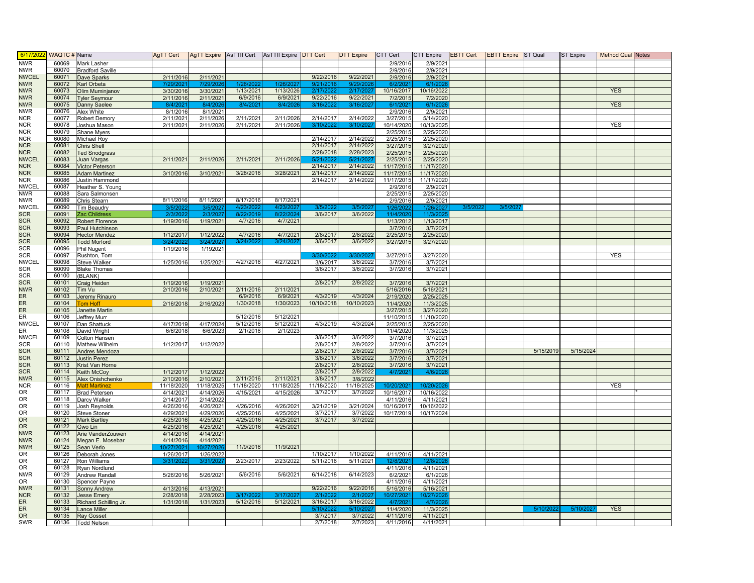| 6/17/2022 | WAQTC # | Name | AgTT Cert | AgTT Expire | AsTTII Cert | AsTTII Expire | DTT Cert | DTT Expire | CTT Cert | CTT Expire | EBTT Cert | EBTT Expire | ST Qual | ST Expire | Method Qual | Notes |
|---|---|---|---|---|---|---|---|---|---|---|---|---|---|---|---|---|
| NWR | 60069 | Mark Lasher | | | | | | | 2/9/2016 | 2/9/2021 | | | | | | |
| NWR | 60070 | Bradford Saville | | | | | | | 2/9/2016 | 2/9/2021 | | | | | | |
| NWCEL | 60071 | Dave Sparks | 2/11/2016 | 2/11/2021 | | | 9/22/2016 | 9/22/2021 | 2/9/2016 | 2/9/2021 | | | | | | |
| NWR | 60072 | Karl Orbeta | 7/29/2021 | 7/29/2026 | 1/26/2022 | 1/26/2027 | 9/21/2016 | 9/29/2026 | 6/2/2021 | 6/1/2026 | | | | | | |
| NWR | 60073 | Olim Muminjanov | 3/30/2016 | 3/30/2021 | 1/13/2021 | 1/13/2026 | 2/17/2022 | 2/17/2027 | 10/16/2017 | 10/16/2022 | | | | | YES | |
| NWR | 60074 | Tyler Seymour | 2/11/2016 | 2/11/2021 | 6/9/2016 | 6/9/2021 | 9/22/2016 | 9/22/2021 | 7/2/2015 | 7/2/2020 | | | | | | |
| NWR | 60075 | Danny Saelee | 8/4/2021 | 8/4/2026 | 8/4/2021 | 8/4/2026 | 3/16/2022 | 3/16/2027 | 6/1/2021 | 6/1/2026 | | | | | YES | |
| NWR | 60076 | Alex White | 8/1/2016 | 8/1/2021 | | | | | 2/9/2016 | 2/9/2021 | | | | | | |
| NCR | 60077 | Robert Demory | 2/11/2021 | 2/11/2026 | 2/11/2021 | 2/11/2026 | 2/14/2017 | 2/14/2022 | 3/27/2015 | 5/14/2020 | | | | | | |
| NCR | 60078 | Joshua Mason | 2/11/2021 | 2/11/2026 | 2/11/2021 | 2/11/2026 | 3/10/2022 | 3/10/2027 | 10/14/2020 | 10/13/2025 | | | | | YES | |
| NCR | 60079 | Shane Myers | | | | | | | 2/25/2015 | 2/25/2020 | | | | | | |
| NCR | 60080 | Michael Roy | | | | | 2/14/2017 | 2/14/2022 | 2/25/2015 | 2/25/2020 | | | | | | |
| NCR | 60081 | Chris Shell | | | | | 2/14/2017 | 2/14/2022 | 3/27/2015 | 3/27/2020 | | | | | | |
| NCR | 60082 | Ted Snodgrass | | | | | 2/28/2018 | 2/28/2023 | 2/25/2015 | 2/25/2020 | | | | | | |
| NWCEL | 60083 | Juan Vargas | 2/11/2021 | 2/11/2026 | 2/11/2021 | 2/11/2026 | 5/21/2022 | 5/21/2027 | 2/25/2015 | 2/25/2020 | | | | | | |
| NCR | 60084 | Victor Peterson | | | | | 2/14/2017 | 2/14/2022 | 11/17/2015 | 11/17/2020 | | | | | | |
| NCR | 60085 | Adam Martinez | 3/10/2016 | 3/10/2021 | 3/28/2016 | 3/28/2021 | 2/14/2017 | 2/14/2022 | 11/17/2015 | 11/17/2020 | | | | | | |
| NCR | 60086 | Justin Hammond | | | | | 2/14/2017 | 2/14/2022 | 11/17/2015 | 11/17/2020 | | | | | | |
| NWCEL | 60087 | Heather S. Young | | | | | | | 2/9/2016 | 2/9/2021 | | | | | | |
| NWR | 60088 | Sara Salmonsen | | | | | | | 2/25/2015 | 2/25/2020 | | | | | | |
| NWR | 60089 | Chris Stearn | 8/11/2016 | 8/11/2021 | 8/17/2016 | 8/17/2021 | | | 2/9/2016 | 2/9/2021 | | | | | | |
| NWCEL | 60090 | Tim Beaudry | 3/5/2022 | 3/5/2027 | 4/23/2022 | 4/23/2027 | 3/5/2022 | 3/5/2027 | 1/26/2022 | 1/26/2027 | 3/5/2022 | 3/5/2027 | | | | |
| SCR | 60091 | Zac Childress | 2/3/2022 | 2/3/2027 | 8/22/2019 | 8/22/2024 | 3/6/2017 | 3/6/2022 | 11/4/2020 | 11/3/2025 | | | | | | |
| SCR | 60092 | Robert Florence | 1/19/2016 | 1/19/2021 | 4/7/2016 | 4/7/2021 | | | 1/13/2012 | 1/13/2017 | | | | | | |
| SCR | 60093 | Paul Hutchinson | | | | | | | 3/7/2016 | 3/7/2021 | | | | | | |
| SCR | 60094 | Hector Mendez | 1/12/2017 | 1/12/2022 | 4/7/2016 | 4/7/2021 | 2/8/2017 | 2/8/2022 | 2/25/2015 | 2/25/2020 | | | | | | |
| SCR | 60095 | Todd Morford | 3/24/2022 | 3/24/2027 | 3/24/2022 | 3/24/2027 | 3/6/2017 | 3/6/2022 | 3/27/2015 | 3/27/2020 | | | | | | |
| SCR | 60096 | Phil Nugent | 1/19/2016 | 1/192021 | | | | | | | | | | | | |
| SCR | 60097 | Rushton, Tom | | | | | 3/30/2022 | 3/30/2027 | 3/27/2015 | 3/27/2020 | | | | | YES | |
| NWCEL | 60098 | Steve Walker | 1/25/2016 | 1/25/2021 | 4/27/2016 | 4/27/2021 | 3/6/2017 | 3/6/2022 | 3/7/2016 | 3/7/2021 | | | | | | |
| SCR | 60099 | Blake Thomas | | | | | 3/6/2017 | 3/6/2022 | 3/7/2016 | 3/7/2021 | | | | | | |
| SCR | 60100 | (BLANK) | | | | | | | | | | | | | | |
| SCR | 60101 | Craig Heiden | 1/19/2016 | 1/19/2021 | | | 2/8/2017 | 2/8/2022 | 3/7/2016 | 3/7/2021 | | | | | | |
| NWR | 60102 | Tim Vu | 2/10/2016 | 2/10/2021 | 2/11/2016 | 2/11/2021 | | | 5/16/2016 | 5/16/2021 | | | | | | |
| ER | 60103 | Jeremy Rinauro | | | 6/9/2016 | 6/9/2021 | 4/3/2019 | 4/3/2024 | 2/19/2020 | 2/25/2025 | | | | | | |
| ER | 60104 | Tom Hoff | 2/16/2018 | 2/16/2023 | 1/30/2018 | 1/30/2023 | 10/10/2018 | 10/10/2023 | 11/4/2020 | 11/3/2025 | | | | | | |
| ER | 60105 | Janette Martin | | | | | | | 3/27/2015 | 3/27/2020 | | | | | | |
| ER | 60106 | Jeffrey Murr | | | 5/12/2016 | 5/12/2021 | | | 11/10/2015 | 11/10/2020 | | | | | | |
| NWCEL | 60107 | Dan Shattuck | 4/17/2019 | 4/17/2024 | 5/12/2016 | 5/12/2021 | 4/3/2019 | 4/3/2024 | 2/25/2015 | 2/25/2020 | | | | | | |
| ER | 60108 | David Wright | 6/6/2018 | 6/6/2023 | 2/1/2018 | 2/1/2023 | | | 11/4/2020 | 11/3/2025 | | | | | | |
| NWCEL | 60109 | Colton Hansen | | | | | 3/6/2017 | 3/6/2022 | 3/7/2016 | 3/7/2021 | | | | | | |
| SCR | 60110 | Mathew Wilhelm | 1/12/2017 | 1/12/2022 | | | 2/8/2017 | 2/8/2022 | 3/7/2016 | 3/7/2021 | | | | | | |
| SCR | 60111 | Andres Mendoza | | | | | 2/8/2017 | 2/8/2022 | 3/7/2016 | 3/7/2021 | | | 5/15/2019 | 5/15/2024 | | |
| SCR | 60112 | Justin Perez | | | | | 3/6/2017 | 3/6/2022 | 3/7/2016 | 3/7/2021 | | | | | | |
| SCR | 60113 | Krist Van Horne | | | | | 2/8/2017 | 2/8/2022 | 3/7/2016 | 3/7/2021 | | | | | | |
| SCR | 60114 | Keith McCoy | 1/12/2017 | 1/12/2022 | | | 2/8/2017 | 2/8/2022 | 4/7/2021 | 4/6/2026 | | | | | | |
| NWR | 60115 | Alex Onishchenko | 2/10/2016 | 2/10/2021 | 2/11/2016 | 2/11/2021 | 3/8/2017 | 3/8/2022 | | | | | | | | |
| NCR | 60116 | Matt Martinez | 11/18/2020 | 11/18/2025 | 11/18/2020 | 11/18/2025 | 11/18/2020 | 11/18/2025 | 10/20/2021 | 10/20/2026 | | | | | YES | |
| OR | 60117 | Brad Petersen | 4/14/2021 | 4/14/2026 | 4/15/2021 | 4/15/2026 | 3/7/2017 | 3/7/2022 | 10/16/2017 | 10/16/2022 | | | | | | * |
| OR | 60118 | Darcy Walker | 2/14/2017 | 2/14/2022 | | | | | 4/11/2016 | 4/11/2021 | | | | | | |
| OR | 60119 | Josh Reynolds | 4/26/2016 | 4/26/2021 | 4/26/2016 | 4/26/2021 | 3/21/2019 | 3/21/2024 | 10/16/2017 | 10/16/2022 | | | | | | |
| OR | 60120 | Steve Stoner | 4/29/2021 | 4/29/2026 | 4/25/2016 | 4/25/2021 | 3/7/2017 | 3/7/2022 | 10/17/2019 | 10/17/2024 | | | | | | |
| OR | 60121 | Mark Bartley | 4/25/2016 | 4/25/2021 | 4/25/2016 | 4/25/2021 | 3/7/2017 | 3/7/2022 | | | | | | | | |
| OR | 60122 | Gwo Lin | 4/25/2016 | 4/25/2021 | 4/25/2016 | 4/25/2021 | | | | | | | | | | |
| NWR | 60123 | Arie VanderZouwen | 4/14/2016 | 4/14/2021 | | | | | | | | | | | | |
| NWR | 60124 | Megan E. Mosebar | 4/14/2016 | 4/14/2021 | | | | | | | | | | | | |
| NWR | 60125 | Sean Verlo | 10/27/2021 | 10/27/2026 | 11/9/2016 | 11/9/2021 | | | | | | | | | | |
| OR | 60126 | Deborah Jones | 1/26/2017 | 1/26/2022 | | | 1/10/2017 | 1/10/2022 | 4/11/2016 | 4/11/2021 | | | | | | |
| OR | 60127 | Ron Williams | 3/31/2022 | 3/31/2027 | 2/23/2017 | 2/23/2022 | 5/11/2016 | 5/11/2021 | 12/8/2021 | 12/8/2026 | | | | | | |
| OR | 60128 | Ryan Nordlund | | | | | | | 4/11/2016 | 4/11/2021 | | | | | | |
| NWR | 60129 | Andrew Randall | 5/26/2016 | 5/26/2021 | 5/6/2016 | 5/6/2021 | 6/14/2018 | 6/14/2023 | 6/2/2021 | 6/1/2026 | | | | | | |
| OR | 60130 | Spencer Payne | | | | | | | 4/11/2016 | 4/11/2021 | | | | | | |
| NWR | 60131 | Sonny Andrew | 4/13/2016 | 4/13/2021 | | | 9/22/2016 | 9/22/2016 | 5/16/2016 | 5/16/2021 | | | | | | |
| NCR | 60132 | Jesse Emery | 2/28/2018 | 2/28/2023 | 3/17/2022 | 3/17/2027 | 2/1/2022 | 2/1/2027 | 10/27/2021 | 10/27/2026 | | | | | | |
| ER | 60133 | Richard Schilling Jr. | 1/31/2018 | 1/31/2023 | 5/12/2016 | 5/12/2021 | 3/16/2017 | 3/16/2022 | 4/7/2021 | 4/7/2026 | | | | | | |
| ER | 60134 | Lance Miller | | | | | 5/10/2022 | 5/10/2027 | 11/4/2020 | 11/3/2025 | | | 5/10/2022 | 5/10/2027 | YES | |
| OR | 60135 | Ray Gosset | | | | | 3/7/2017 | 3/7/2022 | 4/11/2016 | 4/11/2021 | | | | | | |
| SWR | 60136 | Todd Nelson | | | | | 2/7/2018 | 2/7/2023 | 4/11/2016 | 4/11/2021 | | | | | | |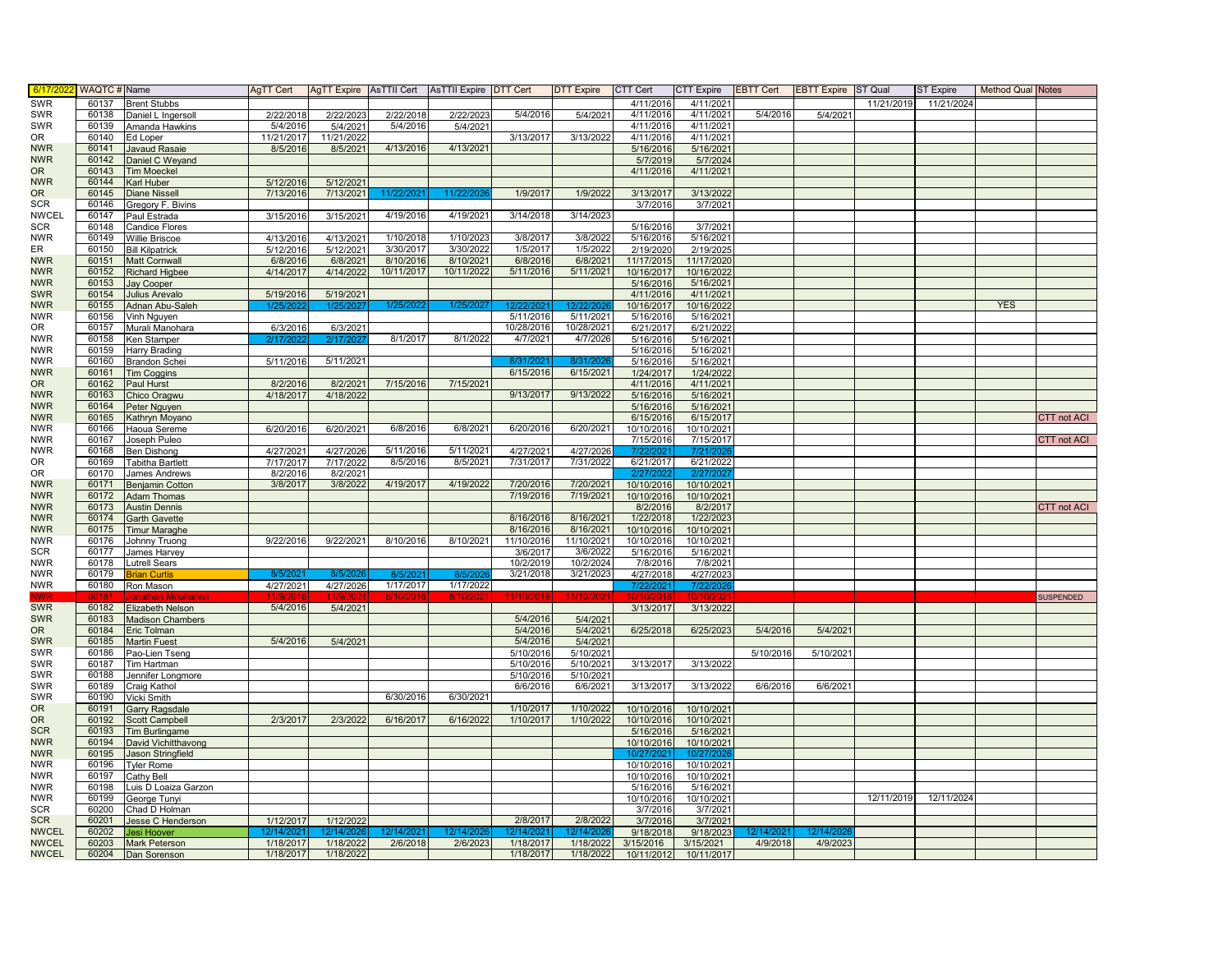| 6/17/2022 | WAQTC # | Name | AgTT Cert | AgTT Expire | AsTTII Cert | AsTTII Expire | DTT Cert | DTT Expire | CTT Cert | CTT Expire | EBTT Cert | EBTT Expire | ST Qual | ST Expire | Method Qual | Notes |
|---|---|---|---|---|---|---|---|---|---|---|---|---|---|---|---|---|
| SWR | 60137 | Brent Stubbs | | | | | | | 4/11/2016 | 4/11/2021 | | | 11/21/2019 | 11/21/2024 | | |
| SWR | 60138 | Daniel L Ingersoll | 2/22/2018 | 2/22/2023 | 2/22/2018 | 2/22/2023 | 5/4/2016 | 5/4/2021 | 4/11/2016 | 4/11/2021 | 5/4/2016 | 5/4/2021 | | | | |
| SWR | 60139 | Amanda Hawkins | 5/4/2016 | 5/4/2021 | 5/4/2016 | 5/4/2021 | | | 4/11/2016 | 4/11/2021 | | | | | | |
| OR | 60140 | Ed Loper | 11/21/2017 | 11/21/2022 | | | 3/13/2017 | 3/13/2022 | 4/11/2016 | 4/11/2021 | | | | | | |
| NWR | 60141 | Javaud Rasaie | 8/5/2016 | 8/5/2021 | 4/13/2016 | 4/13/2021 | | | 5/16/2016 | 5/16/2021 | | | | | | |
| NWR | 60142 | Daniel C Weyand | | | | | | | 5/7/2019 | 5/7/2024 | | | | | | |
| OR | 60143 | Tim Moeckel | | | | | | | 4/11/2016 | 4/11/2021 | | | | | | |
| NWR | 60144 | Karl Huber | 5/12/2016 | 5/12/2021 | | | | | | | | | | | | |
| OR | 60145 | Diane Nissell | 7/13/2016 | 7/13/2021 | 11/22/2021 | 11/22/2026 | 1/9/2017 | 1/9/2022 | 3/13/2017 | 3/13/2022 | | | | | | |
| SCR | 60146 | Gregory F. Bivins | | | | | | | 3/7/2016 | 3/7/2021 | | | | | | |
| NWCEL | 60147 | Paul Estrada | 3/15/2016 | 3/15/2021 | 4/19/2016 | 4/19/2021 | 3/14/2018 | 3/14/2023 | | | | | | | | |
| SCR | 60148 | Candice Flores | | | | | | | 5/16/2016 | 3/7/2021 | | | | | | |
| NWR | 60149 | Willie Briscoe | 4/13/2016 | 4/13/2021 | 1/10/2018 | 1/10/2023 | 3/8/2017 | 3/8/2022 | 5/16/2016 | 5/16/2021 | | | | | | |
| ER | 60150 | Bill Kilpatrick | 5/12/2016 | 5/12/2021 | 3/30/2017 | 3/30/2022 | 1/5/2017 | 1/5/2022 | 2/19/2020 | 2/19/2025 | | | | | | |
| NWR | 60151 | Matt Cornwall | 6/8/2016 | 6/8/2021 | 8/10/2016 | 8/10/2021 | 6/8/2016 | 6/8/2021 | 11/17/2015 | 11/17/2020 | | | | | | |
| NWR | 60152 | Richard Higbee | 4/14/2017 | 4/14/2022 | 10/11/2017 | 10/11/2022 | 5/11/2016 | 5/11/2021 | 10/16/2017 | 10/16/2022 | | | | | | |
| NWR | 60153 | Jay Cooper | | | | | | | 5/16/2016 | 5/16/2021 | | | | | | |
| SWR | 60154 | Julius Arevalo | 5/19/2016 | 5/19/2021 | | | | | 4/11/2016 | 4/11/2021 | | | | | | |
| NWR | 60155 | Adnan Abu-Saleh | 1/25/2022 | 1/25/2027 | 1/25/2022 | 1/25/2027 | 12/22/2021 | 12/22/2026 | 10/16/2017 | 10/16/2022 | | | | | YES | |
| NWR | 60156 | Vinh Nguyen | | | | | 5/11/2016 | 5/11/2021 | 5/16/2016 | 5/16/2021 | | | | | | |
| OR | 60157 | Murali Manohara | 6/3/2016 | 6/3/2021 | | | 10/28/2016 | 10/28/2021 | 6/21/2017 | 6/21/2022 | | | | | | |
| NWR | 60158 | Ken Stamper | 2/17/2022 | 2/17/2027 | 8/1/2017 | 8/1/2022 | 4/7/2021 | 4/7/2026 | 5/16/2016 | 5/16/2021 | | | | | | |
| NWR | 60159 | Harry Brading | | | | | | | 5/16/2016 | 5/16/2021 | | | | | | |
| NWR | 60160 | Brandon Schei | 5/11/2016 | 5/11/2021 | | | 8/31/2021 | 8/31/2026 | 5/16/2016 | 5/16/2021 | | | | | | |
| NWR | 60161 | Tim Coggins | | | | | 6/15/2016 | 6/15/2021 | 1/24/2017 | 1/24/2022 | | | | | | |
| OR | 60162 | Paul Hurst | 8/2/2016 | 8/2/2021 | 7/15/2016 | 7/15/2021 | | | 4/11/2016 | 4/11/2021 | | | | | | |
| NWR | 60163 | Chico Oragwu | 4/18/2017 | 4/18/2022 | | | 9/13/2017 | 9/13/2022 | 5/16/2016 | 5/16/2021 | | | | | | |
| NWR | 60164 | Peter Nguyen | | | | | | | 5/16/2016 | 5/16/2021 | | | | | | |
| NWR | 60165 | Kathryn Moyano | | | | | | | 6/15/2016 | 6/15/2017 | | | | | | CTT not ACI |
| NWR | 60166 | Haoua Sereme | 6/20/2016 | 6/20/2021 | 6/8/2016 | 6/8/2021 | 6/20/2016 | 6/20/2021 | 10/10/2016 | 10/10/2021 | | | | | | |
| NWR | 60167 | Joseph Puleo | | | | | | | 7/15/2016 | 7/15/2017 | | | | | | CTT not ACI |
| NWR | 60168 | Ben Dishong | 4/27/2021 | 4/27/2026 | 5/11/2016 | 5/11/2021 | 4/27/2021 | 4/27/2026 | 7/22/2021 | 7/21/2026 | | | | | | |
| OR | 60169 | Tabitha Bartlett | 7/17/2017 | 7/17/2022 | 8/5/2016 | 8/5/2021 | 7/31/2017 | 7/31/2022 | 6/21/2017 | 6/21/2022 | | | | | | |
| OR | 60170 | James Andrews | 8/2/2016 | 8/2/2021 | | | | | 2/27/2022 | 2/27/2027 | | | | | | |
| NWR | 60171 | Benjamin Cotton | 3/8/2017 | 3/8/2022 | 4/19/2017 | 4/19/2022 | 7/20/2016 | 7/20/2021 | 10/10/2016 | 10/10/2021 | | | | | | |
| NWR | 60172 | Adam Thomas | | | | | 7/19/2016 | 7/19/2021 | 10/10/2016 | 10/10/2021 | | | | | | |
| NWR | 60173 | Austin Dennis | | | | | | | 8/2/2016 | 8/2/2017 | | | | | | CTT not ACI |
| NWR | 60174 | Garth Gavette | | | | | 8/16/2016 | 8/16/2021 | 1/22/2018 | 1/22/2023 | | | | | | |
| NWR | 60175 | Timur Maraghe | | | | | 8/16/2016 | 8/16/2021 | 10/10/2016 | 10/10/2021 | | | | | | |
| NWR | 60176 | Johnny Truong | 9/22/2016 | 9/22/2021 | 8/10/2016 | 8/10/2021 | 11/10/2016 | 11/10/2021 | 10/10/2016 | 10/10/2021 | | | | | | |
| SCR | 60177 | James Harvey | | | | | 3/6/2017 | 3/6/2022 | 5/16/2016 | 5/16/2021 | | | | | | |
| NWR | 60178 | Lutrell Sears | | | | | 10/2/2019 | 10/2/2024 | 7/8/2016 | 7/8/2021 | | | | | | |
| NWR | 60179 | Brian Curtis | 8/5/2021 | 8/5/2026 | 8/5/2021 | 8/5/2026 | 3/21/2018 | 3/21/2023 | 4/27/2018 | 4/27/2023 | | | | | | |
| NWR | 60180 | Ron Mason | 4/27/2021 | 4/27/2026 | 1/17/2017 | 1/17/2022 | | | 7/22/2021 | 7/22/2026 | | | | | | |
| NWR | 60181 | Jonathan Mouhanna | 11/9/2016 | 11/9/2021 | 8/10/2016 | 8/10/2021 | 11/10/2016 | 11/10/2021 | 10/10/2016 | 10/10/2021 | | | | | | SUSPENDED |
| SWR | 60182 | Elizabeth Nelson | 5/4/2016 | 5/4/2021 | | | | | 3/13/2017 | 3/13/2022 | | | | | | |
| SWR | 60183 | Madison Chambers | | | | | 5/4/2016 | 5/4/2021 | | | | | | | | |
| OR | 60184 | Eric Tolman | | | | | 5/4/2016 | 5/4/2021 | 6/25/2018 | 6/25/2023 | 5/4/2016 | 5/4/2021 | | | | |
| SWR | 60185 | Martin Fuest | 5/4/2016 | 5/4/2021 | | | 5/4/2016 | 5/4/2021 | | | | | | | | |
| SWR | 60186 | Pao-Lien Tseng | | | | | 5/10/2016 | 5/10/2021 | | | 5/10/2016 | 5/10/2021 | | | | |
| SWR | 60187 | Tim Hartman | | | | | 5/10/2016 | 5/10/2021 | 3/13/2017 | 3/13/2022 | | | | | | |
| SWR | 60188 | Jennifer Longmore | | | | | 5/10/2016 | 5/10/2021 | | | | | | | | |
| SWR | 60189 | Craig Kathol | | | | | 6/6/2016 | 6/6/2021 | 3/13/2017 | 3/13/2022 | 6/6/2016 | 6/6/2021 | | | | |
| SWR | 60190 | Vicki Smith | | | 6/30/2016 | 6/30/2021 | | | | | | | | | | |
| OR | 60191 | Garry Ragsdale | | | | | 1/10/2017 | 1/10/2022 | 10/10/2016 | 10/10/2021 | | | | | | |
| OR | 60192 | Scott Campbell | 2/3/2017 | 2/3/2022 | 6/16/2017 | 6/16/2022 | 1/10/2017 | 1/10/2022 | 10/10/2016 | 10/10/2021 | | | | | | |
| SCR | 60193 | Tim Burlingame | | | | | | | 5/16/2016 | 5/16/2021 | | | | | | |
| NWR | 60194 | David Vichitthavong | | | | | | | 10/10/2016 | 10/10/2021 | | | | | | |
| NWR | 60195 | Jason Stringfield | | | | | | | 10/27/2021 | 10/27/2026 | | | | | | |
| NWR | 60196 | Tyler Rome | | | | | | | 10/10/2016 | 10/10/2021 | | | | | | |
| NWR | 60197 | Cathy Bell | | | | | | | 10/10/2016 | 10/10/2021 | | | | | | |
| NWR | 60198 | Luis D Loaiza Garzon | | | | | | | 5/16/2016 | 5/16/2021 | | | | | | |
| NWR | 60199 | George Tunyi | | | | | | | 10/10/2016 | 10/10/2021 | | | 12/11/2019 | 12/11/2024 | | |
| SCR | 60200 | Chad D Holman | | | | | | | 3/7/2016 | 3/7/2021 | | | | | | |
| SCR | 60201 | Jesse C Henderson | 1/12/2017 | 1/12/2022 | | | 2/8/2017 | 2/8/2022 | 3/7/2016 | 3/7/2021 | | | | | | |
| NWCEL | 60202 | Jesi Hoover | 12/14/2021 | 12/14/2026 | 12/14/2021 | 12/14/2026 | 12/14/2021 | 12/14/2026 | 9/18/2018 | 9/18/2023 | 12/14/2021 | 12/14/2026 | | | | |
| NWCEL | 60203 | Mark Peterson | 1/18/2017 | 1/18/2022 | 2/6/2018 | 2/6/2023 | 1/18/2017 | 1/18/2022 | 3/15/2016 | 3/15/2021 | 4/9/2018 | 4/9/2023 | | | | |
| NWCEL | 60204 | Dan Sorenson | 1/18/2017 | 1/18/2022 | | | 1/18/2017 | 1/18/2022 | 10/11/2012 | 10/11/2017 | | | | | | |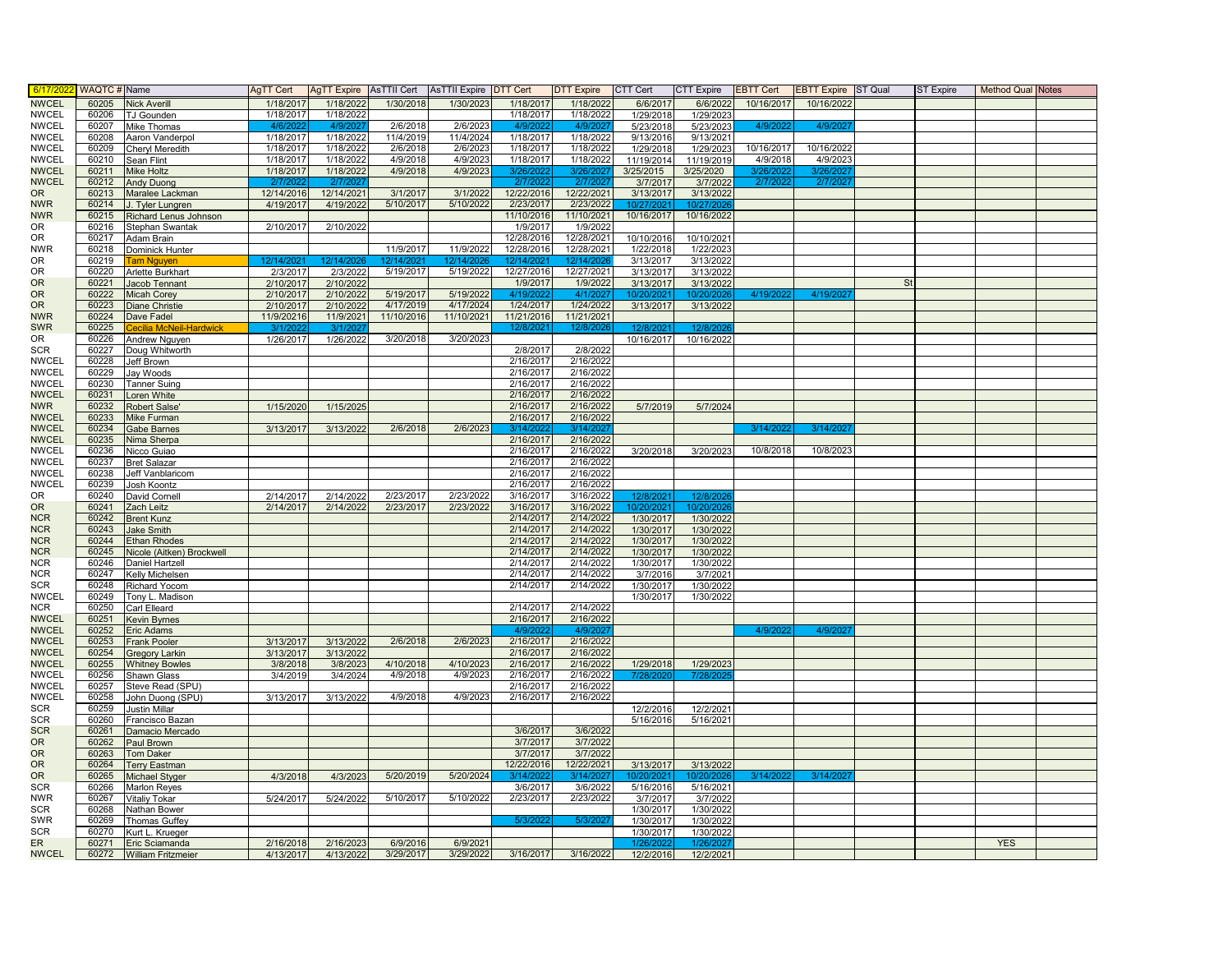| 6/17/2022 | WAQTC # | Name | AgTT Cert | AgTT Expire | AsTTII Cert | AsTTII Expire | DTT Cert | DTT Expire | CTT Cert | CTT Expire | EBTT Cert | EBTT Expire | ST Qual | ST Expire | Method Qual | Notes |
|---|---|---|---|---|---|---|---|---|---|---|---|---|---|---|---|---|
| NWCEL | 60205 | Nick Averill | 1/18/2017 | 1/18/2022 | 1/30/2018 | 1/30/2023 | 1/18/2017 | 1/18/2022 | 6/6/2017 | 6/6/2022 | 10/16/2017 | 10/16/2022 | | | | |
| NWCEL | 60206 | TJ Gounden | 1/18/2017 | 1/18/2022 | | | 1/18/2017 | 1/18/2022 | 1/29/2018 | 1/29/2023 | | | | | | |
| NWCEL | 60207 | Mike Thomas | 4/6/2022 | 4/9/2027 | 2/6/2018 | 2/6/2023 | 4/9/2022 | 4/9/2027 | 5/23/2018 | 5/23/2023 | 4/9/2022 | 4/9/2027 | | | | |
| NWCEL | 60208 | Aaron Vanderpol | 1/18/2017 | 1/18/2022 | 11/4/2019 | 11/4/2024 | 1/18/2017 | 1/18/2022 | 9/13/2016 | 9/13/2021 | | | | | | |
| NWCEL | 60209 | Cheryl Meredith | 1/18/2017 | 1/18/2022 | 2/6/2018 | 2/6/2023 | 1/18/2017 | 1/18/2022 | 1/29/2018 | 1/29/2023 | 10/16/2017 | 10/16/2022 | | | | |
| NWCEL | 60210 | Sean Flint | 1/18/2017 | 1/18/2022 | 4/9/2018 | 4/9/2023 | 1/18/2017 | 1/18/2022 | 11/19/2014 | 11/19/2019 | 4/9/2018 | 4/9/2023 | | | | |
| NWCEL | 60211 | Mike Holtz | 1/18/2017 | 1/18/2022 | 4/9/2018 | 4/9/2023 | 3/26/2022 | 3/26/2027 | 3/25/2015 | 3/25/2020 | 3/26/2022 | 3/26/2027 | | | | |
| NWCEL | 60212 | Andy Duong | 2/7/2022 | 2/7/2027 | | | 2/7/2022 | 2/7/2027 | 3/7/2017 | 3/7/2022 | 2/7/2022 | 2/7/2027 | | | | |
| OR | 60213 | Maralee Lackman | 12/14/2016 | 12/14/2021 | 3/1/2017 | 3/1/2022 | 12/22/2016 | 12/22/2021 | 3/13/2017 | 3/13/2022 | | | | | | |
| NWR | 60214 | J. Tyler Lungren | 4/19/2017 | 4/19/2022 | 5/10/2017 | 5/10/2022 | 2/23/2017 | 2/23/2022 | 10/27/2021 | 10/27/2026 | | | | | | |
| NWR | 60215 | Richard Lenus Johnson | | | | | 11/10/2016 | 11/10/2021 | 10/16/2017 | 10/16/2022 | | | | | | |
| OR | 60216 | Stephan Swantak | 2/10/2017 | 2/10/2022 | | | 1/9/2017 | 1/9/2022 | | | | | | | | |
| OR | 60217 | Adam Brain | | | | | 12/28/2016 | 12/28/2021 | 10/10/2016 | 10/10/2021 | | | | | | |
| NWR | 60218 | Dominick Hunter | | | 11/9/2017 | 11/9/2022 | 12/28/2016 | 12/28/2021 | 1/22/2018 | 1/22/2023 | | | | | | |
| OR | 60219 | Tam Nguyen | 12/14/2021 | 12/14/2026 | 12/14/2021 | 12/14/2026 | 12/14/2021 | 12/14/2026 | 3/13/2017 | 3/13/2022 | | | | | | |
| OR | 60220 | Arlette Burkhart | 2/3/2017 | 2/3/2022 | 5/19/2017 | 5/19/2022 | 12/27/2016 | 12/27/2021 | 3/13/2017 | 3/13/2022 | | | | | | |
| OR | 60221 | Jacob Tennant | 2/10/2017 | 2/10/2022 | | | 1/9/2017 | 1/9/2022 | 3/13/2017 | 3/13/2022 | | | St | | | |
| OR | 60222 | Micah Corey | 2/10/2017 | 2/10/2022 | 5/19/2017 | 5/19/2022 | 4/19/2022 | 4/1/2027 | 10/20/2021 | 10/20/2026 | 4/19/2022 | 4/19/2027 | | | | |
| OR | 60223 | Diane Christie | 2/10/2017 | 2/10/2022 | 4/17/2019 | 4/17/2024 | 1/24/2017 | 1/24/2022 | 3/13/2017 | 3/13/2022 | | | | | | |
| NWR | 60224 | Dave Fadel | 11/9/20216 | 11/9/2021 | 11/10/2016 | 11/10/2021 | 11/21/2016 | 11/21/2021 | | | | | | | | |
| SWR | 60225 | Cecilia McNeil-Hardwick | 3/1/2022 | 3/1/2027 | | | 12/8/2021 | 12/8/2026 | 12/8/2021 | 12/8/2026 | | | | | | |
| OR | 60226 | Andrew Nguyen | 1/26/2017 | 1/26/2022 | 3/20/2018 | 3/20/2023 | | | 10/16/2017 | 10/16/2022 | | | | | | |
| SCR | 60227 | Doug Whitworth | | | | | 2/8/2017 | 2/8/2022 | | | | | | | | |
| NWCEL | 60228 | Jeff Brown | | | | | 2/16/2017 | 2/16/2022 | | | | | | | | |
| NWCEL | 60229 | Jay Woods | | | | | 2/16/2017 | 2/16/2022 | | | | | | | | |
| NWCEL | 60230 | Tanner Suing | | | | | 2/16/2017 | 2/16/2022 | | | | | | | | |
| NWCEL | 60231 | Loren White | | | | | 2/16/2017 | 2/16/2022 | | | | | | | | |
| NWR | 60232 | Robert Salse' | 1/15/2020 | 1/15/2025 | | | 2/16/2017 | 2/16/2022 | 5/7/2019 | 5/7/2024 | | | | | | |
| NWCEL | 60233 | Mike Furman | | | | | 2/16/2017 | 2/16/2022 | | | | | | | | |
| NWCEL | 60234 | Gabe Barnes | 3/13/2017 | 3/13/2022 | 2/6/2018 | 2/6/2023 | 3/14/2022 | 3/14/2027 | | | 3/14/2022 | 3/14/2027 | | | | |
| NWCEL | 60235 | Nima Sherpa | | | | | 2/16/2017 | 2/16/2022 | | | | | | | | |
| NWCEL | 60236 | Nicco Guiao | | | | | 2/16/2017 | 2/16/2022 | 3/20/2018 | 3/20/2023 | 10/8/2018 | 10/8/2023 | | | | |
| NWCEL | 60237 | Bret Salazar | | | | | 2/16/2017 | 2/16/2022 | | | | | | | | |
| NWCEL | 60238 | Jeff Vanblaricom | | | | | 2/16/2017 | 2/16/2022 | | | | | | | | |
| NWCEL | 60239 | Josh Koontz | | | | | 2/16/2017 | 2/16/2022 | | | | | | | | |
| OR | 60240 | David Cornell | 2/14/2017 | 2/14/2022 | 2/23/2017 | 2/23/2022 | 3/16/2017 | 3/16/2022 | 12/8/2021 | 12/8/2026 | | | | | | |
| OR | 60241 | Zach Leitz | 2/14/2017 | 2/14/2022 | 2/23/2017 | 2/23/2022 | 3/16/2017 | 3/16/2022 | 10/20/2021 | 10/20/2026 | | | | | | |
| NCR | 60242 | Brent Kunz | | | | | 2/14/2017 | 2/14/2022 | 1/30/2017 | 1/30/2022 | | | | | | |
| NCR | 60243 | Jake Smith | | | | | 2/14/2017 | 2/14/2022 | 1/30/2017 | 1/30/2022 | | | | | | |
| NCR | 60244 | Ethan Rhodes | | | | | 2/14/2017 | 2/14/2022 | 1/30/2017 | 1/30/2022 | | | | | | |
| NCR | 60245 | Nicole (Aitken) Brockwell | | | | | 2/14/2017 | 2/14/2022 | 1/30/2017 | 1/30/2022 | | | | | | |
| NCR | 60246 | Daniel Hartzell | | | | | 2/14/2017 | 2/14/2022 | 1/30/2017 | 1/30/2022 | | | | | | |
| NCR | 60247 | Kelly Michelsen | | | | | 2/14/2017 | 2/14/2022 | 3/7/2016 | 3/7/2021 | | | | | | |
| SCR | 60248 | Richard Yocom | | | | | 2/14/2017 | 2/14/2022 | 1/30/2017 | 1/30/2022 | | | | | | |
| NWCEL | 60249 | Tony L. Madison | | | | | | | 1/30/2017 | 1/30/2022 | | | | | | |
| NCR | 60250 | Carl Elleard | | | | | 2/14/2017 | 2/14/2022 | | | | | | | | |
| NWCEL | 60251 | Kevin Byrnes | | | | | 2/16/2017 | 2/16/2022 | | | | | | | | |
| NWCEL | 60252 | Eric Adams | | | | | 4/9/2022 | 4/9/2027 | | | 4/9/2022 | 4/9/2027 | | | | |
| NWCEL | 60253 | Frank Pooler | 3/13/2017 | 3/13/2022 | 2/6/2018 | 2/6/2023 | 2/16/2017 | 2/16/2022 | | | | | | | | |
| NWCEL | 60254 | Gregory Larkin | 3/13/2017 | 3/13/2022 | | | 2/16/2017 | 2/16/2022 | | | | | | | | |
| NWCEL | 60255 | Whitney Bowles | 3/8/2018 | 3/8/2023 | 4/10/2018 | 4/10/2023 | 2/16/2017 | 2/16/2022 | 1/29/2018 | 1/29/2023 | | | | | | |
| NWCEL | 60256 | Shawn Glass | 3/4/2019 | 3/4/2024 | 4/9/2018 | 4/9/2023 | 2/16/2017 | 2/16/2022 | 7/28/2020 | 7/28/2025 | | | | | | |
| NWCEL | 60257 | Steve Read (SPU) | | | | | 2/16/2017 | 2/16/2022 | | | | | | | | |
| NWCEL | 60258 | John Duong (SPU) | 3/13/2017 | 3/13/2022 | 4/9/2018 | 4/9/2023 | 2/16/2017 | 2/16/2022 | | | | | | | | |
| SCR | 60259 | Justin Millar | | | | | | | 12/2/2016 | 12/2/2021 | | | | | | |
| SCR | 60260 | Francisco Bazan | | | | | | | 5/16/2016 | 5/16/2021 | | | | | | |
| SCR | 60261 | Damacio Mercado | | | | | 3/6/2017 | 3/6/2022 | | | | | | | | |
| OR | 60262 | Paul Brown | | | | | 3/7/2017 | 3/7/2022 | | | | | | | | |
| OR | 60263 | Tom Daker | | | | | 3/7/2017 | 3/7/2022 | | | | | | | | |
| OR | 60264 | Terry Eastman | | | | | 12/22/2016 | 12/22/2021 | 3/13/2017 | 3/13/2022 | | | | | | |
| OR | 60265 | Michael Styger | 4/3/2018 | 4/3/2023 | 5/20/2019 | 5/20/2024 | 3/14/2022 | 3/14/2027 | 10/20/2021 | 10/20/2026 | 3/14/2022 | 3/14/2027 | | | | |
| SCR | 60266 | Marlon Reyes | | | | | 3/6/2017 | 3/6/2022 | 5/16/2016 | 5/16/2021 | | | | | | |
| NWR | 60267 | Vitaliy Tokar | 5/24/2017 | 5/24/2022 | 5/10/2017 | 5/10/2022 | 2/23/2017 | 2/23/2022 | 3/7/2017 | 3/7/2022 | | | | | | |
| SCR | 60268 | Nathan Bower | | | | | | | 1/30/2017 | 1/30/2022 | | | | | | |
| SWR | 60269 | Thomas Guffey | | | | | 5/3/2022 | 5/3/2027 | 1/30/2017 | 1/30/2022 | | | | | | |
| SCR | 60270 | Kurt L. Krueger | | | | | | | 1/30/2017 | 1/30/2022 | | | | | | |
| ER | 60271 | Eric Sciamanda | 2/16/2018 | 2/16/2023 | 6/9/2016 | 6/9/2021 | | | 1/26/2022 | 1/26/2027 | | | | | YES | |
| NWCEL | 60272 | William Fritzmeier | 4/13/2017 | 4/13/2022 | 3/29/2017 | 3/29/2022 | 3/16/2017 | 3/16/2022 | 12/2/2016 | 12/2/2021 | | | | | | |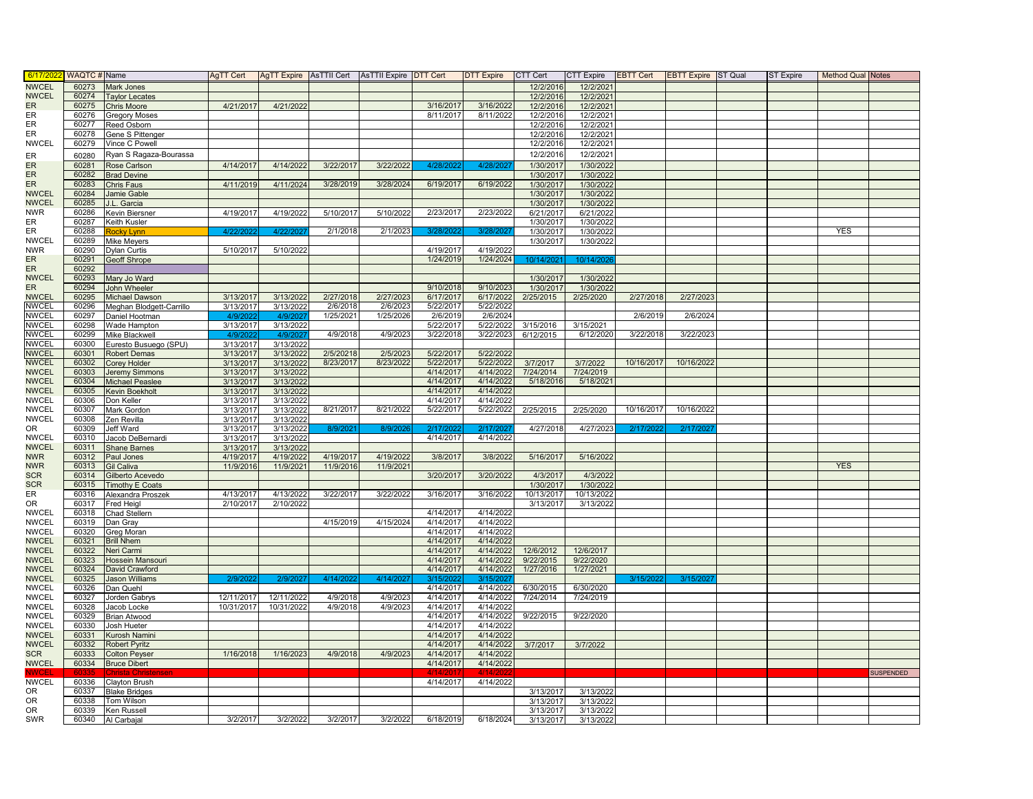| 6/17/2022 | WAQTC # | Name | AgTT Cert | AgTT Expire | AsTTII Cert | AsTTII Expire | DTT Cert | DTT Expire | CTT Cert | CTT Expire | EBTT Cert | EBTT Expire | ST Qual | ST Expire | Method Qual | Notes |
|---|---|---|---|---|---|---|---|---|---|---|---|---|---|---|---|---|
| NWCEL | 60273 | Mark Jones | | | | | | | 12/2/2016 | 12/2/2021 | | | | | | |
| NWCEL | 60274 | Taylor Lecates | | | | | | | 12/2/2016 | 12/2/2021 | | | | | | |
| ER | 60275 | Chris Moore | 4/21/2017 | 4/21/2022 | | | 3/16/2017 | 3/16/2022 | 12/2/2016 | 12/2/2021 | | | | | | |
| ER | 60276 | Gregory Moses | | | | | 8/11/2017 | 8/11/2022 | 12/2/2016 | 12/2/2021 | | | | | | |
| ER | 60277 | Reed Osborn | | | | | | | 12/2/2016 | 12/2/2021 | | | | | | |
| ER | 60278 | Gene S Pittenger | | | | | | | 12/2/2016 | 12/2/2021 | | | | | | |
| NWCEL | 60279 | Vince C Powell | | | | | | | 12/2/2016 | 12/2/2021 | | | | | | |
| ER | 60280 | Ryan S Ragaza-Bourassa | | | | | | | 12/2/2016 | 12/2/2021 | | | | | | |
| ER | 60281 | Rose Carlson | 4/14/2017 | 4/14/2022 | 3/22/2017 | 3/22/2022 | 4/28/2022 | 4/28/2027 | 1/30/2017 | 1/30/2022 | | | | | | |
| ER | 60282 | Brad Devine | | | | | | | 1/30/2017 | 1/30/2022 | | | | | | |
| ER | 60283 | Chris Faus | 4/11/2019 | 4/11/2024 | 3/28/2019 | 3/28/2024 | 6/19/2017 | 6/19/2022 | 1/30/2017 | 1/30/2022 | | | | | | |
| NWCEL | 60284 | Jamie Gable | | | | | | | 1/30/2017 | 1/30/2022 | | | | | | |
| NWCEL | 60285 | J.L. Garcia | | | | | | | 1/30/2017 | 1/30/2022 | | | | | | |
| NWR | 60286 | Kevin Biersner | 4/19/2017 | 4/19/2022 | 5/10/2017 | 5/10/2022 | 2/23/2017 | 2/23/2022 | 6/21/2017 | 6/21/2022 | | | | | | |
| ER | 60287 | Keith Kusler | | | | | | | 1/30/2017 | 1/30/2022 | | | | | | |
| ER | 60288 | Rocky Lynn | 4/22/2022 | 4/22/2027 | 2/1/2018 | 2/1/2023 | 3/28/2022 | 3/28/2027 | 1/30/2017 | 1/30/2022 | | | | | YES | |
| NWCEL | 60289 | Mike Meyers | | | | | | | 1/30/2017 | 1/30/2022 | | | | | | |
| NWR | 60290 | Dylan Curtis | 5/10/2017 | 5/10/2022 | | | 4/19/2017 | 4/19/2022 | | | | | | | | |
| ER | 60291 | Geoff Shrope | | | | | 1/24/2019 | 1/24/2024 | 10/14/2021 | 10/14/2026 | | | | | | |
| ER | 60292 | | | | | | | | | | | | | | | |
| NWCEL | 60293 | Mary Jo Ward | | | | | | | 1/30/2017 | 1/30/2022 | | | | | | |
| ER | 60294 | John Wheeler | | | | | 9/10/2018 | 9/10/2023 | 1/30/2017 | 1/30/2022 | | | | | | |
| NWCEL | 60295 | Michael Dawson | 3/13/2017 | 3/13/2022 | 2/27/2018 | 2/27/2023 | 6/17/2017 | 6/17/2022 | 2/25/2015 | 2/25/2020 | 2/27/2018 | 2/27/2023 | | | | |
| NWCEL | 60296 | Meghan Blodgett-Carrillo | 3/13/2017 | 3/13/2022 | 2/6/2018 | 2/6/2023 | 5/22/2017 | 5/22/2022 | | | | | | | | |
| NWCEL | 60297 | Daniel Hootman | 4/9/2022 | 4/9/2027 | 1/25/2021 | 1/25/2026 | 2/6/2019 | 2/6/2024 | | | 2/6/2019 | 2/6/2024 | | | | |
| NWCEL | 60298 | Wade Hampton | 3/13/2017 | 3/13/2022 | | | 5/22/2017 | 5/22/2022 | 3/15/2016 | 3/15/2021 | | | | | | |
| NWCEL | 60299 | Mike Blackwell | 4/9/2022 | 4/9/2027 | 4/9/2018 | 4/9/2023 | 3/22/2018 | 3/22/2023 | 6/12/2015 | 6/12/2020 | 3/22/2018 | 3/22/2023 | | | | |
| NWCEL | 60300 | Euresto Busuego (SPU) | 3/13/2017 | 3/13/2022 | | | | | | | | | | | | |
| NWCEL | 60301 | Robert Demas | 3/13/2017 | 3/13/2022 | 2/5/20218 | 2/5/2023 | 5/22/2017 | 5/22/2022 | | | | | | | | |
| NWCEL | 60302 | Corey Holder | 3/13/2017 | 3/13/2022 | 8/23/2017 | 8/23/2022 | 5/22/2017 | 5/22/2022 | 3/7/2017 | 3/7/2022 | 10/16/2017 | 10/16/2022 | | | | |
| NWCEL | 60303 | Jeremy Simmons | 3/13/2017 | 3/13/2022 | | | 4/14/2017 | 4/14/2022 | 7/24/2014 | 7/24/2019 | | | | | | |
| NWCEL | 60304 | Michael Peaslee | 3/13/2017 | 3/13/2022 | | | 4/14/2017 | 4/14/2022 | 5/18/2016 | 5/18/2021 | | | | | | |
| NWCEL | 60305 | Kevin Boekholt | 3/13/2017 | 3/13/2022 | | | 4/14/2017 | 4/14/2022 | | | | | | | | |
| NWCEL | 60306 | Don Keller | 3/13/2017 | 3/13/2022 | | | 4/14/2017 | 4/14/2022 | | | | | | | | |
| NWCEL | 60307 | Mark Gordon | 3/13/2017 | 3/13/2022 | 8/21/2017 | 8/21/2022 | 5/22/2017 | 5/22/2022 | 2/25/2015 | 2/25/2020 | 10/16/2017 | 10/16/2022 | | | | |
| NWCEL | 60308 | Zen Revilla | 3/13/2017 | 3/13/2022 | | | | | | | | | | | | |
| OR | 60309 | Jeff Ward | 3/13/2017 | 3/13/2022 | 8/9/2021 | 8/9/2026 | 2/17/2022 | 2/17/2027 | 4/27/2018 | 4/27/2023 | 2/17/2022 | 2/17/2027 | | | | |
| NWCEL | 60310 | Jacob DeBernardi | 3/13/2017 | 3/13/2022 | | | 4/14/2017 | 4/14/2022 | | | | | | | | |
| NWCEL | 60311 | Shane Barnes | 3/13/2017 | 3/13/2022 | | | | | | | | | | | | |
| NWR | 60312 | Paul Jones | 4/19/2017 | 4/19/2022 | 4/19/2017 | 4/19/2022 | 3/8/2017 | 3/8/2022 | 5/16/2017 | 5/16/2022 | | | | | | |
| NWR | 60313 | Gil Caliva | 11/9/2016 | 11/9/2021 | 11/9/2016 | 11/9/2021 | | | | | | | | | YES | |
| SCR | 60314 | Gilberto Acevedo | | | | | 3/20/2017 | 3/20/2022 | 4/3/2017 | 4/3/2022 | | | | | | |
| SCR | 60315 | Timothy E Coats | | | | | | | 1/30/2017 | 1/30/2022 | | | | | | |
| ER | 60316 | Alexandra Proszek | 4/13/2017 | 4/13/2022 | 3/22/2017 | 3/22/2022 | 3/16/2017 | 3/16/2022 | 10/13/2017 | 10/13/2022 | | | | | | |
| OR | 60317 | Fred Heigl | 2/10/2017 | 2/10/2022 | | | | | 3/13/2017 | 3/13/2022 | | | | | | |
| NWCEL | 60318 | Chad Stellern | | | | | 4/14/2017 | 4/14/2022 | | | | | | | | |
| NWCEL | 60319 | Dan Gray | | | 4/15/2019 | 4/15/2024 | 4/14/2017 | 4/14/2022 | | | | | | | | |
| NWCEL | 60320 | Greg Moran | | | | | 4/14/2017 | 4/14/2022 | | | | | | | | |
| NWCEL | 60321 | Brill Nhem | | | | | 4/14/2017 | 4/14/2022 | | | | | | | | |
| NWCEL | 60322 | Neri Carmi | | | | | 4/14/2017 | 4/14/2022 | 12/6/2012 | 12/6/2017 | | | | | | |
| NWCEL | 60323 | Hossein Mansouri | | | | | 4/14/2017 | 4/14/2022 | 9/22/2015 | 9/22/2020 | | | | | | |
| NWCEL | 60324 | David Crawford | | | | | 4/14/2017 | 4/14/2022 | 1/27/2016 | 1/27/2021 | | | | | | |
| NWCEL | 60325 | Jason Williams | 2/9/2022 | 2/9/2027 | 4/14/2022 | 4/14/2027 | 3/15/2022 | 3/15/2027 | | | 3/15/2022 | 3/15/2027 | | | | |
| NWCEL | 60326 | Dan Quehl | | | | | 4/14/2017 | 4/14/2022 | 6/30/2015 | 6/30/2020 | | | | | | |
| NWCEL | 60327 | Jorden Gabrys | 12/11/2017 | 12/11/2022 | 4/9/2018 | 4/9/2023 | 4/14/2017 | 4/14/2022 | 7/24/2014 | 7/24/2019 | | | | | | |
| NWCEL | 60328 | Jacob Locke | 10/31/2017 | 10/31/2022 | 4/9/2018 | 4/9/2023 | 4/14/2017 | 4/14/2022 | | | | | | | | |
| NWCEL | 60329 | Brian Atwood | | | | | 4/14/2017 | 4/14/2022 | 9/22/2015 | 9/22/2020 | | | | | | |
| NWCEL | 60330 | Josh Hueter | | | | | 4/14/2017 | 4/14/2022 | | | | | | | | |
| NWCEL | 60331 | Kurosh Namini | | | | | 4/14/2017 | 4/14/2022 | | | | | | | | |
| NWCEL | 60332 | Robert Pyritz | | | | | 4/14/2017 | 4/14/2022 | 3/7/2017 | 3/7/2022 | | | | | | |
| SCR | 60333 | Colton Peyser | 1/16/2018 | 1/16/2023 | 4/9/2018 | 4/9/2023 | 4/14/2017 | 4/14/2022 | | | | | | | | |
| NWCEL | 60334 | Bruce Dibert | | | | | 4/14/2017 | 4/14/2022 | | | | | | | | |
| NWCEL | 60335 | Christa Christensen | | | | | 4/14/2017 | 4/14/2022 | | | | | | | | SUSPENDED |
| NWCEL | 60336 | Clayton Brush | | | | | 4/14/2017 | 4/14/2022 | | | | | | | | |
| OR | 60337 | Blake Bridges | | | | | | | 3/13/2017 | 3/13/2022 | | | | | | |
| OR | 60338 | Tom Wilson | | | | | | | 3/13/2017 | 3/13/2022 | | | | | | |
| OR | 60339 | Ken Russell | | | | | | | 3/13/2017 | 3/13/2022 | | | | | | |
| SWR | 60340 | Al Carbajal | 3/2/2017 | 3/2/2022 | 3/2/2017 | 3/2/2022 | 6/18/2019 | 6/18/2024 | 3/13/2017 | 3/13/2022 | | | | | | |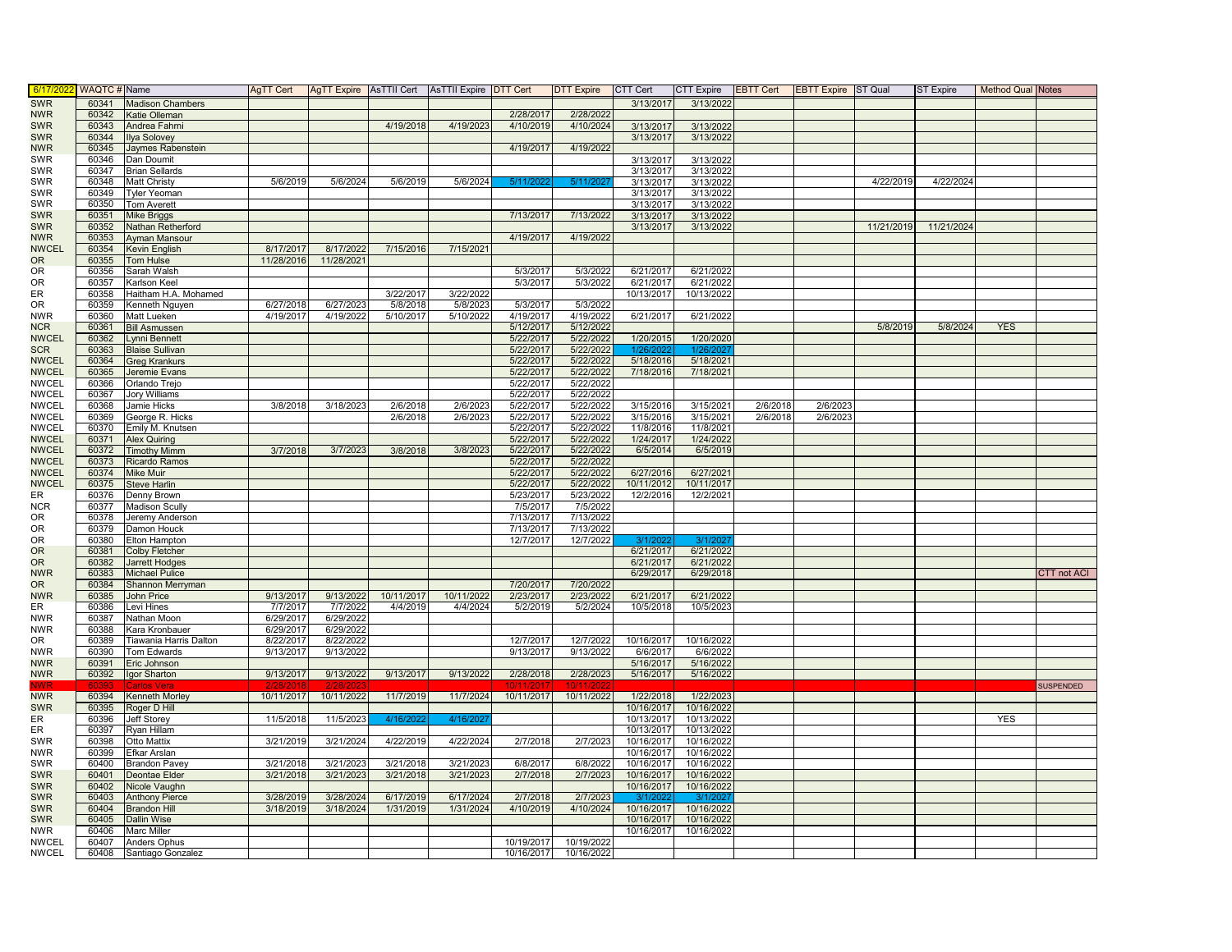| 6/17/2022 | WAQTC # | Name | AgTT Cert | AgTT Expire | AsTTII Cert | AsTTII Expire | DTT Cert | DTT Expire | CTT Cert | CTT Expire | EBTT Cert | EBTT Expire | ST Qual | ST Expire | Method Qual | Notes |
|---|---|---|---|---|---|---|---|---|---|---|---|---|---|---|---|---|
| SWR | 60341 | Madison Chambers | | | | | | | 3/13/2017 | 3/13/2022 | | | | | | |
| NWR | 60342 | Katie Olleman | | | | | 2/28/2017 | 2/28/2022 | | | | | | | | |
| SWR | 60343 | Andrea Fahrni | | | 4/19/2018 | 4/19/2023 | 4/10/2019 | 4/10/2024 | 3/13/2017 | 3/13/2022 | | | | | | |
| SWR | 60344 | Ilya Solovey | | | | | | | 3/13/2017 | 3/13/2022 | | | | | | |
| NWR | 60345 | Jaymes Rabenstein | | | | | 4/19/2017 | 4/19/2022 | | | | | | | | |
| SWR | 60346 | Dan Doumit | | | | | | | 3/13/2017 | 3/13/2022 | | | | | | |
| SWR | 60347 | Brian Sellards | | | | | | | 3/13/2017 | 3/13/2022 | | | | | | |
| SWR | 60348 | Matt Christy | 5/6/2019 | 5/6/2024 | 5/6/2019 | 5/6/2024 | 5/11/2022 | 5/11/2027 | 3/13/2017 | 3/13/2022 | | | 4/22/2019 | 4/22/2024 | | |
| SWR | 60349 | Tyler Yeoman | | | | | | | 3/13/2017 | 3/13/2022 | | | | | | |
| SWR | 60350 | Tom Averett | | | | | | | 3/13/2017 | 3/13/2022 | | | | | | |
| SWR | 60351 | Mike Briggs | | | | | 7/13/2017 | 7/13/2022 | 3/13/2017 | 3/13/2022 | | | | | | |
| SWR | 60352 | Nathan Retherford | | | | | | | 3/13/2017 | 3/13/2022 | | | 11/21/2019 | 11/21/2024 | | |
| NWR | 60353 | Ayman Mansour | | | | | 4/19/2017 | 4/19/2022 | | | | | | | | |
| NWCEL | 60354 | Kevin English | 8/17/2017 | 8/17/2022 | 7/15/2016 | 7/15/2021 | | | | | | | | | | |
| OR | 60355 | Tom Hulse | 11/28/2016 | 11/28/2021 | | | | | | | | | | | | |
| OR | 60356 | Sarah Walsh | | | | | 5/3/2017 | 5/3/2022 | 6/21/2017 | 6/21/2022 | | | | | | |
| OR | 60357 | Karlson Keel | | | | | 5/3/2017 | 5/3/2022 | 6/21/2017 | 6/21/2022 | | | | | | |
| ER | 60358 | Haitham H.A. Mohamed | | | 3/22/2017 | 3/22/2022 | | | 10/13/2017 | 10/13/2022 | | | | | | |
| OR | 60359 | Kenneth Nguyen | 6/27/2018 | 6/27/2023 | 5/8/2018 | 5/8/2023 | 5/3/2017 | 5/3/2022 | | | | | | | | |
| NWR | 60360 | Matt Lueken | 4/19/2017 | 4/19/2022 | 5/10/2017 | 5/10/2022 | 4/19/2017 | 4/19/2022 | 6/21/2017 | 6/21/2022 | | | | | | |
| NCR | 60361 | Bill Asmussen | | | | | 5/12/2017 | 5/12/2022 | | | | | 5/8/2019 | 5/8/2024 | YES | |
| NWCEL | 60362 | Lynni Bennett | | | | | 5/22/2017 | 5/22/2022 | 1/20/2015 | 1/20/2020 | | | | | | |
| SCR | 60363 | Blaise Sullivan | | | | | 5/22/2017 | 5/22/2022 | 1/26/2022 | 1/26/2027 | | | | | | |
| NWCEL | 60364 | Greg Krankurs | | | | | 5/22/2017 | 5/22/2022 | 5/18/2016 | 5/18/2021 | | | | | | |
| NWCEL | 60365 | Jeremie Evans | | | | | 5/22/2017 | 5/22/2022 | 7/18/2016 | 7/18/2021 | | | | | | |
| NWCEL | 60366 | Orlando Trejo | | | | | 5/22/2017 | 5/22/2022 | | | | | | | | |
| NWCEL | 60367 | Jory Williams | | | | | 5/22/2017 | 5/22/2022 | | | | | | | | |
| NWCEL | 60368 | Jamie Hicks | 3/8/2018 | 3/18/2023 | 2/6/2018 | 2/6/2023 | 5/22/2017 | 5/22/2022 | 3/15/2016 | 3/15/2021 | 2/6/2018 | 2/6/2023 | | | | |
| NWCEL | 60369 | George R. Hicks | | | 2/6/2018 | 2/6/2023 | 5/22/2017 | 5/22/2022 | 3/15/2016 | 3/15/2021 | 2/6/2018 | 2/6/2023 | | | | |
| NWCEL | 60370 | Emily M. Knutsen | | | | | 5/22/2017 | 5/22/2022 | 11/8/2016 | 11/8/2021 | | | | | | |
| NWCEL | 60371 | Alex Quiring | | | | | 5/22/2017 | 5/22/2022 | 1/24/2017 | 1/24/2022 | | | | | | |
| NWCEL | 60372 | Timothy Mimm | 3/7/2018 | 3/7/2023 | 3/8/2018 | 3/8/2023 | 5/22/2017 | 5/22/2022 | 6/5/2014 | 6/5/2019 | | | | | | |
| NWCEL | 60373 | Ricardo Ramos | | | | | 5/22/2017 | 5/22/2022 | | | | | | | | |
| NWCEL | 60374 | Mike Muir | | | | | 5/22/2017 | 5/22/2022 | 6/27/2016 | 6/27/2021 | | | | | | |
| NWCEL | 60375 | Steve Harlin | | | | | 5/22/2017 | 5/22/2022 | 10/11/2012 | 10/11/2017 | | | | | | |
| ER | 60376 | Denny Brown | | | | | 5/23/2017 | 5/23/2022 | 12/2/2016 | 12/2/2021 | | | | | | |
| NCR | 60377 | Madison Scully | | | | | 7/5/2017 | 7/5/2022 | | | | | | | | |
| OR | 60378 | Jeremy Anderson | | | | | 7/13/2017 | 7/13/2022 | | | | | | | | |
| OR | 60379 | Damon Houck | | | | | 7/13/2017 | 7/13/2022 | | | | | | | | |
| OR | 60380 | Elton Hampton | | | | | 12/7/2017 | 12/7/2022 | 3/1/2022 | 3/1/2027 | | | | | | |
| OR | 60381 | Colby Fletcher | | | | | | | 6/21/2017 | 6/21/2022 | | | | | | |
| OR | 60382 | Jarrett Hodges | | | | | | | 6/21/2017 | 6/21/2022 | | | | | | |
| NWR | 60383 | Michael Pulice | | | | | | | 6/29/2017 | 6/29/2018 | | | | | | CTT not ACI |
| OR | 60384 | Shannon Merryman | | | | | 7/20/2017 | 7/20/2022 | | | | | | | | |
| NWR | 60385 | John Price | 9/13/2017 | 9/13/2022 | 10/11/2017 | 10/11/2022 | 2/23/2017 | 2/23/2022 | 6/21/2017 | 6/21/2022 | | | | | | |
| ER | 60386 | Levi Hines | 7/7/2017 | 7/7/2022 | 4/4/2019 | 4/4/2024 | 5/2/2019 | 5/2/2024 | 10/5/2018 | 10/5/2023 | | | | | | |
| NWR | 60387 | Nathan Moon | 6/29/2017 | 6/29/2022 | | | | | | | | | | | | |
| NWR | 60388 | Kara Kronbauer | 6/29/2017 | 6/29/2022 | | | | | | | | | | | | |
| OR | 60389 | Tiawania Harris Dalton | 8/22/2017 | 8/22/2022 | | | 12/7/2017 | 12/7/2022 | 10/16/2017 | 10/16/2022 | | | | | | |
| NWR | 60390 | Tom Edwards | 9/13/2017 | 9/13/2022 | | | 9/13/2017 | 9/13/2022 | 6/6/2017 | 6/6/2022 | | | | | | |
| NWR | 60391 | Eric Johnson | | | | | | | 5/16/2017 | 5/16/2022 | | | | | | |
| NWR | 60392 | Igor Sharton | 9/13/2017 | 9/13/2022 | 9/13/2017 | 9/13/2022 | 2/28/2018 | 2/28/2023 | 5/16/2017 | 5/16/2022 | | | | | | |
| NWR | 60393 | Carlos Vera | 2/28/2018 | 2/28/2023 | | | 10/11/2017 | 10/11/2022 | | | | | | | | SUSPENDED |
| NWR | 60394 | Kenneth Morley | 10/11/2017 | 10/11/2022 | 11/7/2019 | 11/7/2024 | 10/11/2017 | 10/11/2022 | 1/22/2018 | 1/22/2023 | | | | | | |
| SWR | 60395 | Roger D Hill | | | | | | | 10/16/2017 | 10/16/2022 | | | | | | |
| ER | 60396 | Jeff Storey | 11/5/2018 | 11/5/2023 | 4/16/2022 | 4/16/2027 | | | 10/13/2017 | 10/13/2022 | | | | | YES | |
| ER | 60397 | Ryan Hillam | | | | | | | 10/13/2017 | 10/13/2022 | | | | | | |
| SWR | 60398 | Otto Mattix | 3/21/2019 | 3/21/2024 | 4/22/2019 | 4/22/2024 | 2/7/2018 | 2/7/2023 | 10/16/2017 | 10/16/2022 | | | | | | |
| NWR | 60399 | Efkar Arslan | | | | | | | 10/16/2017 | 10/16/2022 | | | | | | |
| SWR | 60400 | Brandon Pavey | 3/21/2018 | 3/21/2023 | 3/21/2018 | 3/21/2023 | 6/8/2017 | 6/8/2022 | 10/16/2017 | 10/16/2022 | | | | | | |
| SWR | 60401 | Deontae Elder | 3/21/2018 | 3/21/2023 | 3/21/2018 | 3/21/2023 | 2/7/2018 | 2/7/2023 | 10/16/2017 | 10/16/2022 | | | | | | |
| SWR | 60402 | Nicole Vaughn | | | | | | | 10/16/2017 | 10/16/2022 | | | | | | |
| SWR | 60403 | Anthony Pierce | 3/28/2019 | 3/28/2024 | 6/17/2019 | 6/17/2024 | 2/7/2018 | 2/7/2023 | 3/1/2022 | 3/1/2027 | | | | | | |
| SWR | 60404 | Brandon Hill | 3/18/2019 | 3/18/2024 | 1/31/2019 | 1/31/2024 | 4/10/2019 | 4/10/2024 | 10/16/2017 | 10/16/2022 | | | | | | |
| SWR | 60405 | Dallin Wise | | | | | | | 10/16/2017 | 10/16/2022 | | | | | | |
| NWR | 60406 | Marc Miller | | | | | | | 10/16/2017 | 10/16/2022 | | | | | | |
| NWCEL | 60407 | Anders Ophus | | | | | 10/19/2017 | 10/19/2022 | | | | | | | | |
| NWCEL | 60408 | Santiago Gonzalez | | | | | 10/16/2017 | 10/16/2022 | | | | | | | | |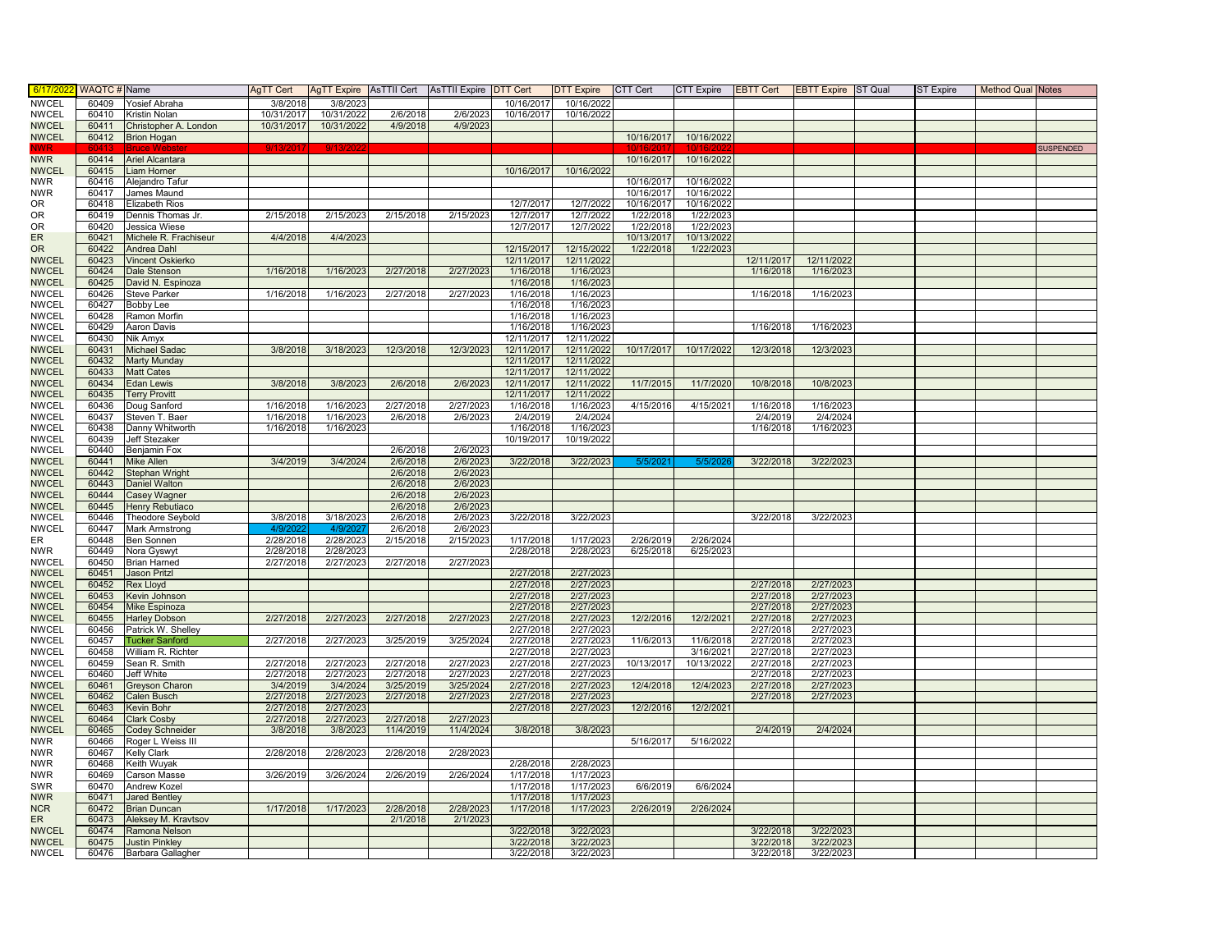| 6/17/2022 | WAQTC # | Name | AgTT Cert | AgTT Expire | AsTTII Cert | AsTTII Expire | DTT Cert | DTT Expire | CTT Cert | CTT Expire | EBTT Cert | EBTT Expire | ST Qual | ST Expire | Method Qual | Notes |
|---|---|---|---|---|---|---|---|---|---|---|---|---|---|---|---|---|
| NWCEL | 60409 | Yosief Abraha | 3/8/2018 | 3/8/2023 | | | 10/16/2017 | 10/16/2022 | | | | | | | | |
| NWCEL | 60410 | Kristin Nolan | 10/31/2017 | 10/31/2022 | 2/6/2018 | 2/6/2023 | 10/16/2017 | 10/16/2022 | | | | | | | | |
| NWCEL | 60411 | Christopher A. London | 10/31/2017 | 10/31/2022 | 4/9/2018 | 4/9/2023 | | | | | | | | | | |
| NWCEL | 60412 | Brion Hogan | | | | | | | 10/16/2017 | 10/16/2022 | | | | | | |
| NWR | 60413 | Bruce Webster | 9/13/2017 | 9/13/2022 | | | | | 10/16/2017 | 10/16/2022 | | | | | | SUSPENDED |
| NWR | 60414 | Ariel Alcantara | | | | | | | 10/16/2017 | 10/16/2022 | | | | | | |
| NWCEL | 60415 | Liam Horner | | | | | 10/16/2017 | 10/16/2022 | | | | | | | | |
| NWR | 60416 | Alejandro Tafur | | | | | | | 10/16/2017 | 10/16/2022 | | | | | | |
| NWR | 60417 | James Maund | | | | | | | 10/16/2017 | 10/16/2022 | | | | | | |
| OR | 60418 | Elizabeth Rios | | | | | 12/7/2017 | 12/7/2022 | 10/16/2017 | 10/16/2022 | | | | | | |
| OR | 60419 | Dennis Thomas Jr. | 2/15/2018 | 2/15/2023 | 2/15/2018 | 2/15/2023 | 12/7/2017 | 12/7/2022 | 1/22/2018 | 1/22/2023 | | | | | | |
| OR | 60420 | Jessica Wiese | | | | | 12/7/2017 | 12/7/2022 | 1/22/2018 | 1/22/2023 | | | | | | |
| ER | 60421 | Michele R. Frachiseur | 4/4/2018 | 4/4/2023 | | | | | 10/13/2017 | 10/13/2022 | | | | | | |
| OR | 60422 | Andrea Dahl | | | | | 12/15/2017 | 12/15/2022 | 1/22/2018 | 1/22/2023 | | | | | | |
| NWCEL | 60423 | Vincent Oskierko | | | | | 12/11/2017 | 12/11/2022 | | | 12/11/2017 | 12/11/2022 | | | | |
| NWCEL | 60424 | Dale Stenson | 1/16/2018 | 1/16/2023 | 2/27/2018 | 2/27/2023 | 1/16/2018 | 1/16/2023 | | | 1/16/2018 | 1/16/2023 | | | | |
| NWCEL | 60425 | David N. Espinoza | | | | | 1/16/2018 | 1/16/2023 | | | | | | | | |
| NWCEL | 60426 | Steve Parker | 1/16/2018 | 1/16/2023 | 2/27/2018 | 2/27/2023 | 1/16/2018 | 1/16/2023 | | | 1/16/2018 | 1/16/2023 | | | | |
| NWCEL | 60427 | Bobby Lee | | | | | 1/16/2018 | 1/16/2023 | | | | | | | | |
| NWCEL | 60428 | Ramon Morfin | | | | | 1/16/2018 | 1/16/2023 | | | | | | | | |
| NWCEL | 60429 | Aaron Davis | | | | | 1/16/2018 | 1/16/2023 | | | 1/16/2018 | 1/16/2023 | | | | |
| NWCEL | 60430 | Nik Amyx | | | | | 12/11/2017 | 12/11/2022 | | | | | | | | |
| NWCEL | 60431 | Michael Sadac | 3/8/2018 | 3/18/2023 | 12/3/2018 | 12/3/2023 | 12/11/2017 | 12/11/2022 | 10/17/2017 | 10/17/2022 | 12/3/2018 | 12/3/2023 | | | | |
| NWCEL | 60432 | Marty Munday | | | | | 12/11/2017 | 12/11/2022 | | | | | | | | |
| NWCEL | 60433 | Matt Cates | | | | | 12/11/2017 | 12/11/2022 | | | | | | | | |
| NWCEL | 60434 | Edan Lewis | 3/8/2018 | 3/8/2023 | 2/6/2018 | 2/6/2023 | 12/11/2017 | 12/11/2022 | 11/7/2015 | 11/7/2020 | 10/8/2018 | 10/8/2023 | | | | |
| NWCEL | 60435 | Terry Provitt | | | | | 12/11/2017 | 12/11/2022 | | | | | | | | |
| NWCEL | 60436 | Doug Sanford | 1/16/2018 | 1/16/2023 | 2/27/2018 | 2/27/2023 | 1/16/2018 | 1/16/2023 | 4/15/2016 | 4/15/2021 | 1/16/2018 | 1/16/2023 | | | | |
| NWCEL | 60437 | Steven T. Baer | 1/16/2018 | 1/16/2023 | 2/6/2018 | 2/6/2023 | 2/4/2019 | 2/4/2024 | | | 2/4/2019 | 2/4/2024 | | | | |
| NWCEL | 60438 | Danny Whitworth | 1/16/2018 | 1/16/2023 | | | 1/16/2018 | 1/16/2023 | | | 1/16/2018 | 1/16/2023 | | | | |
| NWCEL | 60439 | Jeff Stezaker | | | | | 10/19/2017 | 10/19/2022 | | | | | | | | |
| NWCEL | 60440 | Benjamin Fox | | | 2/6/2018 | 2/6/2023 | | | | | | | | | | |
| NWCEL | 60441 | Mike Allen | 3/4/2019 | 3/4/2024 | 2/6/2018 | 2/6/2023 | 3/22/2018 | 3/22/2023 | 5/5/2021 | 5/5/2026 | 3/22/2018 | 3/22/2023 | | | | |
| NWCEL | 60442 | Stephan Wright | | | 2/6/2018 | 2/6/2023 | | | | | | | | | | |
| NWCEL | 60443 | Daniel Walton | | | 2/6/2018 | 2/6/2023 | | | | | | | | | | |
| NWCEL | 60444 | Casey Wagner | | | 2/6/2018 | 2/6/2023 | | | | | | | | | | |
| NWCEL | 60445 | Henry Rebutiaco | | | 2/6/2018 | 2/6/2023 | | | | | | | | | | |
| NWCEL | 60446 | Theodore Seybold | 3/8/2018 | 3/18/2023 | 2/6/2018 | 2/6/2023 | 3/22/2018 | 3/22/2023 | | | 3/22/2018 | 3/22/2023 | | | | |
| NWCEL | 60447 | Mark Armstrong | 4/9/2022 | 4/9/2027 | 2/6/2018 | 2/6/2023 | | | | | | | | | | |
| ER | 60448 | Ben Sonnen | 2/28/2018 | 2/28/2023 | 2/15/2018 | 2/15/2023 | 1/17/2018 | 1/17/2023 | 2/26/2019 | 2/26/2024 | | | | | | |
| NWR | 60449 | Nora Gyswyt | 2/28/2018 | 2/28/2023 | | | 2/28/2018 | 2/28/2023 | 6/25/2018 | 6/25/2023 | | | | | | |
| NWCEL | 60450 | Brian Harned | 2/27/2018 | 2/27/2023 | 2/27/2018 | 2/27/2023 | | | | | | | | | | |
| NWCEL | 60451 | Jason Pritzl | | | | | 2/27/2018 | 2/27/2023 | | | | | | | | |
| NWCEL | 60452 | Rex Lloyd | | | | | 2/27/2018 | 2/27/2023 | | | 2/27/2018 | 2/27/2023 | | | | |
| NWCEL | 60453 | Kevin Johnson | | | | | 2/27/2018 | 2/27/2023 | | | 2/27/2018 | 2/27/2023 | | | | |
| NWCEL | 60454 | Mike Espinoza | | | | | 2/27/2018 | 2/27/2023 | | | 2/27/2018 | 2/27/2023 | | | | |
| NWCEL | 60455 | Harley Dobson | 2/27/2018 | 2/27/2023 | 2/27/2018 | 2/27/2023 | 2/27/2018 | 2/27/2023 | 12/2/2016 | 12/2/2021 | 2/27/2018 | 2/27/2023 | | | | |
| NWCEL | 60456 | Patrick W. Shelley | | | | | 2/27/2018 | 2/27/2023 | | | 2/27/2018 | 2/27/2023 | | | | |
| NWCEL | 60457 | Tucker Sanford | 2/27/2018 | 2/27/2023 | 3/25/2019 | 3/25/2024 | 2/27/2018 | 2/27/2023 | 11/6/2013 | 11/6/2018 | 2/27/2018 | 2/27/2023 | | | | |
| NWCEL | 60458 | William R. Richter | | | | | 2/27/2018 | 2/27/2023 | | 3/16/2021 | 2/27/2018 | 2/27/2023 | | | | |
| NWCEL | 60459 | Sean R. Smith | 2/27/2018 | 2/27/2023 | 2/27/2018 | 2/27/2023 | 2/27/2018 | 2/27/2023 | 10/13/2017 | 10/13/2022 | 2/27/2018 | 2/27/2023 | | | | |
| NWCEL | 60460 | Jeff White | 2/27/2018 | 2/27/2023 | 2/27/2018 | 2/27/2023 | 2/27/2018 | 2/27/2023 | | | 2/27/2018 | 2/27/2023 | | | | |
| NWCEL | 60461 | Greyson Charon | 3/4/2019 | 3/4/2024 | 3/25/2019 | 3/25/2024 | 2/27/2018 | 2/27/2023 | 12/4/2018 | 12/4/2023 | 2/27/2018 | 2/27/2023 | | | | |
| NWCEL | 60462 | Calen Busch | 2/27/2018 | 2/27/2023 | 2/27/2018 | 2/27/2023 | 2/27/2018 | 2/27/2023 | | | 2/27/2018 | 2/27/2023 | | | | |
| NWCEL | 60463 | Kevin Bohr | 2/27/2018 | 2/27/2023 | | | 2/27/2018 | 2/27/2023 | 12/2/2016 | 12/2/2021 | | | | | | |
| NWCEL | 60464 | Clark Cosby | 2/27/2018 | 2/27/2023 | 2/27/2018 | 2/27/2023 | | | | | | | | | | |
| NWCEL | 60465 | Codey Schneider | 3/8/2018 | 3/8/2023 | 11/4/2019 | 11/4/2024 | 3/8/2018 | 3/8/2023 | | | 2/4/2019 | 2/4/2024 | | | | |
| NWR | 60466 | Roger L Weiss III | | | | | | | 5/16/2017 | 5/16/2022 | | | | | | |
| NWR | 60467 | Kelly Clark | 2/28/2018 | 2/28/2023 | 2/28/2018 | 2/28/2023 | | | | | | | | | | |
| NWR | 60468 | Keith Wuyak | | | | | 2/28/2018 | 2/28/2023 | | | | | | | | |
| NWR | 60469 | Carson Masse | 3/26/2019 | 3/26/2024 | 2/26/2019 | 2/26/2024 | 1/17/2018 | 1/17/2023 | | | | | | | | |
| SWR | 60470 | Andrew Kozel | | | | | 1/17/2018 | 1/17/2023 | 6/6/2019 | 6/6/2024 | | | | | | |
| NWR | 60471 | Jared Bentley | | | | | 1/17/2018 | 1/17/2023 | | | | | | | | |
| NCR | 60472 | Brian Duncan | 1/17/2018 | 1/17/2023 | 2/28/2018 | 2/28/2023 | 1/17/2018 | 1/17/2023 | 2/26/2019 | 2/26/2024 | | | | | | |
| ER | 60473 | Aleksey M. Kravtsov | | | 2/1/2018 | 2/1/2023 | | | | | | | | | | |
| NWCEL | 60474 | Ramona Nelson | | | | | 3/22/2018 | 3/22/2023 | | | 3/22/2018 | 3/22/2023 | | | | |
| NWCEL | 60475 | Justin Pinkley | | | | | 3/22/2018 | 3/22/2023 | | | 3/22/2018 | 3/22/2023 | | | | |
| NWCEL | 60476 | Barbara Gallagher | | | | | 3/22/2018 | 3/22/2023 | | | 3/22/2018 | 3/22/2023 | | | | |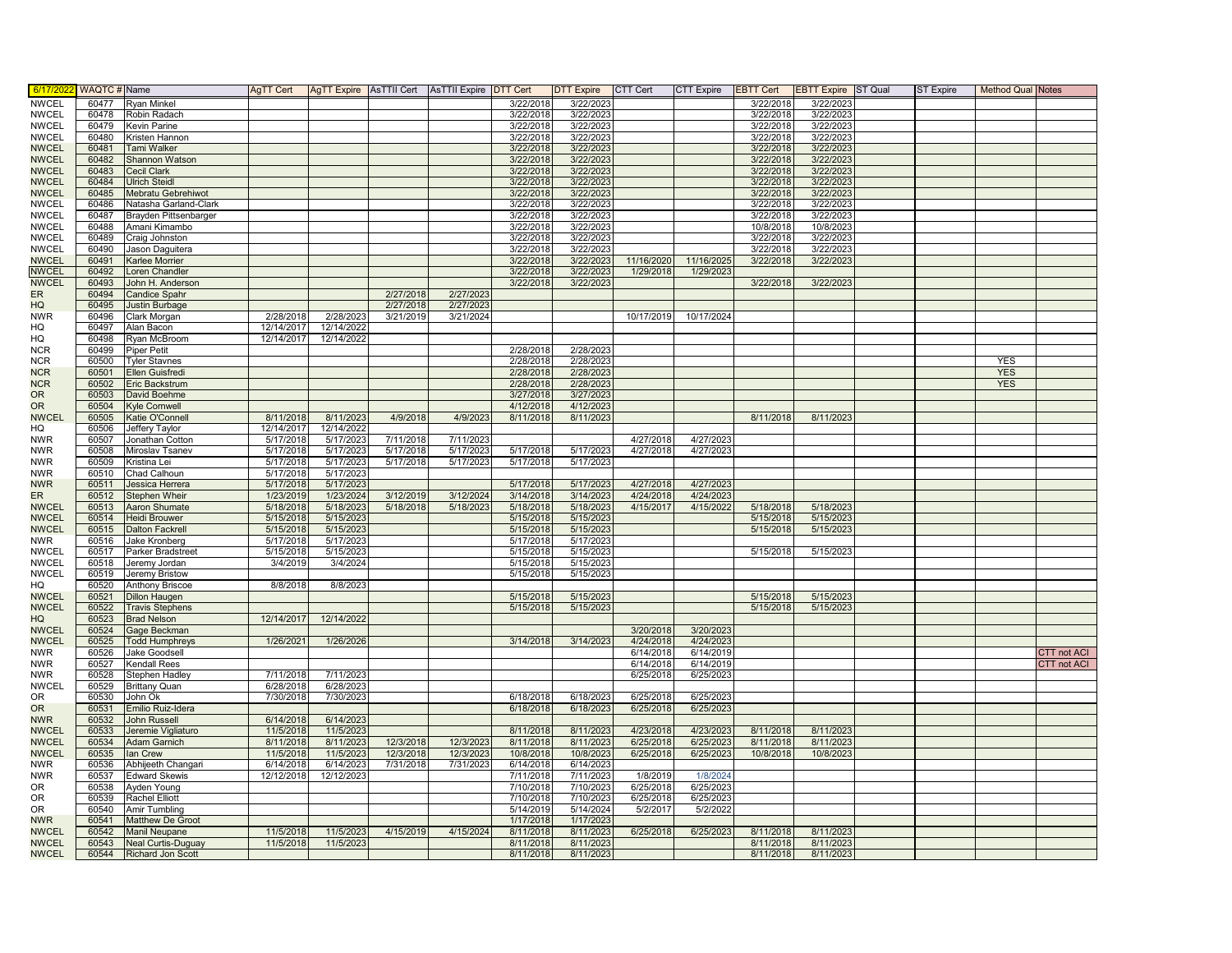| 6/17/2022 | WAQTC # | Name | AgTT Cert | AgTT Expire | AsTTII Cert | AsTTII Expire | DTT Cert | DTT Expire | CTT Cert | CTT Expire | EBTT Cert | EBTT Expire | ST Qual | ST Expire | Method Qual | Notes |
|---|---|---|---|---|---|---|---|---|---|---|---|---|---|---|---|---|
| NWCEL | 60477 | Ryan Minkel | | | | | 3/22/2018 | 3/22/2023 | | | 3/22/2018 | 3/22/2023 | | | | |
| NWCEL | 60478 | Robin Radach | | | | | 3/22/2018 | 3/22/2023 | | | 3/22/2018 | 3/22/2023 | | | | |
| NWCEL | 60479 | Kevin Parine | | | | | 3/22/2018 | 3/22/2023 | | | 3/22/2018 | 3/22/2023 | | | | |
| NWCEL | 60480 | Kristen Hannon | | | | | 3/22/2018 | 3/22/2023 | | | 3/22/2018 | 3/22/2023 | | | | |
| NWCEL | 60481 | Tami Walker | | | | | 3/22/2018 | 3/22/2023 | | | 3/22/2018 | 3/22/2023 | | | | |
| NWCEL | 60482 | Shannon Watson | | | | | 3/22/2018 | 3/22/2023 | | | 3/22/2018 | 3/22/2023 | | | | |
| NWCEL | 60483 | Cecil Clark | | | | | 3/22/2018 | 3/22/2023 | | | 3/22/2018 | 3/22/2023 | | | | |
| NWCEL | 60484 | Ulrich Steidl | | | | | 3/22/2018 | 3/22/2023 | | | 3/22/2018 | 3/22/2023 | | | | |
| NWCEL | 60485 | Mebratu Gebrehiwot | | | | | 3/22/2018 | 3/22/2023 | | | 3/22/2018 | 3/22/2023 | | | | |
| NWCEL | 60486 | Natasha Garland-Clark | | | | | 3/22/2018 | 3/22/2023 | | | 3/22/2018 | 3/22/2023 | | | | |
| NWCEL | 60487 | Brayden Pittsenbarger | | | | | 3/22/2018 | 3/22/2023 | | | 3/22/2018 | 3/22/2023 | | | | |
| NWCEL | 60488 | Amani Kimambo | | | | | 3/22/2018 | 3/22/2023 | | | 10/8/2018 | 10/8/2023 | | | | |
| NWCEL | 60489 | Craig Johnston | | | | | 3/22/2018 | 3/22/2023 | | | 3/22/2018 | 3/22/2023 | | | | |
| NWCEL | 60490 | Jason Daguitera | | | | | 3/22/2018 | 3/22/2023 | | | 3/22/2018 | 3/22/2023 | | | | |
| NWCEL | 60491 | Karlee Morrier | | | | | 3/22/2018 | 3/22/2023 | 11/16/2020 | 11/16/2025 | 3/22/2018 | 3/22/2023 | | | | |
| NWCEL | 60492 | Loren Chandler | | | | | 3/22/2018 | 3/22/2023 | 1/29/2018 | 1/29/2023 | | | | | | |
| NWCEL | 60493 | John H. Anderson | | | | | 3/22/2018 | 3/22/2023 | | | 3/22/2018 | 3/22/2023 | | | | |
| ER | 60494 | Candice Spahr | | | 2/27/2018 | 2/27/2023 | | | | | | | | | | |
| HQ | 60495 | Justin Burbage | | | 2/27/2018 | 2/27/2023 | | | | | | | | | | |
| NWR | 60496 | Clark Morgan | 2/28/2018 | 2/28/2023 | 3/21/2019 | 3/21/2024 | | | 10/17/2019 | 10/17/2024 | | | | | | |
| HQ | 60497 | Alan Bacon | 12/14/2017 | 12/14/2022 | | | | | | | | | | | | |
| HQ | 60498 | Ryan McBroom | 12/14/2017 | 12/14/2022 | | | | | | | | | | | | |
| NCR | 60499 | Piper Petit | | | | | 2/28/2018 | 2/28/2023 | | | | | | | | |
| NCR | 60500 | Tyler Stavnes | | | | | 2/28/2018 | 2/28/2023 | | | | | | | YES | |
| NCR | 60501 | Ellen Guisfredi | | | | | 2/28/2018 | 2/28/2023 | | | | | | | YES | |
| NCR | 60502 | Eric Backstrum | | | | | 2/28/2018 | 2/28/2023 | | | | | | | YES | |
| OR | 60503 | David Boehme | | | | | 3/27/2018 | 3/27/2023 | | | | | | | | |
| OR | 60504 | Kyle Cornwell | | | | | 4/12/2018 | 4/12/2023 | | | | | | | | |
| NWCEL | 60505 | Katie O'Connell | 8/11/2018 | 8/11/2023 | 4/9/2018 | 4/9/2023 | 8/11/2018 | 8/11/2023 | | | 8/11/2018 | 8/11/2023 | | | | |
| HQ | 60506 | Jeffery Taylor | 12/14/2017 | 12/14/2022 | | | | | | | | | | | | |
| NWR | 60507 | Jonathan Cotton | 5/17/2018 | 5/17/2023 | 7/11/2018 | 7/11/2023 | | | 4/27/2018 | 4/27/2023 | | | | | | |
| NWR | 60508 | Miroslav Tsanev | 5/17/2018 | 5/17/2023 | 5/17/2018 | 5/17/2023 | 5/17/2018 | 5/17/2023 | 4/27/2018 | 4/27/2023 | | | | | | |
| NWR | 60509 | Kristina Lei | 5/17/2018 | 5/17/2023 | 5/17/2018 | 5/17/2023 | 5/17/2018 | 5/17/2023 | | | | | | | | |
| NWR | 60510 | Chad Calhoun | 5/17/2018 | 5/17/2023 | | | | | | | | | | | | |
| NWR | 60511 | Jessica Herrera | 5/17/2018 | 5/17/2023 | | | 5/17/2018 | 5/17/2023 | 4/27/2018 | 4/27/2023 | | | | | | |
| ER | 60512 | Stephen Wheir | 1/23/2019 | 1/23/2024 | 3/12/2019 | 3/12/2024 | 3/14/2018 | 3/14/2023 | 4/24/2018 | 4/24/2023 | | | | | | |
| NWCEL | 60513 | Aaron Shumate | 5/18/2018 | 5/18/2023 | 5/18/2018 | 5/18/2023 | 5/18/2018 | 5/18/2023 | 4/15/2017 | 4/15/2022 | 5/18/2018 | 5/18/2023 | | | | |
| NWCEL | 60514 | Heidi Brouwer | 5/15/2018 | 5/15/2023 | | | 5/15/2018 | 5/15/2023 | | | 5/15/2018 | 5/15/2023 | | | | |
| NWCEL | 60515 | Dalton Fackrell | 5/15/2018 | 5/15/2023 | | | 5/15/2018 | 5/15/2023 | | | 5/15/2018 | 5/15/2023 | | | | |
| NWR | 60516 | Jake Kronberg | 5/17/2018 | 5/17/2023 | | | 5/17/2018 | 5/17/2023 | | | | | | | | |
| NWCEL | 60517 | Parker Bradstreet | 5/15/2018 | 5/15/2023 | | | 5/15/2018 | 5/15/2023 | | | 5/15/2018 | 5/15/2023 | | | | |
| NWCEL | 60518 | Jeremy Jordan | 3/4/2019 | 3/4/2024 | | | 5/15/2018 | 5/15/2023 | | | | | | | | |
| NWCEL | 60519 | Jeremy Bristow | | | | | 5/15/2018 | 5/15/2023 | | | | | | | | |
| HQ | 60520 | Anthony Briscoe | 8/8/2018 | 8/8/2023 | | | | | | | | | | | | |
| NWCEL | 60521 | Dillon Haugen | | | | | 5/15/2018 | 5/15/2023 | | | 5/15/2018 | 5/15/2023 | | | | |
| NWCEL | 60522 | Travis Stephens | | | | | 5/15/2018 | 5/15/2023 | | | 5/15/2018 | 5/15/2023 | | | | |
| HQ | 60523 | Brad Nelson | 12/14/2017 | 12/14/2022 | | | | | | | | | | | | |
| NWCEL | 60524 | Gage Beckman | | | | | | | 3/20/2018 | 3/20/2023 | | | | | | |
| NWCEL | 60525 | Todd Humphreys | 1/26/2021 | 1/26/2026 | | | 3/14/2018 | 3/14/2023 | 4/24/2018 | 4/24/2023 | | | | | | |
| NWR | 60526 | Jake Goodsell | | | | | | | 6/14/2018 | 6/14/2019 | | | | | | CTT not ACI |
| NWR | 60527 | Kendall Rees | | | | | | | 6/14/2018 | 6/14/2019 | | | | | | CTT not ACI |
| NWR | 60528 | Stephen Hadley | 7/11/2018 | 7/11/2023 | | | | | 6/25/2018 | 6/25/2023 | | | | | | |
| NWCEL | 60529 | Brittany Quan | 6/28/2018 | 6/28/2023 | | | | | | | | | | | | |
| OR | 60530 | John Ok | 7/30/2018 | 7/30/2023 | | | 6/18/2018 | 6/18/2023 | 6/25/2018 | 6/25/2023 | | | | | | |
| OR | 60531 | Emilio Ruiz-Idera | | | | | 6/18/2018 | 6/18/2023 | 6/25/2018 | 6/25/2023 | | | | | | |
| NWR | 60532 | John Russell | 6/14/2018 | 6/14/2023 | | | | | | | | | | | | |
| NWCEL | 60533 | Jeremie Vigliaturo | 11/5/2018 | 11/5/2023 | | | 8/11/2018 | 8/11/2023 | 4/23/2018 | 4/23/2023 | 8/11/2018 | 8/11/2023 | | | | |
| NWCEL | 60534 | Adam Garnich | 8/11/2018 | 8/11/2023 | 12/3/2018 | 12/3/2023 | 8/11/2018 | 8/11/2023 | 6/25/2018 | 6/25/2023 | 8/11/2018 | 8/11/2023 | | | | |
| NWCEL | 60535 | Ian Crew | 11/5/2018 | 11/5/2023 | 12/3/2018 | 12/3/2023 | 10/8/2018 | 10/8/2023 | 6/25/2018 | 6/25/2023 | 10/8/2018 | 10/8/2023 | | | | |
| NWR | 60536 | Abhijeeth Changari | 6/14/2018 | 6/14/2023 | 7/31/2018 | 7/31/2023 | 6/14/2018 | 6/14/2023 | | | | | | | | |
| NWR | 60537 | Edward Skewis | 12/12/2018 | 12/12/2023 | | | 7/11/2018 | 7/11/2023 | 1/8/2019 | 1/8/2024 | | | | | | |
| OR | 60538 | Ayden Young | | | | | 7/10/2018 | 7/10/2023 | 6/25/2018 | 6/25/2023 | | | | | | |
| OR | 60539 | Rachel Elliott | | | | | 7/10/2018 | 7/10/2023 | 6/25/2018 | 6/25/2023 | | | | | | |
| OR | 60540 | Amir Tumbling | | | | | 5/14/2019 | 5/14/2024 | 5/2/2017 | 5/2/2022 | | | | | | |
| NWR | 60541 | Matthew De Groot | | | | | 1/17/2018 | 1/17/2023 | | | | | | | | |
| NWCEL | 60542 | Manil Neupane | 11/5/2018 | 11/5/2023 | 4/15/2019 | 4/15/2024 | 8/11/2018 | 8/11/2023 | 6/25/2018 | 6/25/2023 | 8/11/2018 | 8/11/2023 | | | | |
| NWCEL | 60543 | Neal Curtis-Duguay | 11/5/2018 | 11/5/2023 | | | 8/11/2018 | 8/11/2023 | | | 8/11/2018 | 8/11/2023 | | | | |
| NWCEL | 60544 | Richard Jon Scott | | | | | 8/11/2018 | 8/11/2023 | | | 8/11/2018 | 8/11/2023 | | | | |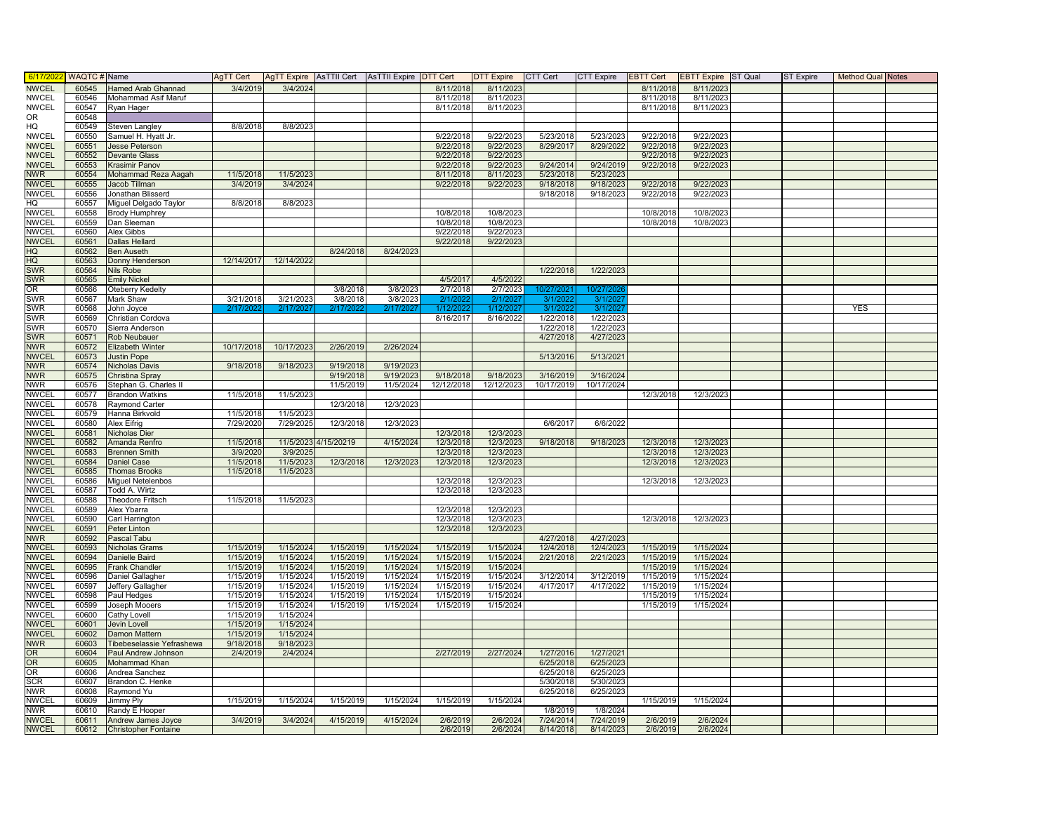| 6/17/2022 | WAQTC # | Name | AgTT Cert | AgTT Expire | AsTTII Cert | AsTTII Expire | DTT Cert | DTT Expire | CTT Cert | CTT Expire | EBTT Cert | EBTT Expire | ST Qual | ST Expire | Method Qual | Notes |
|---|---|---|---|---|---|---|---|---|---|---|---|---|---|---|---|---|
| NWCEL | 60545 | Hamed Arab Ghannad | 3/4/2019 | 3/4/2024 | | | 8/11/2018 | 8/11/2023 | | | 8/11/2018 | 8/11/2023 | | | | |
| NWCEL | 60546 | Mohammad Asif Maruf | | | | | 8/11/2018 | 8/11/2023 | | | 8/11/2018 | 8/11/2023 | | | | |
| NWCEL | 60547 | Ryan Hager | | | | | 8/11/2018 | 8/11/2023 | | | 8/11/2018 | 8/11/2023 | | | | |
| OR | 60548 | | | | | | | | | | | | | | | |
| HQ | 60549 | Steven Langley | 8/8/2018 | 8/8/2023 | | | | | | | | | | | | |
| NWCEL | 60550 | Samuel H. Hyatt Jr. | | | | | 9/22/2018 | 9/22/2023 | 5/23/2018 | 5/23/2023 | 9/22/2018 | 9/22/2023 | | | | |
| NWCEL | 60551 | Jesse Peterson | | | | | 9/22/2018 | 9/22/2023 | 8/29/2017 | 8/29/2022 | 9/22/2018 | 9/22/2023 | | | | |
| NWCEL | 60552 | Devante Glass | | | | | 9/22/2018 | 9/22/2023 | | | 9/22/2018 | 9/22/2023 | | | | |
| NWCEL | 60553 | Krasimir Panov | | | | | 9/22/2018 | 9/22/2023 | 9/24/2014 | 9/24/2019 | 9/22/2018 | 9/22/2023 | | | | |
| NWR | 60554 | Mohammad Reza Aagah | 11/5/2018 | 11/5/2023 | | | 8/11/2018 | 8/11/2023 | 5/23/2018 | 5/23/2023 | | | | | | |
| NWCEL | 60555 | Jacob Tillman | 3/4/2019 | 3/4/2024 | | | 9/22/2018 | 9/22/2023 | 9/18/2018 | 9/18/2023 | 9/22/2018 | 9/22/2023 | | | | |
| NWCEL | 60556 | Jonathan Blisserd | | | | | | | 9/18/2018 | 9/18/2023 | 9/22/2018 | 9/22/2023 | | | | |
| HQ | 60557 | Miguel Delgado Taylor | 8/8/2018 | 8/8/2023 | | | | | | | | | | | | |
| NWCEL | 60558 | Brody Humphrey | | | | | 10/8/2018 | 10/8/2023 | | | 10/8/2018 | 10/8/2023 | | | | |
| NWCEL | 60559 | Dan Sleeman | | | | | 10/8/2018 | 10/8/2023 | | | 10/8/2018 | 10/8/2023 | | | | |
| NWCEL | 60560 | Alex Gibbs | | | | | 9/22/2018 | 9/22/2023 | | | | | | | | |
| NWCEL | 60561 | Dallas Hellard | | | | | 9/22/2018 | 9/22/2023 | | | | | | | | |
| HQ | 60562 | Ben Auseth | | | 8/24/2018 | 8/24/2023 | | | | | | | | | | |
| HQ | 60563 | Donny Henderson | 12/14/2017 | 12/14/2022 | | | | | | | | | | | | |
| SWR | 60564 | Nils Robe | | | | | | | 1/22/2018 | 1/22/2023 | | | | | | |
| SWR | 60565 | Emily Nickel | | | | | 4/5/2017 | 4/5/2022 | | | | | | | | |
| OR | 60566 | Oteberry Kedelty | | | 3/8/2018 | 3/8/2023 | 2/7/2018 | 2/7/2023 | 10/27/2021 | 10/27/2026 | | | | | | |
| SWR | 60567 | Mark Shaw | 3/21/2018 | 3/21/2023 | 3/8/2018 | 3/8/2023 | 2/1/2022 | 2/1/2027 | 3/1/2022 | 3/1/2027 | | | | | | |
| SWR | 60568 | John Joyce | 2/17/2022 | 2/17/2027 | 2/17/2022 | 2/17/2027 | 1/12/2022 | 1/12/2027 | 3/1/2022 | 3/1/2027 | | | | | YES | |
| SWR | 60569 | Christian Cordova | | | | | 8/16/2017 | 8/16/2022 | 1/22/2018 | 1/22/2023 | | | | | | |
| SWR | 60570 | Sierra Anderson | | | | | | | 1/22/2018 | 1/22/2023 | | | | | | |
| SWR | 60571 | Rob Neubauer | | | | | | | 4/27/2018 | 4/27/2023 | | | | | | |
| NWR | 60572 | Elizabeth Winter | 10/17/2018 | 10/17/2023 | 2/26/2019 | 2/26/2024 | | | | | | | | | | |
| NWCEL | 60573 | Justin Pope | | | | | | | 5/13/2016 | 5/13/2021 | | | | | | |
| NWR | 60574 | Nicholas Davis | 9/18/2018 | 9/18/2023 | 9/19/2018 | 9/19/2023 | | | | | | | | | | |
| NWR | 60575 | Christina Spray | | | 9/19/2018 | 9/19/2023 | 9/18/2018 | 9/18/2023 | 3/16/2019 | 3/16/2024 | | | | | | |
| NWR | 60576 | Stephan G. Charles II | | | 11/5/2019 | 11/5/2024 | 12/12/2018 | 12/12/2023 | 10/17/2019 | 10/17/2024 | | | | | | |
| NWCEL | 60577 | Brandon Watkins | 11/5/2018 | 11/5/2023 | | | | | | | 12/3/2018 | 12/3/2023 | | | | |
| NWCEL | 60578 | Raymond Carter | | | 12/3/2018 | 12/3/2023 | | | | | | | | | | |
| NWCEL | 60579 | Hanna Birkvold | 11/5/2018 | 11/5/2023 | | | | | | | | | | | | |
| NWCEL | 60580 | Alex Eifrig | 7/29/2020 | 7/29/2025 | 12/3/2018 | 12/3/2023 | | | 6/6/2017 | 6/6/2022 | | | | | | |
| NWCEL | 60581 | Nicholas Dier | | | | | 12/3/2018 | 12/3/2023 | | | | | | | | |
| NWCEL | 60582 | Amanda Renfro | 11/5/2018 | 11/5/2023 | 4/15/20219 | 4/15/2024 | 12/3/2018 | 12/3/2023 | 9/18/2018 | 9/18/2023 | 12/3/2018 | 12/3/2023 | | | | |
| NWCEL | 60583 | Brennen Smith | 3/9/2020 | 3/9/2025 | | | 12/3/2018 | 12/3/2023 | | | 12/3/2018 | 12/3/2023 | | | | |
| NWCEL | 60584 | Daniel Case | 11/5/2018 | 11/5/2023 | 12/3/2018 | 12/3/2023 | 12/3/2018 | 12/3/2023 | | | 12/3/2018 | 12/3/2023 | | | | |
| NWCEL | 60585 | Thomas Brooks | 11/5/2018 | 11/5/2023 | | | | | | | | | | | | |
| NWCEL | 60586 | Miguel Netelenbos | | | | | 12/3/2018 | 12/3/2023 | | | 12/3/2018 | 12/3/2023 | | | | |
| NWCEL | 60587 | Todd A. Wirtz | | | | | 12/3/2018 | 12/3/2023 | | | | | | | | |
| NWCEL | 60588 | Theodore Fritsch | 11/5/2018 | 11/5/2023 | | | | | | | | | | | | |
| NWCEL | 60589 | Alex Ybarra | | | | | 12/3/2018 | 12/3/2023 | | | | | | | | |
| NWCEL | 60590 | Carl Harrington | | | | | 12/3/2018 | 12/3/2023 | | | 12/3/2018 | 12/3/2023 | | | | |
| NWCEL | 60591 | Peter Linton | | | | | 12/3/2018 | 12/3/2023 | | | | | | | | |
| NWR | 60592 | Pascal Tabu | | | | | | | 4/27/2018 | 4/27/2023 | | | | | | |
| NWCEL | 60593 | Nicholas Grams | 1/15/2019 | 1/15/2024 | 1/15/2019 | 1/15/2024 | 1/15/2019 | 1/15/2024 | 12/4/2018 | 12/4/2023 | 1/15/2019 | 1/15/2024 | | | | |
| NWCEL | 60594 | Danielle Baird | 1/15/2019 | 1/15/2024 | 1/15/2019 | 1/15/2024 | 1/15/2019 | 1/15/2024 | 2/21/2018 | 2/21/2023 | 1/15/2019 | 1/15/2024 | | | | |
| NWCEL | 60595 | Frank Chandler | 1/15/2019 | 1/15/2024 | 1/15/2019 | 1/15/2024 | 1/15/2019 | 1/15/2024 | | | 1/15/2019 | 1/15/2024 | | | | |
| NWCEL | 60596 | Daniel Gallagher | 1/15/2019 | 1/15/2024 | 1/15/2019 | 1/15/2024 | 1/15/2019 | 1/15/2024 | 3/12/2014 | 3/12/2019 | 1/15/2019 | 1/15/2024 | | | | |
| NWCEL | 60597 | Jeffery Gallagher | 1/15/2019 | 1/15/2024 | 1/15/2019 | 1/15/2024 | 1/15/2019 | 1/15/2024 | 4/17/2017 | 4/17/2022 | 1/15/2019 | 1/15/2024 | | | | |
| NWCEL | 60598 | Paul Hedges | 1/15/2019 | 1/15/2024 | 1/15/2019 | 1/15/2024 | 1/15/2019 | 1/15/2024 | | | 1/15/2019 | 1/15/2024 | | | | |
| NWCEL | 60599 | Joseph Mooers | 1/15/2019 | 1/15/2024 | 1/15/2019 | 1/15/2024 | 1/15/2019 | 1/15/2024 | | | 1/15/2019 | 1/15/2024 | | | | |
| NWCEL | 60600 | Cathy Lovell | 1/15/2019 | 1/15/2024 | | | | | | | | | | | | |
| NWCEL | 60601 | Jevin Lovell | 1/15/2019 | 1/15/2024 | | | | | | | | | | | | |
| NWCEL | 60602 | Damon Mattern | 1/15/2019 | 1/15/2024 | | | | | | | | | | | | |
| NWR | 60603 | Tibebeselassie Yefrashewa | 9/18/2018 | 9/18/2023 | | | | | | | | | | | | |
| OR | 60604 | Paul Andrew Johnson | 2/4/2019 | 2/4/2024 | | | 2/27/2019 | 2/27/2024 | 1/27/2016 | 1/27/2021 | | | | | | |
| OR | 60605 | Mohammad Khan | | | | | | | 6/25/2018 | 6/25/2023 | | | | | | |
| OR | 60606 | Andrea Sanchez | | | | | | | 6/25/2018 | 6/25/2023 | | | | | | |
| SCR | 60607 | Brandon C. Henke | | | | | | | 5/30/2018 | 5/30/2023 | | | | | | |
| NWR | 60608 | Raymond Yu | | | | | | | 6/25/2018 | 6/25/2023 | | | | | | |
| NWCEL | 60609 | Jimmy Ply | 1/15/2019 | 1/15/2024 | 1/15/2019 | 1/15/2024 | 1/15/2019 | 1/15/2024 | | | 1/15/2019 | 1/15/2024 | | | | |
| NWR | 60610 | Randy E Hooper | | | | | | | 1/8/2019 | 1/8/2024 | | | | | | |
| NWCEL | 60611 | Andrew James Joyce | 3/4/2019 | 3/4/2024 | 4/15/2019 | 4/15/2024 | 2/6/2019 | 2/6/2024 | 7/24/2014 | 7/24/2019 | 2/6/2019 | 2/6/2024 | | | | |
| NWCEL | 60612 | Christopher Fontaine | | | | | 2/6/2019 | 2/6/2024 | 8/14/2018 | 8/14/2023 | 2/6/2019 | 2/6/2024 | | | | |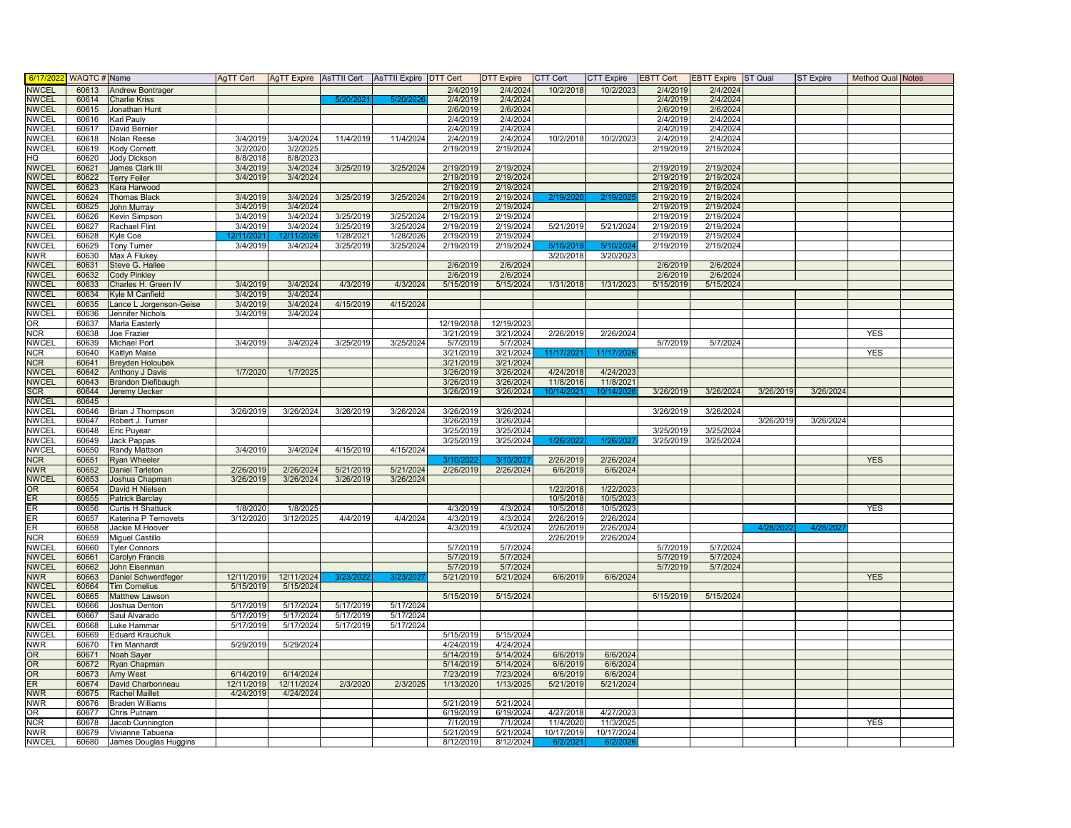| 6/17/2022 | WAQTC # | Name | AgTT Cert | AgTT Expire | AsTTII Cert | AsTTII Expire | DTT Cert | DTT Expire | CTT Cert | CTT Expire | EBTT Cert | EBTT Expire | ST Qual | ST Expire | Method Qual | Notes |
|---|---|---|---|---|---|---|---|---|---|---|---|---|---|---|---|---|
| NWCEL | 60613 | Andrew Bontrager | | | | | 2/4/2019 | 2/4/2024 | 10/2/2018 | 10/2/2023 | 2/4/2019 | 2/4/2024 | | | | |
| NWCEL | 60614 | Charlie Kriss | | | 5/20/2021 | 5/20/2026 | 2/4/2019 | 2/4/2024 | | | 2/4/2019 | 2/4/2024 | | | | |
| NWCEL | 60615 | Jonathan Hunt | | | | | 2/6/2019 | 2/6/2024 | | | 2/6/2019 | 2/6/2024 | | | | |
| NWCEL | 60616 | Karl Pauly | | | | | 2/4/2019 | 2/4/2024 | | | 2/4/2019 | 2/4/2024 | | | | |
| NWCEL | 60617 | David Bernier | | | | | 2/4/2019 | 2/4/2024 | | | 2/4/2019 | 2/4/2024 | | | | |
| NWCEL | 60618 | Nolan Reese | 3/4/2019 | 3/4/2024 | 11/4/2019 | 11/4/2024 | 2/4/2019 | 2/4/2024 | 10/2/2018 | 10/2/2023 | 2/4/2019 | 2/4/2024 | | | | |
| NWCEL | 60619 | Kody Cornett | 3/2/2020 | 3/2/2025 | | | 2/19/2019 | 2/19/2024 | | | 2/19/2019 | 2/19/2024 | | | | |
| HQ | 60620 | Jody Dickson | 8/8/2018 | 8/8/2023 | | | | | | | | | | | | |
| NWCEL | 60621 | James Clark III | 3/4/2019 | 3/4/2024 | 3/25/2019 | 3/25/2024 | 2/19/2019 | 2/19/2024 | | | 2/19/2019 | 2/19/2024 | | | | |
| NWCEL | 60622 | Terry Feiler | 3/4/2019 | 3/4/2024 | | | 2/19/2019 | 2/19/2024 | | | 2/19/2019 | 2/19/2024 | | | | |
| NWCEL | 60623 | Kara Harwood | | | | | 2/19/2019 | 2/19/2024 | | | 2/19/2019 | 2/19/2024 | | | | |
| NWCEL | 60624 | Thomas Black | 3/4/2019 | 3/4/2024 | 3/25/2019 | 3/25/2024 | 2/19/2019 | 2/19/2024 | 2/19/2020 | 2/19/2025 | 2/19/2019 | 2/19/2024 | | | | |
| NWCEL | 60625 | John Murray | 3/4/2019 | 3/4/2024 | | | 2/19/2019 | 2/19/2024 | | | 2/19/2019 | 2/19/2024 | | | | |
| NWCEL | 60626 | Kevin Simpson | 3/4/2019 | 3/4/2024 | 3/25/2019 | 3/25/2024 | 2/19/2019 | 2/19/2024 | | | 2/19/2019 | 2/19/2024 | | | | |
| NWCEL | 60627 | Rachael Flint | 3/4/2019 | 3/4/2024 | 3/25/2019 | 3/25/2024 | 2/19/2019 | 2/19/2024 | 5/21/2019 | 5/21/2024 | 2/19/2019 | 2/19/2024 | | | | |
| NWCEL | 60628 | Kyle Coe | 12/11/2021 | 12/11/2026 | 1/28/2021 | 1/28/2026 | 2/19/2019 | 2/19/2024 | | | 2/19/2019 | 2/19/2024 | | | | |
| NWCEL | 60629 | Tony Turner | 3/4/2019 | 3/4/2024 | 3/25/2019 | 3/25/2024 | 2/19/2019 | 2/19/2024 | 5/10/2019 | 5/10/2024 | 2/19/2019 | 2/19/2024 | | | | |
| NWR | 60630 | Max A Flukey | | | | | | | 3/20/2018 | 3/20/2023 | | | | | | |
| NWCEL | 60631 | Steve G. Hallee | | | | | 2/6/2019 | 2/6/2024 | | | 2/6/2019 | 2/6/2024 | | | | |
| NWCEL | 60632 | Cody Pinkley | | | | | 2/6/2019 | 2/6/2024 | | | 2/6/2019 | 2/6/2024 | | | | |
| NWCEL | 60633 | Charles H. Green IV | 3/4/2019 | 3/4/2024 | 4/3/2019 | 4/3/2024 | 5/15/2019 | 5/15/2024 | 1/31/2018 | 1/31/2023 | 5/15/2019 | 5/15/2024 | | | | |
| NWCEL | 60634 | Kyle M Canfield | 3/4/2019 | 3/4/2024 | | | | | | | | | | | | |
| NWCEL | 60635 | Lance L Jorgenson-Geise | 3/4/2019 | 3/4/2024 | 4/15/2019 | 4/15/2024 | | | | | | | | | | |
| NWCEL | 60636 | Jennifer Nichols | 3/4/2019 | 3/4/2024 | | | | | | | | | | | | |
| OR | 60637 | Marla Easterly | | | | | 12/19/2018 | 12/19/2023 | | | | | | | | |
| NCR | 60638 | Joe Frazier | | | | | 3/21/2019 | 3/21/2024 | 2/26/2019 | 2/26/2024 | | | | | YES | |
| NWCEL | 60639 | Michael Port | 3/4/2019 | 3/4/2024 | 3/25/2019 | 3/25/2024 | 5/7/2019 | 5/7/2024 | | | 5/7/2019 | 5/7/2024 | | | | |
| NCR | 60640 | Kaitlyn Maise | | | | | 3/21/2019 | 3/21/2024 | 11/17/2021 | 11/17/2026 | | | | | YES | |
| NCR | 60641 | Breyden Holoubek | | | | | 3/21/2019 | 3/21/2024 | | | | | | | | |
| NWCEL | 60642 | Anthony J Davis | 1/7/2020 | 1/7/2025 | | | 3/26/2019 | 3/26/2024 | 4/24/2018 | 4/24/2023 | | | | | | |
| NWCEL | 60643 | Brandon Diefibaugh | | | | | 3/26/2019 | 3/26/2024 | 11/8/2016 | 11/8/2021 | | | | | | |
| SCR | 60644 | Jeremy Uecker | | | | | 3/26/2019 | 3/26/2024 | 10/14/2021 | 10/14/2026 | 3/26/2019 | 3/26/2024 | 3/26/2019 | 3/26/2024 | | |
| NWCEL | 60645 | | | | | | | | | | | | | | | |
| NWCEL | 60646 | Brian J Thompson | 3/26/2019 | 3/26/2024 | 3/26/2019 | 3/26/2024 | 3/26/2019 | 3/26/2024 | | | 3/26/2019 | 3/26/2024 | | | | |
| NWCEL | 60647 | Robert J. Turner | | | | | 3/26/2019 | 3/26/2024 | | | | | 3/26/2019 | 3/26/2024 | | |
| NWCEL | 60648 | Eric Puyear | | | | | 3/25/2019 | 3/25/2024 | | | 3/25/2019 | 3/25/2024 | | | | |
| NWCEL | 60649 | Jack Pappas | | | | | 3/25/2019 | 3/25/2024 | 1/26/2022 | 1/26/2027 | 3/25/2019 | 3/25/2024 | | | | |
| NWCEL | 60650 | Randy Mattson | 3/4/2019 | 3/4/2024 | 4/15/2019 | 4/15/2024 | | | | | | | | | | |
| NCR | 60651 | Ryan Wheeler | | | | | 3/10/2022 | 3/10/2027 | 2/26/2019 | 2/26/2024 | | | | | YES | |
| NWR | 60652 | Daniel Tarleton | 2/26/2019 | 2/26/2024 | 5/21/2019 | 5/21/2024 | 2/26/2019 | 2/26/2024 | 6/6/2019 | 6/6/2024 | | | | | | |
| NWCEL | 60653 | Joshua Chapman | 3/26/2019 | 3/26/2024 | 3/26/2019 | 3/26/2024 | | | | | | | | | | |
| OR | 60654 | David H Nielsen | | | | | | | 1/22/2018 | 1/22/2023 | | | | | | |
| ER | 60655 | Patrick Barclay | | | | | | | 10/5/2018 | 10/5/2023 | | | | | | |
| ER | 60656 | Curtis H Shattuck | 1/8/2020 | 1/8/2025 | | | 4/3/2019 | 4/3/2024 | 10/5/2018 | 10/5/2023 | | | | | YES | |
| ER | 60657 | Katerina P Ternovets | 3/12/2020 | 3/12/2025 | 4/4/2019 | 4/4/2024 | 4/3/2019 | 4/3/2024 | 2/26/2019 | 2/26/2024 | | | | | | |
| ER | 60658 | Jackie M Hoover | | | | | 4/3/2019 | 4/3/2024 | 2/26/2019 | 2/26/2024 | | | 4/28/2022 | 4/28/2027 | | |
| NCR | 60659 | Miguel Castillo | | | | | | | 2/26/2019 | 2/26/2024 | | | | | | |
| NWCEL | 60660 | Tyler Connors | | | | | 5/7/2019 | 5/7/2024 | | | 5/7/2019 | 5/7/2024 | | | | |
| NWCEL | 60661 | Carolyn Francis | | | | | 5/7/2019 | 5/7/2024 | | | 5/7/2019 | 5/7/2024 | | | | |
| NWCEL | 60662 | John Eisenman | | | | | 5/7/2019 | 5/7/2024 | | | 5/7/2019 | 5/7/2024 | | | | |
| NWR | 60663 | Daniel Schwerdfeger | 12/11/2019 | 12/11/2024 | 3/23/2022 | 3/23/2027 | 5/21/2019 | 5/21/2024 | 6/6/2019 | 6/6/2024 | | | | | YES | |
| NWCEL | 60664 | Tim Cornelius | 5/15/2019 | 5/15/2024 | | | | | | | | | | | | |
| NWCEL | 60665 | Matthew Lawson | | | | | 5/15/2019 | 5/15/2024 | | | 5/15/2019 | 5/15/2024 | | | | |
| NWCEL | 60666 | Joshua Denton | 5/17/2019 | 5/17/2024 | 5/17/2019 | 5/17/2024 | | | | | | | | | | |
| NWCEL | 60667 | Saul Alvarado | 5/17/2019 | 5/17/2024 | 5/17/2019 | 5/17/2024 | | | | | | | | | | |
| NWCEL | 60668 | Luke Hammar | 5/17/2019 | 5/17/2024 | 5/17/2019 | 5/17/2024 | | | | | | | | | | |
| NWCEL | 60669 | Eduard Krauchuk | | | | | 5/15/2019 | 5/15/2024 | | | | | | | | |
| NWR | 60670 | Tim Manhardt | 5/29/2019 | 5/29/2024 | | | 4/24/2019 | 4/24/2024 | | | | | | | | |
| OR | 60671 | Noah Sayer | | | | | 5/14/2019 | 5/14/2024 | 6/6/2019 | 6/6/2024 | | | | | | |
| OR | 60672 | Ryan Chapman | | | | | 5/14/2019 | 5/14/2024 | 6/6/2019 | 6/6/2024 | | | | | | |
| OR | 60673 | Amy West | 6/14/2019 | 6/14/2024 | | | 7/23/2019 | 7/23/2024 | 6/6/2019 | 6/6/2024 | | | | | | |
| ER | 60674 | David Charbonneau | 12/11/2019 | 12/11/2024 | 2/3/2020 | 2/3/2025 | 1/13/2020 | 1/13/2025 | 5/21/2019 | 5/21/2024 | | | | | | |
| NWR | 60675 | Rachel Maillet | 4/24/2019 | 4/24/2024 | | | | | | | | | | | | |
| NWR | 60676 | Braden Williams | | | | | 5/21/2019 | 5/21/2024 | | | | | | | | |
| OR | 60677 | Chris Putnam | | | | | 6/19/2019 | 6/19/2024 | 4/27/2018 | 4/27/2023 | | | | | | |
| NCR | 60678 | Jacob Cunnington | | | | | 7/1/2019 | 7/1/2024 | 11/4/2020 | 11/3/2025 | | | | | YES | |
| NWR | 60679 | Vivianne Tabuena | | | | | 5/21/2019 | 5/21/2024 | 10/17/2019 | 10/17/2024 | | | | | | |
| NWCEL | 60680 | James Douglas Huggins | | | | | 8/12/2019 | 8/12/2024 | 6/2/2021 | 6/2/2026 | | | | | | |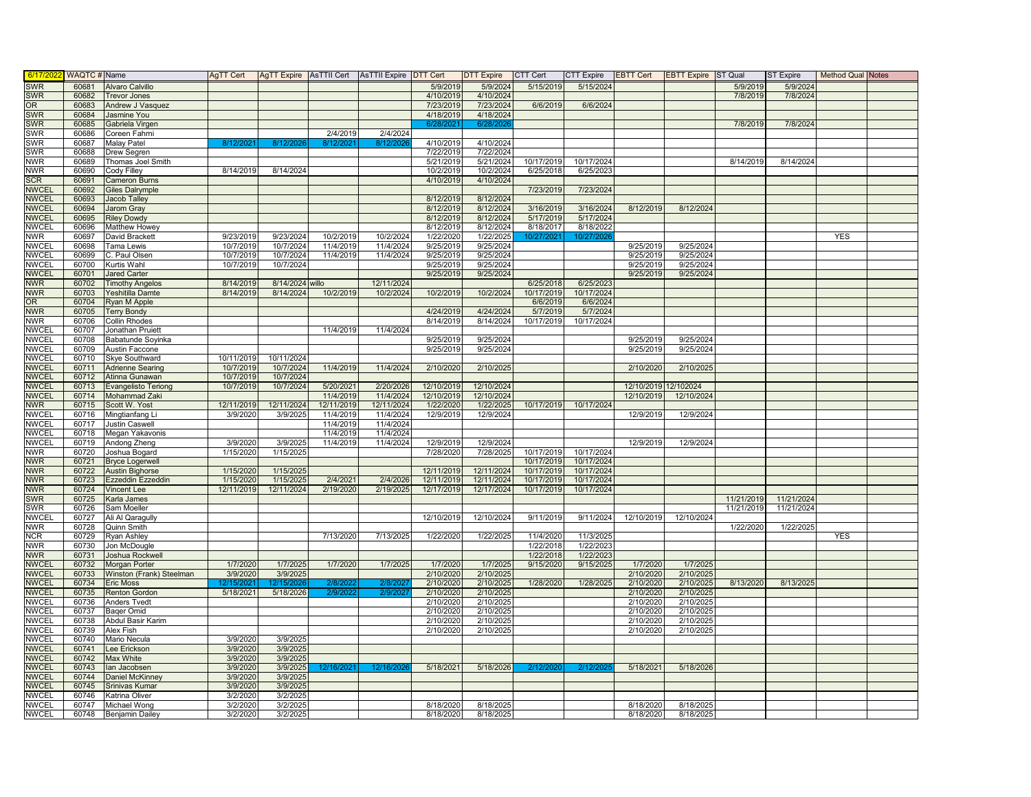| 6/17/2022 | WAQTC # | Name | AgTT Cert | AgTT Expire | AsTTII Cert | AsTTII Expire | DTT Cert | DTT Expire | CTT Cert | CTT Expire | EBTT Cert | EBTT Expire | ST Qual | ST Expire | Method Qual | Notes |
|---|---|---|---|---|---|---|---|---|---|---|---|---|---|---|---|---|
| SWR | 60681 | Alvaro Calvillo | | | | | 5/9/2019 | 5/9/2024 | 5/15/2019 | 5/15/2024 | | | 5/9/2019 | 5/9/2024 | | |
| SWR | 60682 | Trevor Jones | | | | | 4/10/2019 | 4/10/2024 | | | | | 7/8/2019 | 7/8/2024 | | |
| OR | 60683 | Andrew J Vasquez | | | | | 7/23/2019 | 7/23/2024 | 6/6/2019 | 6/6/2024 | | | | | | |
| SWR | 60684 | Jasmine You | | | | | 4/18/2019 | 4/18/2024 | | | | | | | | |
| SWR | 60685 | Gabriela Virgen | | | | | 6/28/2021 | 6/28/2026 | | | | | 7/8/2019 | 7/8/2024 | | |
| SWR | 60686 | Coreen Fahrni | | | 2/4/2019 | 2/4/2024 | | | | | | | | | | |
| SWR | 60687 | Malay Patel | 8/12/2021 | 8/12/2026 | 8/12/2021 | 8/12/2026 | 4/10/2019 | 4/10/2024 | | | | | | | | |
| SWR | 60688 | Drew Segren | | | | | 7/22/2019 | 7/22/2024 | | | | | | | | |
| NWR | 60689 | Thomas Joel Smith | | | | | 5/21/2019 | 5/21/2024 | 10/17/2019 | 10/17/2024 | | | 8/14/2019 | 8/14/2024 | | |
| NWR | 60690 | Cody Filley | 8/14/2019 | 8/14/2024 | | | 10/2/2019 | 10/2/2024 | 6/25/2018 | 6/25/2023 | | | | | | |
| SCR | 60691 | Cameron Burns | | | | | 4/10/2019 | 4/10/2024 | | | | | | | | |
| NWCEL | 60692 | Giles Dalrymple | | | | | | | 7/23/2019 | 7/23/2024 | | | | | | |
| NWCEL | 60693 | Jacob Talley | | | | | 8/12/2019 | 8/12/2024 | | | | | | | | |
| NWCEL | 60694 | Jarom Gray | | | | | 8/12/2019 | 8/12/2024 | 3/16/2019 | 3/16/2024 | 8/12/2019 | 8/12/2024 | | | | |
| NWCEL | 60695 | Riley Dowdy | | | | | 8/12/2019 | 8/12/2024 | 5/17/2019 | 5/17/2024 | | | | | | |
| NWCEL | 60696 | Matthew Howey | | | | | 8/12/2019 | 8/12/2024 | 8/18/2017 | 8/18/2022 | | | | | | |
| NWR | 60697 | David Brackett | 9/23/2019 | 9/23/2024 | 10/2/2019 | 10/2/2024 | 1/22/2020 | 1/22/2025 | 10/27/2021 | 10/27/2026 | | | | | YES | |
| NWCEL | 60698 | Tama Lewis | 10/7/2019 | 10/7/2024 | 11/4/2019 | 11/4/2024 | 9/25/2019 | 9/25/2024 | | | 9/25/2019 | 9/25/2024 | | | | |
| NWCEL | 60699 | C. Paul Olsen | 10/7/2019 | 10/7/2024 | 11/4/2019 | 11/4/2024 | 9/25/2019 | 9/25/2024 | | | 9/25/2019 | 9/25/2024 | | | | |
| NWCEL | 60700 | Kurtis Wahl | 10/7/2019 | 10/7/2024 | | | 9/25/2019 | 9/25/2024 | | | 9/25/2019 | 9/25/2024 | | | | |
| NWCEL | 60701 | Jared Carter | | | | | 9/25/2019 | 9/25/2024 | | | 9/25/2019 | 9/25/2024 | | | | |
| NWR | 60702 | Timothy Angelos | 8/14/2019 | 8/14/2024 | willo | 12/11/2024 | | | 6/25/2018 | 6/25/2023 | | | | | | |
| NWR | 60703 | Yeshitilla Damte | 8/14/2019 | 8/14/2024 | 10/2/2019 | 10/2/2024 | 10/2/2019 | 10/2/2024 | 10/17/2019 | 10/17/2024 | | | | | | |
| OR | 60704 | Ryan M Apple | | | | | | | 6/6/2019 | 6/6/2024 | | | | | | |
| NWR | 60705 | Terry Bondy | | | | | 4/24/2019 | 4/24/2024 | 5/7/2019 | 5/7/2024 | | | | | | |
| NWR | 60706 | Collin Rhodes | | | | | 8/14/2019 | 8/14/2024 | 10/17/2019 | 10/17/2024 | | | | | | |
| NWCEL | 60707 | Jonathan Pruiett | | | 11/4/2019 | 11/4/2024 | | | | | | | | | | |
| NWCEL | 60708 | Babatunde Soyinka | | | | | 9/25/2019 | 9/25/2024 | | | 9/25/2019 | 9/25/2024 | | | | |
| NWCEL | 60709 | Austin Faccone | | | | | 9/25/2019 | 9/25/2024 | | | 9/25/2019 | 9/25/2024 | | | | |
| NWCEL | 60710 | Skye Southward | 10/11/2019 | 10/11/2024 | | | | | | | | | | | | |
| NWCEL | 60711 | Adrienne Searing | 10/7/2019 | 10/7/2024 | 11/4/2019 | 11/4/2024 | 2/10/2020 | 2/10/2025 | | | 2/10/2020 | 2/10/2025 | | | | |
| NWCEL | 60712 | Atinna Gunawan | 10/7/2019 | 10/7/2024 | | | | | | | | | | | | |
| NWCEL | 60713 | Evangelisto Teriong | 10/7/2019 | 10/7/2024 | 5/20/2021 | 2/20/2026 | 12/10/2019 | 12/10/2024 | | | 12/10/2019 | 12/102024 | | | | |
| NWCEL | 60714 | Mohammad Zaki | | | 11/4/2019 | 11/4/2024 | 12/10/2019 | 12/10/2024 | | | 12/10/2019 | 12/10/2024 | | | | |
| NWR | 60715 | Scott W. Yost | 12/11/2019 | 12/11/2024 | 12/11/2019 | 12/11/2024 | 1/22/2020 | 1/22/2025 | 10/17/2019 | 10/17/2024 | | | | | | |
| NWCEL | 60716 | Mingtianfang Li | 3/9/2020 | 3/9/2025 | 11/4/2019 | 11/4/2024 | 12/9/2019 | 12/9/2024 | | | 12/9/2019 | 12/9/2024 | | | | |
| NWCEL | 60717 | Justin Caswell | | | 11/4/2019 | 11/4/2024 | | | | | | | | | | |
| NWCEL | 60718 | Megan Yakavonis | | | 11/4/2019 | 11/4/2024 | | | | | | | | | | |
| NWCEL | 60719 | Andong Zheng | 3/9/2020 | 3/9/2025 | 11/4/2019 | 11/4/2024 | 12/9/2019 | 12/9/2024 | | | 12/9/2019 | 12/9/2024 | | | | |
| NWR | 60720 | Joshua Bogard | 1/15/2020 | 1/15/2025 | | | 7/28/2020 | 7/28/2025 | 10/17/2019 | 10/17/2024 | | | | | | |
| NWR | 60721 | Bryce Logerwell | | | | | | | 10/17/2019 | 10/17/2024 | | | | | | |
| NWR | 60722 | Austin Bighorse | 1/15/2020 | 1/15/2025 | | | 12/11/2019 | 12/11/2024 | 10/17/2019 | 10/17/2024 | | | | | | |
| NWR | 60723 | Ezzeddin Ezzeddin | 1/15/2020 | 1/15/2025 | 2/4/2021 | 2/4/2026 | 12/11/2019 | 12/11/2024 | 10/17/2019 | 10/17/2024 | | | | | | |
| NWR | 60724 | Vincent Lee | 12/11/2019 | 12/11/2024 | 2/19/2020 | 2/19/2025 | 12/17/2019 | 12/17/2024 | 10/17/2019 | 10/17/2024 | | | | | | |
| SWR | 60725 | Karla James | | | | | | | | | | | 11/21/2019 | 11/21/2024 | | |
| SWR | 60726 | Sam Moeller | | | | | | | | | | | 11/21/2019 | 11/21/2024 | | |
| NWCEL | 60727 | Ali Al Qaragully | | | | | 12/10/2019 | 12/10/2024 | 9/11/2019 | 9/11/2024 | 12/10/2019 | 12/10/2024 | | | | |
| NWR | 60728 | Quinn Smith | | | | | | | | | | | 1/22/2020 | 1/22/2025 | | |
| NCR | 60729 | Ryan Ashley | | | 7/13/2020 | 7/13/2025 | 1/22/2020 | 1/22/2025 | 11/4/2020 | 11/3/2025 | | | | | YES | |
| NWR | 60730 | Jon McDougle | | | | | | | 1/22/2018 | 1/22/2023 | | | | | | |
| NWR | 60731 | Joshua Rockwell | | | | | | | 1/22/2018 | 1/22/2023 | | | | | | |
| NWCEL | 60732 | Morgan Porter | 1/7/2020 | 1/7/2025 | 1/7/2020 | 1/7/2025 | 1/7/2020 | 1/7/2025 | 9/15/2020 | 9/15/2025 | 1/7/2020 | 1/7/2025 | | | | |
| NWCEL | 60733 | Winston (Frank) Steelman | 3/9/2020 | 3/9/2025 | | | 2/10/2020 | 2/10/2025 | | | 2/10/2020 | 2/10/2025 | | | | |
| NWCEL | 60734 | Eric Moss | 12/15/2021 | 12/15/2026 | 2/8/2022 | 2/8/2027 | 2/10/2020 | 2/10/2025 | 1/28/2020 | 1/28/2025 | 2/10/2020 | 2/10/2025 | 8/13/2020 | 8/13/2025 | | |
| NWCEL | 60735 | Renton Gordon | 5/18/2021 | 5/18/2026 | 2/9/2022 | 2/9/2027 | 2/10/2020 | 2/10/2025 | | | 2/10/2020 | 2/10/2025 | | | | |
| NWCEL | 60736 | Anders Tvedt | | | | | 2/10/2020 | 2/10/2025 | | | 2/10/2020 | 2/10/2025 | | | | |
| NWCEL | 60737 | Baqer Omid | | | | | 2/10/2020 | 2/10/2025 | | | 2/10/2020 | 2/10/2025 | | | | |
| NWCEL | 60738 | Abdul Basir Karim | | | | | 2/10/2020 | 2/10/2025 | | | 2/10/2020 | 2/10/2025 | | | | |
| NWCEL | 60739 | Alex Fish | | | | | 2/10/2020 | 2/10/2025 | | | 2/10/2020 | 2/10/2025 | | | | |
| NWCEL | 60740 | Mario Necula | 3/9/2020 | 3/9/2025 | | | | | | | | | | | | |
| NWCEL | 60741 | Lee Erickson | 3/9/2020 | 3/9/2025 | | | | | | | | | | | | |
| NWCEL | 60742 | Max White | 3/9/2020 | 3/9/2025 | | | | | | | | | | | | |
| NWCEL | 60743 | Ian Jacobsen | 3/9/2020 | 3/9/2025 | 12/16/2021 | 12/16/2026 | 5/18/2021 | 5/18/2026 | 2/12/2020 | 2/12/2025 | 5/18/2021 | 5/18/2026 | | | | |
| NWCEL | 60744 | Daniel McKinney | 3/9/2020 | 3/9/2025 | | | | | | | | | | | | |
| NWCEL | 60745 | Srinivas Kumar | 3/9/2020 | 3/9/2025 | | | | | | | | | | | | |
| NWCEL | 60746 | Katrina Oliver | 3/2/2020 | 3/2/2025 | | | | | | | | | | | | |
| NWCEL | 60747 | Michael Wong | 3/2/2020 | 3/2/2025 | | | 8/18/2020 | 8/18/2025 | | | 8/18/2020 | 8/18/2025 | | | | |
| NWCEL | 60748 | Benjamin Dailey | 3/2/2020 | 3/2/2025 | | | 8/18/2020 | 8/18/2025 | | | 8/18/2020 | 8/18/2025 | | | | |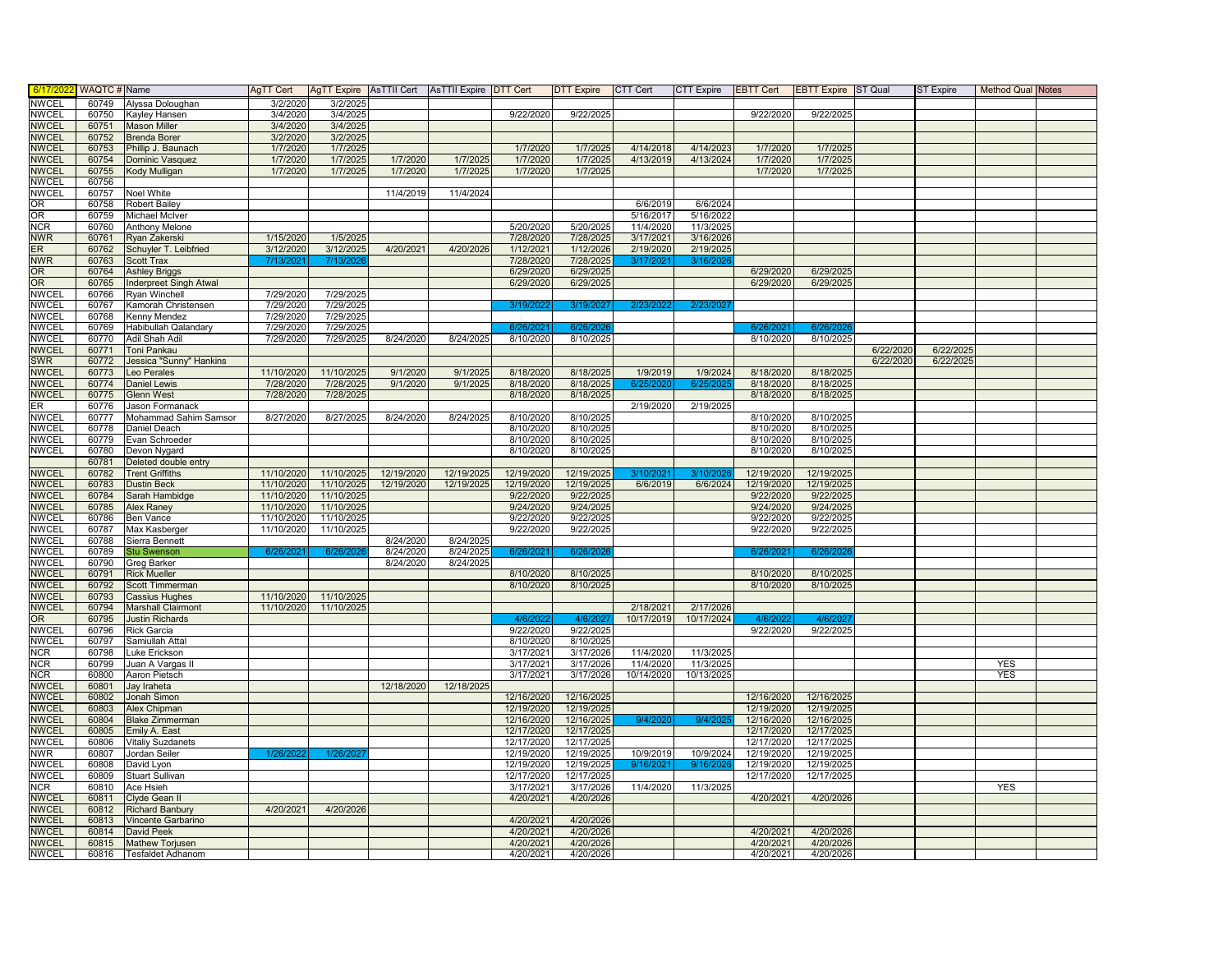| 6/17/2022 | WAQTC # | Name | AgTT Cert | AgTT Expire | AsTTII Cert | AsTTII Expire | DTT Cert | DTT Expire | CTT Cert | CTT Expire | EBTT Cert | EBTT Expire | ST Qual | ST Expire | Method Qual | Notes |
|---|---|---|---|---|---|---|---|---|---|---|---|---|---|---|---|---|
| NWCEL | 60749 | Alyssa Doloughan | 3/2/2020 | 3/2/2025 | | | | | | | | | | | | |
| NWCEL | 60750 | Kayley Hansen | 3/4/2020 | 3/4/2025 | | | 9/22/2020 | 9/22/2025 | | | 9/22/2020 | 9/22/2025 | | | | |
| NWCEL | 60751 | Mason Miller | 3/4/2020 | 3/4/2025 | | | | | | | | | | | | |
| NWCEL | 60752 | Brenda Borer | 3/2/2020 | 3/2/2025 | | | | | | | | | | | | |
| NWCEL | 60753 | Phillip J. Baunach | 1/7/2020 | 1/7/2025 | | | 1/7/2020 | 1/7/2025 | 4/14/2018 | 4/14/2023 | 1/7/2020 | 1/7/2025 | | | | |
| NWCEL | 60754 | Dominic Vasquez | 1/7/2020 | 1/7/2025 | 1/7/2020 | 1/7/2025 | 1/7/2020 | 1/7/2025 | 4/13/2019 | 4/13/2024 | 1/7/2020 | 1/7/2025 | | | | |
| NWCEL | 60755 | Kody Mulligan | 1/7/2020 | 1/7/2025 | 1/7/2020 | 1/7/2025 | 1/7/2020 | 1/7/2025 | | | 1/7/2020 | 1/7/2025 | | | | |
| NWCEL | 60756 | | | | | | | | | | | | | | | |
| NWCEL | 60757 | Noel White | | | 11/4/2019 | 11/4/2024 | | | | | | | | | | |
| OR | 60758 | Robert Bailey | | | | | | | 6/6/2019 | 6/6/2024 | | | | | | |
| OR | 60759 | Michael McIver | | | | | | | 5/16/2017 | 5/16/2022 | | | | | | |
| NCR | 60760 | Anthony Melone | | | | | 5/20/2020 | 5/20/2025 | 11/4/2020 | 11/3/2025 | | | | | | |
| NWR | 60761 | Ryan Zakerski | 1/15/2020 | 1/5/2025 | | | 7/28/2020 | 7/28/2025 | 3/17/2021 | 3/16/2026 | | | | | | |
| ER | 60762 | Schuyler T. Leibfried | 3/12/2020 | 3/12/2025 | 4/20/2021 | 4/20/2026 | 1/12/2021 | 1/12/2026 | 2/19/2020 | 2/19/2025 | | | | | | |
| NWR | 60763 | Scott Trax | 7/13/2021 | 7/13/2026 | | | 7/28/2020 | 7/28/2025 | 3/17/2021 | 3/16/2026 | | | | | | |
| OR | 60764 | Ashley Briggs | | | | | 6/29/2020 | 6/29/2025 | | | 6/29/2020 | 6/29/2025 | | | | |
| OR | 60765 | Inderpreet Singh Atwal | | | | | 6/29/2020 | 6/29/2025 | | | 6/29/2020 | 6/29/2025 | | | | |
| NWCEL | 60766 | Ryan Winchell | 7/29/2020 | 7/29/2025 | | | | | | | | | | | | |
| NWCEL | 60767 | Kamorah Christensen | 7/29/2020 | 7/29/2025 | | | 3/19/2022 | 3/19/2027 | 2/23/2022 | 2/23/2027 | | | | | | |
| NWCEL | 60768 | Kenny Mendez | 7/29/2020 | 7/29/2025 | | | | | | | | | | | | |
| NWCEL | 60769 | Habibullah Qalandary | 7/29/2020 | 7/29/2025 | | | 6/26/2021 | 6/26/2026 | | | 6/26/2021 | 6/26/2026 | | | | |
| NWCEL | 60770 | Adil Shah Adil | 7/29/2020 | 7/29/2025 | 8/24/2020 | 8/24/2025 | 8/10/2020 | 8/10/2025 | | | 8/10/2020 | 8/10/2025 | | | | |
| NWCEL | 60771 | Toni Pankau | | | | | | | | | | | 6/22/2020 | 6/22/2025 | | |
| SWR | 60772 | Jessica "Sunny" Hankins | | | | | | | | | | | 6/22/2020 | 6/22/2025 | | |
| NWCEL | 60773 | Leo Perales | 11/10/2020 | 11/10/2025 | 9/1/2020 | 9/1/2025 | 8/18/2020 | 8/18/2025 | 1/9/2019 | 1/9/2024 | 8/18/2020 | 8/18/2025 | | | | |
| NWCEL | 60774 | Daniel Lewis | 7/28/2020 | 7/28/2025 | 9/1/2020 | 9/1/2025 | 8/18/2020 | 8/18/2025 | 6/25/2020 | 6/25/2025 | 8/18/2020 | 8/18/2025 | | | | |
| NWCEL | 60775 | Glenn West | 7/28/2020 | 7/28/2025 | | | 8/18/2020 | 8/18/2025 | | | 8/18/2020 | 8/18/2025 | | | | |
| ER | 60776 | Jason Formanack | | | | | | | 2/19/2020 | 2/19/2025 | | | | | | |
| NWCEL | 60777 | Mohammad Sahim Samsor | 8/27/2020 | 8/27/2025 | 8/24/2020 | 8/24/2025 | 8/10/2020 | 8/10/2025 | | | 8/10/2020 | 8/10/2025 | | | | |
| NWCEL | 60778 | Daniel Deach | | | | | 8/10/2020 | 8/10/2025 | | | 8/10/2020 | 8/10/2025 | | | | |
| NWCEL | 60779 | Evan Schroeder | | | | | 8/10/2020 | 8/10/2025 | | | 8/10/2020 | 8/10/2025 | | | | |
| NWCEL | 60780 | Devon Nygard | | | | | 8/10/2020 | 8/10/2025 | | | 8/10/2020 | 8/10/2025 | | | | |
| | 60781 | Deleted double entry | | | | | | | | | | | | | | |
| NWCEL | 60782 | Trent Griffiths | 11/10/2020 | 11/10/2025 | 12/19/2020 | 12/19/2025 | 12/19/2020 | 12/19/2025 | 3/10/2021 | 3/10/2026 | 12/19/2020 | 12/19/2025 | | | | |
| NWCEL | 60783 | Dustin Beck | 11/10/2020 | 11/10/2025 | 12/19/2020 | 12/19/2025 | 12/19/2020 | 12/19/2025 | 6/6/2019 | 6/6/2024 | 12/19/2020 | 12/19/2025 | | | | |
| NWCEL | 60784 | Sarah Hambidge | 11/10/2020 | 11/10/2025 | | | 9/22/2020 | 9/22/2025 | | | 9/22/2020 | 9/22/2025 | | | | |
| NWCEL | 60785 | Alex Raney | 11/10/2020 | 11/10/2025 | | | 9/24/2020 | 9/24/2025 | | | 9/24/2020 | 9/24/2025 | | | | |
| NWCEL | 60786 | Ben Vance | 11/10/2020 | 11/10/2025 | | | 9/22/2020 | 9/22/2025 | | | 9/22/2020 | 9/22/2025 | | | | |
| NWCEL | 60787 | Max Kasberger | 11/10/2020 | 11/10/2025 | | | 9/22/2020 | 9/22/2025 | | | 9/22/2020 | 9/22/2025 | | | | |
| NWCEL | 60788 | Sierra Bennett | | | 8/24/2020 | 8/24/2025 | | | | | | | | | | |
| NWCEL | 60789 | Stu Swenson | 6/26/2021 | 6/26/2026 | 8/24/2020 | 8/24/2025 | 6/26/2021 | 6/26/2026 | | | 6/26/2021 | 6/26/2026 | | | | |
| NWCEL | 60790 | Greg Barker | | | 8/24/2020 | 8/24/2025 | | | | | | | | | | |
| NWCEL | 60791 | Rick Mueller | | | | | 8/10/2020 | 8/10/2025 | | | 8/10/2020 | 8/10/2025 | | | | |
| NWCEL | 60792 | Scott Timmerman | | | | | 8/10/2020 | 8/10/2025 | | | 8/10/2020 | 8/10/2025 | | | | |
| NWCEL | 60793 | Cassius Hughes | 11/10/2020 | 11/10/2025 | | | | | | | | | | | | |
| NWCEL | 60794 | Marshall Clairmont | 11/10/2020 | 11/10/2025 | | | | | 2/18/2021 | 2/17/2026 | | | | | | |
| OR | 60795 | Justin Richards | | | | | 4/6/2022 | 4/6/2027 | 10/17/2019 | 10/17/2024 | 4/6/2022 | 4/6/2027 | | | | |
| NWCEL | 60796 | Rick Garcia | | | | | 9/22/2020 | 9/22/2025 | | | 9/22/2020 | 9/22/2025 | | | | |
| NWCEL | 60797 | Samiullah Attal | | | | | 8/10/2020 | 8/10/2025 | | | | | | | | |
| NCR | 60798 | Luke Erickson | | | | | 3/17/2021 | 3/17/2026 | 11/4/2020 | 11/3/2025 | | | | | | |
| NCR | 60799 | Juan A Vargas II | | | | | 3/17/2021 | 3/17/2026 | 11/4/2020 | 11/3/2025 | | | | | YES | |
| NCR | 60800 | Aaron Pietsch | | | | | 3/17/2021 | 3/17/2026 | 10/14/2020 | 10/13/2025 | | | | | YES | |
| NWCEL | 60801 | Jay Iraheta | | | 12/18/2020 | 12/18/2025 | | | | | | | | | | |
| NWCEL | 60802 | Jonah Simon | | | | | 12/16/2020 | 12/16/2025 | | | 12/16/2020 | 12/16/2025 | | | | |
| NWCEL | 60803 | Alex Chipman | | | | | 12/19/2020 | 12/19/2025 | | | 12/19/2020 | 12/19/2025 | | | | |
| NWCEL | 60804 | Blake Zimmerman | | | | | 12/16/2020 | 12/16/2025 | 9/4/2020 | 9/4/2025 | 12/16/2020 | 12/16/2025 | | | | |
| NWCEL | 60805 | Emily A. East | | | | | 12/17/2020 | 12/17/2025 | | | 12/17/2020 | 12/17/2025 | | | | |
| NWCEL | 60806 | Vitaliy Suzdanets | | | | | 12/17/2020 | 12/17/2025 | | | 12/17/2020 | 12/17/2025 | | | | |
| NWR | 60807 | Jordan Seiler | 1/26/2022 | 1/26/2027 | | | 12/19/2020 | 12/19/2025 | 10/9/2019 | 10/9/2024 | 12/19/2020 | 12/19/2025 | | | | |
| NWCEL | 60808 | David Lyon | | | | | 12/19/2020 | 12/19/2025 | 9/16/2021 | 9/16/2026 | 12/19/2020 | 12/19/2025 | | | | |
| NWCEL | 60809 | Stuart Sullivan | | | | | 12/17/2020 | 12/17/2025 | | | 12/17/2020 | 12/17/2025 | | | | |
| NCR | 60810 | Ace Hsieh | | | | | 3/17/2021 | 3/17/2026 | 11/4/2020 | 11/3/2025 | | | | | YES | |
| NWCEL | 60811 | Clyde Gean II | | | | | 4/20/2021 | 4/20/2026 | | | 4/20/2021 | 4/20/2026 | | | | |
| NWCEL | 60812 | Richard Banbury | 4/20/2021 | 4/20/2026 | | | | | | | | | | | | |
| NWCEL | 60813 | Vincente Garbarino | | | | | 4/20/2021 | 4/20/2026 | | | | | | | | |
| NWCEL | 60814 | David Peek | | | | | 4/20/2021 | 4/20/2026 | | | 4/20/2021 | 4/20/2026 | | | | |
| NWCEL | 60815 | Mathew Torjusen | | | | | 4/20/2021 | 4/20/2026 | | | 4/20/2021 | 4/20/2026 | | | | |
| NWCEL | 60816 | Tesfaldet Adhanom | | | | | 4/20/2021 | 4/20/2026 | | | 4/20/2021 | 4/20/2026 | | | | |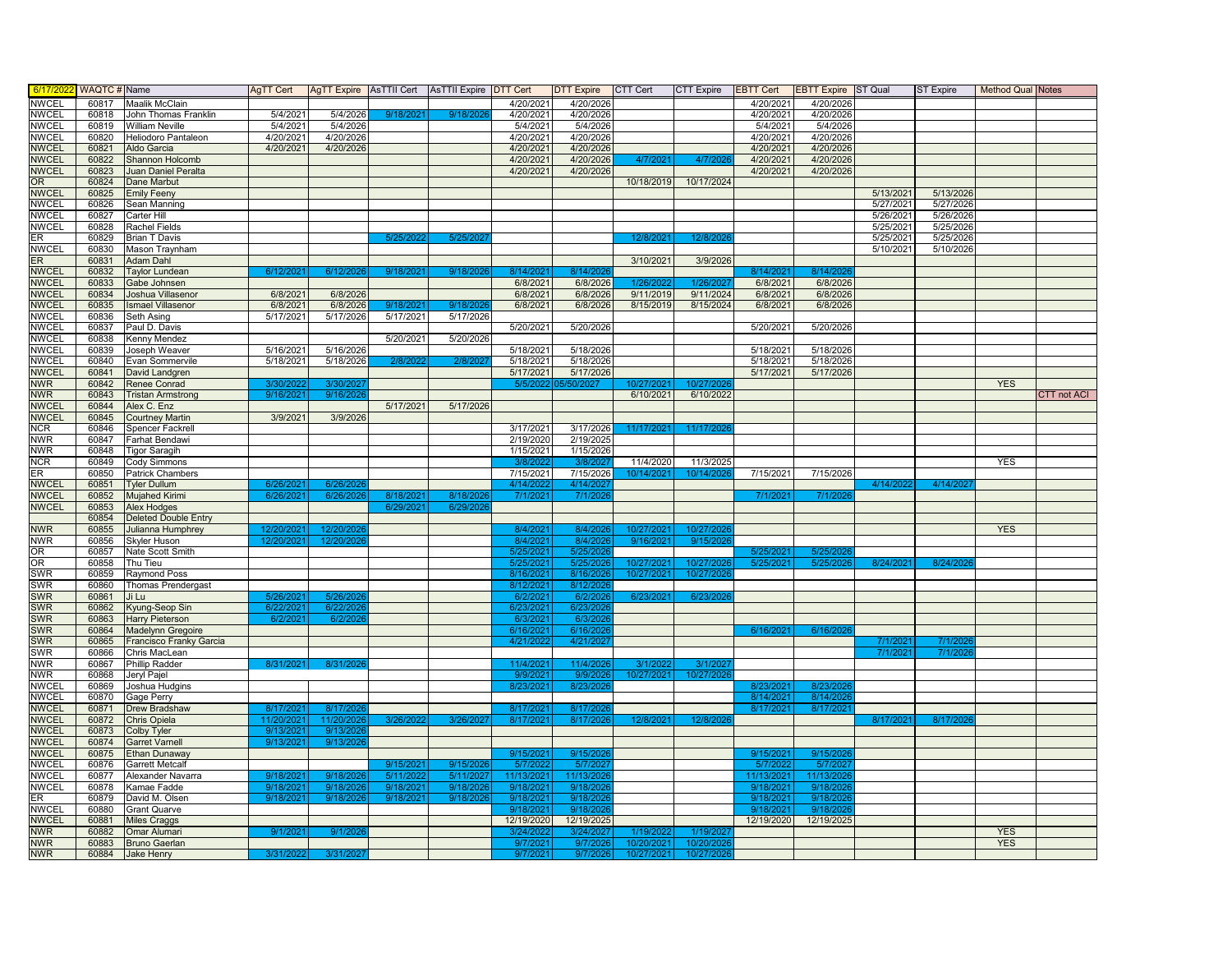| 6/17/2022 | WAQTC # | Name | AgTT Cert | AgTT Expire | AsTTII Cert | AsTTII Expire | DTT Cert | DTT Expire | CTT Cert | CTT Expire | EBTT Cert | EBTT Expire | ST Qual | ST Expire | Method Qual | Notes |
|---|---|---|---|---|---|---|---|---|---|---|---|---|---|---|---|---|
| NWCEL | 60817 | Maalik McClain | | | | | 4/20/2021 | 4/20/2026 | | | 4/20/2021 | 4/20/2026 | | | | |
| NWCEL | 60818 | John Thomas Franklin | 5/4/2021 | 5/4/2026 | 9/18/2021 | 9/18/2026 | 4/20/2021 | 4/20/2026 | | | 4/20/2021 | 4/20/2026 | | | | |
| NWCEL | 60819 | William Neville | 5/4/2021 | 5/4/2026 | | | 5/4/2021 | 5/4/2026 | | | 5/4/2021 | 5/4/2026 | | | | |
| NWCEL | 60820 | Heliodoro Pantaleon | 4/20/2021 | 4/20/2026 | | | 4/20/2021 | 4/20/2026 | | | 4/20/2021 | 4/20/2026 | | | | |
| NWCEL | 60821 | Aldo Garcia | 4/20/2021 | 4/20/2026 | | | 4/20/2021 | 4/20/2026 | | | 4/20/2021 | 4/20/2026 | | | | |
| NWCEL | 60822 | Shannon Holcomb | | | | | 4/20/2021 | 4/20/2026 | 4/7/2021 | 4/7/2026 | 4/20/2021 | 4/20/2026 | | | | |
| NWCEL | 60823 | Juan Daniel Peralta | | | | | 4/20/2021 | 4/20/2026 | | | 4/20/2021 | 4/20/2026 | | | | |
| OR | 60824 | Dane Marbut | | | | | | | 10/18/2019 | 10/17/2024 | | | | | | |
| NWCEL | 60825 | Emily Feeny | | | | | | | | | | | 5/13/2021 | 5/13/2026 | | |
| NWCEL | 60826 | Sean Manning | | | | | | | | | | | 5/27/2021 | 5/27/2026 | | |
| NWCEL | 60827 | Carter Hill | | | | | | | | | | | 5/26/2021 | 5/26/2026 | | |
| NWCEL | 60828 | Rachel Fields | | | | | | | | | | | 5/25/2021 | 5/25/2026 | | |
| ER | 60829 | Brian T Davis | | | 5/25/2022 | 5/25/2027 | | | 12/8/2021 | 12/8/2026 | | | 5/25/2021 | 5/25/2026 | | |
| NWCEL | 60830 | Mason Traynham | | | | | | | | | | | 5/10/2021 | 5/10/2026 | | |
| ER | 60831 | Adam Dahl | | | | | | | 3/10/2021 | 3/9/2026 | | | | | | |
| NWCEL | 60832 | Taylor Lundean | 6/12/2021 | 6/12/2026 | 9/18/2021 | 9/18/2026 | 8/14/2021 | 8/14/2026 | | | 8/14/2021 | 8/14/2026 | | | | |
| NWCEL | 60833 | Gabe Johnsen | | | | | 6/8/2021 | 6/8/2026 | 1/26/2022 | 1/26/2027 | 6/8/2021 | 6/8/2026 | | | | |
| NWCEL | 60834 | Joshua Villasenor | 6/8/2021 | 6/8/2026 | | | 6/8/2021 | 6/8/2026 | 9/11/2019 | 9/11/2024 | 6/8/2021 | 6/8/2026 | | | | |
| NWCEL | 60835 | Ismael Villasenor | 6/8/2021 | 6/8/2026 | 9/18/2021 | 9/18/2026 | 6/8/2021 | 6/8/2026 | 8/15/2019 | 8/15/2024 | 6/8/2021 | 6/8/2026 | | | | |
| NWCEL | 60836 | Seth Asing | 5/17/2021 | 5/17/2026 | 5/17/2021 | 5/17/2026 | | | | | | | | | | |
| NWCEL | 60837 | Paul D. Davis | | | | | 5/20/2021 | 5/20/2026 | | | 5/20/2021 | 5/20/2026 | | | | |
| NWCEL | 60838 | Kenny Mendez | | | 5/20/2021 | 5/20/2026 | | | | | | | | | | |
| NWCEL | 60839 | Joseph Weaver | 5/16/2021 | 5/16/2026 | | | 5/18/2021 | 5/18/2026 | | | 5/18/2021 | 5/18/2026 | | | | |
| NWCEL | 60840 | Evan Sommervile | 5/18/2021 | 5/18/2026 | 2/8/2022 | 2/8/2027 | 5/18/2021 | 5/18/2026 | | | 5/18/2021 | 5/18/2026 | | | | |
| NWCEL | 60841 | David Landgren | | | | | 5/17/2021 | 5/17/2026 | | | 5/17/2021 | 5/17/2026 | | | | |
| NWR | 60842 | Renee Conrad | 3/30/2022 | 3/30/2027 | | | 5/5/2022 | 05/50/2027 | 10/27/2021 | 10/27/2026 | | | | | YES | |
| NWR | 60843 | Tristan Armstrong | 9/16/2021 | 9/16/2026 | | | | | 6/10/2021 | 6/10/2022 | | | | | | CTT not ACI |
| NWCEL | 60844 | Alex C. Enz | | | 5/17/2021 | 5/17/2026 | | | | | | | | | | |
| NWCEL | 60845 | Courtney Martin | 3/9/2021 | 3/9/2026 | | | | | | | | | | | | |
| NCR | 60846 | Spencer Fackrell | | | | | 3/17/2021 | 3/17/2026 | 11/17/2021 | 11/17/2026 | | | | | | |
| NWR | 60847 | Farhat Bendawi | | | | | 2/19/2020 | 2/19/2025 | | | | | | | | |
| NWR | 60848 | Tigor Saragih | | | | | 1/15/2021 | 1/15/2026 | | | | | | | | |
| NCR | 60849 | Cody Simmons | | | | | 3/8/2022 | 3/8/2027 | 11/4/2020 | 11/3/2025 | | | | | YES | |
| ER | 60850 | Patrick Chambers | | | | | 7/15/2021 | 7/15/2026 | 10/14/2021 | 10/14/2026 | 7/15/2021 | 7/15/2026 | | | | |
| NWCEL | 60851 | Tyler Dullum | 6/26/2021 | 6/26/2026 | | | 4/14/2022 | 4/14/2027 | | | | | 4/14/2022 | 4/14/2027 | | |
| NWCEL | 60852 | Mujahed Kirimi | 6/26/2021 | 6/26/2026 | 8/18/2021 | 8/18/2026 | 7/1/2021 | 7/1/2026 | | | 7/1/2021 | 7/1/2026 | | | | |
| NWCEL | 60853 | Alex Hodges | | | 6/29/2021 | 6/29/2026 | | | | | | | | | | |
| | 60854 | Deleted Double Entry | | | | | | | | | | | | | | |
| NWR | 60855 | Julianna Humphrey | 12/20/2021 | 12/20/2026 | | | 8/4/2021 | 8/4/2026 | 10/27/2021 | 10/27/2026 | | | | | YES | |
| NWR | 60856 | Skyler Huson | 12/20/2021 | 12/20/2026 | | | 8/4/2021 | 8/4/2026 | 9/16/2021 | 9/15/2026 | | | | | | |
| OR | 60857 | Nate Scott Smith | | | | | 5/25/2021 | 5/25/2026 | | | 5/25/2021 | 5/25/2026 | | | | |
| OR | 60858 | Thu Tieu | | | | | 5/25/2021 | 5/25/2026 | 10/27/2021 | 10/27/2026 | 5/25/2021 | 5/25/2026 | 8/24/2021 | 8/24/2026 | | |
| SWR | 60859 | Raymond Poss | | | | | 8/16/2021 | 8/16/2026 | 10/27/2021 | 10/27/2026 | | | | | | |
| SWR | 60860 | Thomas Prendergast | | | | | 8/12/2021 | 8/12/2026 | | | | | | | | |
| SWR | 60861 | Ji Lu | 5/26/2021 | 5/26/2026 | | | 6/2/2021 | 6/2/2026 | 6/23/2021 | 6/23/2026 | | | | | | |
| SWR | 60862 | Kyung-Seop Sin | 6/22/2021 | 6/22/2026 | | | 6/23/2021 | 6/23/2026 | | | | | | | | |
| SWR | 60863 | Harry Pieterson | 6/2/2021 | 6/2/2026 | | | 6/3/2021 | 6/3/2026 | | | | | | | | |
| SWR | 60864 | Madelynn Gregoire | | | | | 6/16/2021 | 6/16/2026 | | | 6/16/2021 | 6/16/2026 | | | | |
| SWR | 60865 | Francisco Franky Garcia | | | | | 4/21/2022 | 4/21/2027 | | | | | 7/1/2021 | 7/1/2026 | | |
| SWR | 60866 | Chris MacLean | | | | | | | | | | | 7/1/2021 | 7/1/2026 | | |
| NWR | 60867 | Phillip Radder | 8/31/2021 | 8/31/2026 | | | 11/4/2021 | 11/4/2026 | 3/1/2022 | 3/1/2027 | | | | | | |
| NWR | 60868 | Jeryl Pajel | | | | | 9/9/2021 | 9/9/2026 | 10/27/2021 | 10/27/2026 | | | | | | |
| NWCEL | 60869 | Joshua Hudgins | | | | | 8/23/2021 | 8/23/2026 | | | 8/23/2021 | 8/23/2026 | | | | |
| NWCEL | 60870 | Gage Perry | | | | | | | | | 8/14/2021 | 8/14/2026 | | | | |
| NWCEL | 60871 | Drew Bradshaw | 8/17/2021 | 8/17/2026 | | | 8/17/2021 | 8/17/2026 | | | 8/17/2021 | 8/17/2021 | | | | |
| NWCEL | 60872 | Chris Opiela | 11/20/2021 | 11/20/2026 | 3/26/2022 | 3/26/2027 | 8/17/2021 | 8/17/2026 | 12/8/2021 | 12/8/2026 | | | 8/17/2021 | 8/17/2026 | | |
| NWCEL | 60873 | Colby Tyler | 9/13/2021 | 9/13/2026 | | | | | | | | | | | | |
| NWCEL | 60874 | Garret Varnell | 9/13/2021 | 9/13/2026 | | | | | | | | | | | | |
| NWCEL | 60875 | Ethan Dunaway | | | | | 9/15/2021 | 9/15/2026 | | | 9/15/2021 | 9/15/2026 | | | | |
| NWCEL | 60876 | Garrett Metcalf | | | 9/15/2021 | 9/15/2026 | 5/7/2022 | 5/7/2027 | | | 5/7/2022 | 5/7/2027 | | | | |
| NWCEL | 60877 | Alexander Navarra | 9/18/2021 | 9/18/2026 | 5/11/2022 | 5/11/2027 | 11/13/2021 | 11/13/2026 | | | 11/13/2021 | 11/13/2026 | | | | |
| NWCEL | 60878 | Kamae Fadde | 9/18/2021 | 9/18/2026 | 9/18/2021 | 9/18/2026 | 9/18/2021 | 9/18/2026 | | | 9/18/2021 | 9/18/2026 | | | | |
| ER | 60879 | David M. Olsen | 9/18/2021 | 9/18/2026 | 9/18/2021 | 9/18/2026 | 9/18/2021 | 9/18/2026 | | | 9/18/2021 | 9/18/2026 | | | | |
| NWCEL | 60880 | Grant Quarve | | | | | 9/18/2021 | 9/18/2026 | | | 9/18/2021 | 9/18/2026 | | | | |
| NWCEL | 60881 | Miles Craggs | | | | | 12/19/2020 | 12/19/2025 | | | 12/19/2020 | 12/19/2025 | | | | |
| NWR | 60882 | Omar Alumari | 9/1/2021 | 9/1/2026 | | | 3/24/2022 | 3/24/2027 | 1/19/2022 | 1/19/2027 | | | | | YES | |
| NWR | 60883 | Bruno Gaerlan | | | | | 9/7/2021 | 9/7/2026 | 10/20/2021 | 10/20/2026 | | | | | YES | |
| NWR | 60884 | Jake Henry | 3/31/2022 | 3/31/2027 | | | 9/7/2021 | 9/7/2026 | 10/27/2021 | 10/27/2026 | | | | | | |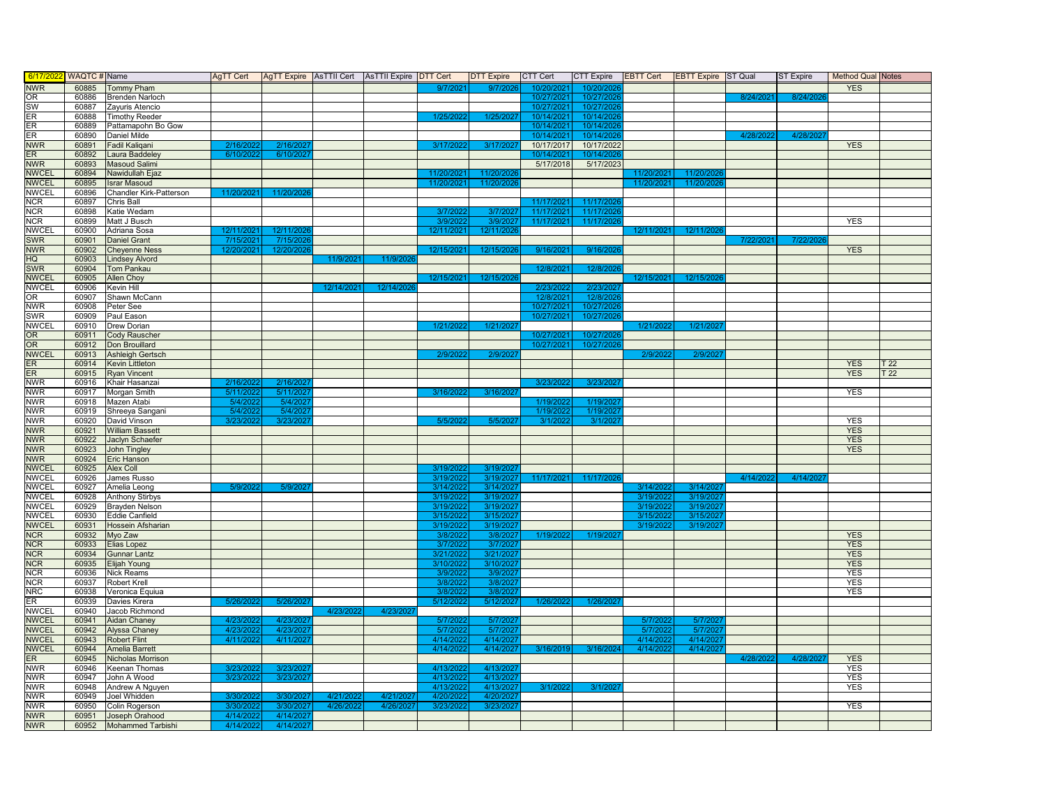| 6/17/2022 | WAQTC # | Name | AgTT Cert | AgTT Expire | AsTTII Cert | AsTTII Expire | DTT Cert | DTT Expire | CTT Cert | CTT Expire | EBTT Cert | EBTT Expire | ST Qual | ST Expire | Method Qual | Notes |
|---|---|---|---|---|---|---|---|---|---|---|---|---|---|---|---|---|
| NWR | 60885 | Tommy Pham | | | | | 9/7/2021 | 9/7/2026 | 10/20/2021 | 10/20/2026 | | | | | YES | |
| OR | 60886 | Brenden Narloch | | | | | | | 10/27/2021 | 10/27/2026 | | | 8/24/2021 | 8/24/2026 | | |
| SW | 60887 | Zayuris Atencio | | | | | | | 10/27/2021 | 10/27/2026 | | | | | | |
| ER | 60888 | Timothy Reeder | | | | | 1/25/2022 | 1/25/2027 | 10/14/2021 | 10/14/2026 | | | | | | |
| ER | 60889 | Pattamapohn Bo Gow | | | | | | | 10/14/2021 | 10/14/2026 | | | | | | |
| ER | 60890 | Daniel Milde | | | | | | | 10/14/2021 | 10/14/2026 | | | 4/28/2022 | 4/28/2027 | | |
| NWR | 60891 | Fadil Kaliqani | 2/16/2022 | 2/16/2027 | | | 3/17/2022 | 3/17/2027 | 10/17/2017 | 10/17/2022 | | | | | YES | |
| ER | 60892 | Laura Baddeley | 6/10/2022 | 6/10/2027 | | | | | 10/14/2021 | 10/14/2026 | | | | | | |
| NWR | 60893 | Masoud Salimi | | | | | | | 5/17/2018 | 5/17/2023 | | | | | | |
| NWCEL | 60894 | Nawidullah Ejaz | | | | | 11/20/2021 | 11/20/2026 | | | 11/20/2021 | 11/20/2026 | | | | |
| NWCEL | 60895 | Israr Masoud | | | | | 11/20/2021 | 11/20/2026 | | | 11/20/2021 | 11/20/2026 | | | | |
| NWCEL | 60896 | Chandler Kirk-Patterson | 11/20/2021 | 11/20/2026 | | | | | | | | | | | | |
| NCR | 60897 | Chris Ball | | | | | | | 11/17/2021 | 11/17/2026 | | | | | | |
| NCR | 60898 | Katie Wedam | | | | | 3/7/2022 | 3/7/2027 | 11/17/2021 | 11/17/2026 | | | | | | |
| NCR | 60899 | Matt J Busch | | | | | 3/9/2022 | 3/9/2027 | 11/17/2021 | 11/17/2026 | | | | | YES | |
| NWCEL | 60900 | Adriana Sosa | 12/11/2021 | 12/11/2026 | | | 12/11/2021 | 12/11/2026 | | | 12/11/2021 | 12/11/2026 | | | | |
| SWR | 60901 | Daniel Grant | 7/15/2021 | 7/15/2026 | | | | | | | | | 7/22/2021 | 7/22/2026 | | |
| NWR | 60902 | Cheyenne Ness | 12/20/2021 | 12/20/2026 | | | 12/15/2021 | 12/15/2026 | 9/16/2021 | 9/16/2026 | | | | | YES | |
| HQ | 60903 | Lindsey Alvord | | | 11/9/2021 | 11/9/2026 | | | | | | | | | | |
| SWR | 60904 | Tom Pankau | | | | | | | 12/8/2021 | 12/8/2026 | | | | | | |
| NWCEL | 60905 | Allen Choy | | | | | 12/15/2021 | 12/15/2026 | | | 12/15/2021 | 12/15/2026 | | | | |
| NWCEL | 60906 | Kevin Hill | | | 12/14/2021 | 12/14/2026 | | | 2/23/2022 | 2/23/2027 | | | | | | |
| OR | 60907 | Shawn McCann | | | | | | | 12/8/2021 | 12/8/2026 | | | | | | |
| NWR | 60908 | Peter See | | | | | | | 10/27/2021 | 10/27/2026 | | | | | | |
| SWR | 60909 | Paul Eason | | | | | | | 10/27/2021 | 10/27/2026 | | | | | | |
| NWCEL | 60910 | Drew Dorian | | | | | 1/21/2022 | 1/21/2027 | | | 1/21/2022 | 1/21/2027 | | | | |
| OR | 60911 | Cody Rauscher | | | | | | | 10/27/2021 | 10/27/2026 | | | | | | |
| OR | 60912 | Don Brouillard | | | | | | | 10/27/2021 | 10/27/2026 | | | | | | |
| NWCEL | 60913 | Ashleigh Gertsch | | | | | 2/9/2022 | 2/9/2027 | | | 2/9/2022 | 2/9/2027 | | | | |
| ER | 60914 | Kevin Littleton | | | | | | | | | | | | | YES | T 22 |
| ER | 60915 | Ryan Vincent | | | | | | | | | | | | | YES | T 22 |
| NWR | 60916 | Khair Hasanzai | 2/16/2022 | 2/16/2027 | | | | | 3/23/2022 | 3/23/2027 | | | | | | |
| NWR | 60917 | Morgan Smith | 5/11/2022 | 5/11/2027 | | | 3/16/2022 | 3/16/2027 | | | | | | | YES | |
| NWR | 60918 | Mazen Atabi | 5/4/2022 | 5/4/2027 | | | | | 1/19/2022 | 1/19/2027 | | | | | | |
| NWR | 60919 | Shreeya Sangani | 5/4/2022 | 5/4/2027 | | | | | 1/19/2022 | 1/19/2027 | | | | | | |
| NWR | 60920 | David Vinson | 3/23/2022 | 3/23/2027 | | | 5/5/2022 | 5/5/2027 | 3/1/2022 | 3/1/2027 | | | | | YES | |
| NWR | 60921 | William Bassett | | | | | | | | | | | | | YES | |
| NWR | 60922 | Jaclyn Schaefer | | | | | | | | | | | | | YES | |
| NWR | 60923 | John Tingley | | | | | | | | | | | | | YES | |
| NWR | 60924 | Eric Hanson | | | | | | | | | | | | | | |
| NWCEL | 60925 | Alex Coll | | | | | 3/19/2022 | 3/19/2027 | | | | | | | | |
| NWCEL | 60926 | James Russo | | | | | 3/19/2022 | 3/19/2027 | 11/17/2021 | 11/17/2026 | | | 4/14/2022 | 4/14/2027 | | |
| NWCEL | 60927 | Amelia Leong | 5/9/2022 | 5/9/2027 | | | 3/14/2022 | 3/14/2027 | | | 3/14/2022 | 3/14/2027 | | | | |
| NWCEL | 60928 | Anthony Stirbys | | | | | 3/19/2022 | 3/19/2027 | | | 3/19/2022 | 3/19/2027 | | | | |
| NWCEL | 60929 | Brayden Nelson | | | | | 3/19/2022 | 3/19/2027 | | | 3/19/2022 | 3/19/2027 | | | | |
| NWCEL | 60930 | Eddie Canfield | | | | | 3/15/2022 | 3/15/2027 | | | 3/15/2022 | 3/15/2027 | | | | |
| NWCEL | 60931 | Hossein Afsharian | | | | | 3/19/2022 | 3/19/2027 | | | 3/19/2022 | 3/19/2027 | | | | |
| NCR | 60932 | Myo Zaw | | | | | 3/8/2022 | 3/8/2027 | 1/19/2022 | 1/19/2027 | | | | | YES | |
| NCR | 60933 | Elias Lopez | | | | | 3/7/2022 | 3/7/2027 | | | | | | | YES | |
| NCR | 60934 | Gunnar Lantz | | | | | 3/21/2022 | 3/21/2027 | | | | | | | YES | |
| NCR | 60935 | Elijah Young | | | | | 3/10/2022 | 3/10/2027 | | | | | | | YES | |
| NCR | 60936 | Nick Reams | | | | | 3/9/2022 | 3/9/2027 | | | | | | | YES | |
| NCR | 60937 | Robert Krell | | | | | 3/8/2022 | 3/8/2027 | | | | | | | YES | |
| NRC | 60938 | Veronica Equiua | | | | | 3/8/2022 | 3/8/2027 | | | | | | | YES | |
| ER | 60939 | Davies Kirera | 5/26/2022 | 5/26/2027 | | | 5/12/2022 | 5/12/2027 | 1/26/2022 | 1/26/2027 | | | | | | |
| NWCEL | 60940 | Jacob Richmond | | | 4/23/2022 | 4/23/2027 | | | | | | | | | | |
| NWCEL | 60941 | Aidan Chaney | 4/23/2022 | 4/23/2027 | | | 5/7/2022 | 5/7/2027 | | | 5/7/2022 | 5/7/2027 | | | | |
| NWCEL | 60942 | Alyssa Chaney | 4/23/2022 | 4/23/2027 | | | 5/7/2022 | 5/7/2027 | | | 5/7/2022 | 5/7/2027 | | | | |
| NWCEL | 60943 | Robert Flint | 4/11/2022 | 4/11/2027 | | | 4/14/2022 | 4/14/2027 | | | 4/14/2022 | 4/14/2027 | | | | |
| NWCEL | 60944 | Amelia Barrett | | | | | 4/14/2022 | 4/14/2027 | 3/16/2019 | 3/16/2024 | 4/14/2022 | 4/14/2027 | | | | |
| ER | 60945 | Nicholas Morrison | | | | | | | | | | | 4/28/2022 | 4/28/2027 | YES | |
| NWR | 60946 | Keenan Thomas | 3/23/2022 | 3/23/2027 | | | 4/13/2022 | 4/13/2027 | | | | | | | YES | |
| NWR | 60947 | John A Wood | 3/23/2022 | 3/23/2027 | | | 4/13/2022 | 4/13/2027 | | | | | | | YES | |
| NWR | 60948 | Andrew A Nguyen | | | | | 4/13/2022 | 4/13/2027 | 3/1/2022 | 3/1/2027 | | | | | YES | |
| NWR | 60949 | Joel Whidden | 3/30/2022 | 3/30/2027 | 4/21/2022 | 4/21/2027 | 4/20/2022 | 4/20/2027 | | | | | | | | |
| NWR | 60950 | Colin Rogerson | 3/30/2022 | 3/30/2027 | 4/26/2022 | 4/26/2027 | 3/23/2022 | 3/23/2027 | | | | | | | YES | |
| NWR | 60951 | Joseph Orahood | 4/14/2022 | 4/14/2027 | | | | | | | | | | | | |
| NWR | 60952 | Mohammed Tarbishi | 4/14/2022 | 4/14/2027 | | | | | | | | | | | | |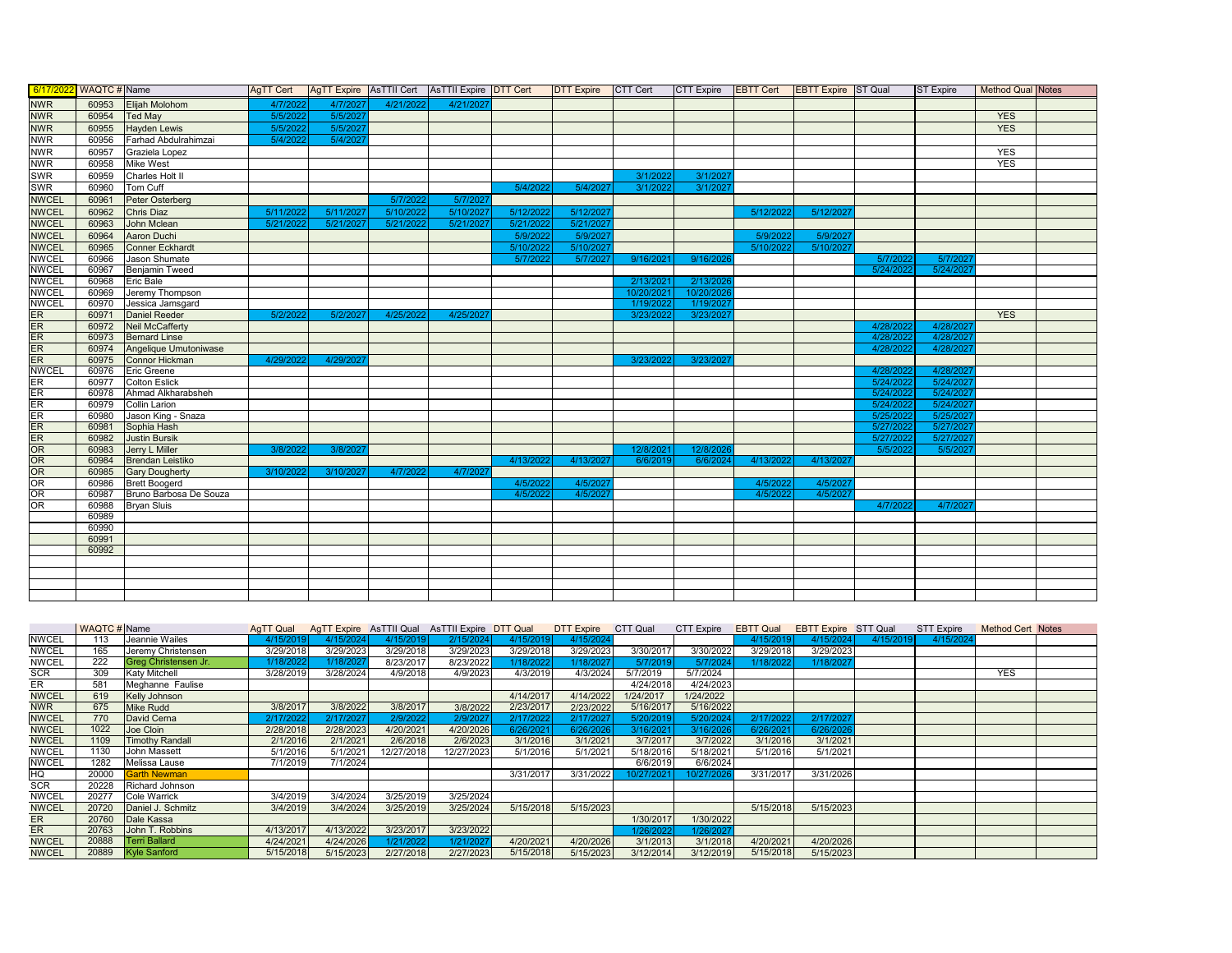| 6/17/2022 | WAQTC # | Name | AgTT Cert | AgTT Expire | AsTTII Cert | AsTTII Expire | DTT Cert | DTT Expire | CTT Cert | CTT Expire | EBTT Cert | EBTT Expire | ST Qual | ST Expire | Method Qual | Notes |
|---|---|---|---|---|---|---|---|---|---|---|---|---|---|---|---|---|
| NWR | 60953 | Elijah Molohom | 4/7/2022 | 4/7/2027 | 4/21/2022 | 4/21/2027 | | | | | | | | | | |
| NWR | 60954 | Ted May | 5/5/2022 | 5/5/2027 | | | | | | | | | | | YES | |
| NWR | 60955 | Hayden Lewis | 5/5/2022 | 5/5/2027 | | | | | | | | | | | YES | |
| NWR | 60956 | Farhad Abdulrahimzai | 5/4/2022 | 5/4/2027 | | | | | | | | | | | | |
| NWR | 60957 | Graziela Lopez | | | | | | | | | | | | | YES | |
| NWR | 60958 | Mike West | | | | | | | | | | | | | YES | |
| SWR | 60959 | Charles Holt II | | | | | | | 3/1/2022 | 3/1/2027 | | | | | | |
| SWR | 60960 | Tom Cuff | | | | | 5/4/2022 | 5/4/2027 | 3/1/2022 | 3/1/2027 | | | | | | |
| NWCEL | 60961 | Peter Osterberg | | | 5/7/2022 | 5/7/2027 | | | | | | | | | | |
| NWCEL | 60962 | Chris Diaz | 5/11/2022 | 5/11/2027 | 5/10/2022 | 5/10/2027 | 5/12/2022 | 5/12/2027 | | | 5/12/2022 | 5/12/2027 | | | | |
| NWCEL | 60963 | John Mclean | 5/21/2022 | 5/21/2027 | 5/21/2022 | 5/21/2027 | 5/21/2022 | 5/21/2027 | | | | | | | | |
| NWCEL | 60964 | Aaron Duchi | | | | | 5/9/2022 | 5/9/2027 | | | 5/9/2022 | 5/9/2027 | | | | |
| NWCEL | 60965 | Conner Eckhardt | | | | | 5/10/2022 | 5/10/2027 | | | 5/10/2022 | 5/10/2027 | | | | |
| NWCEL | 60966 | Jason Shumate | | | | | 5/7/2022 | 5/7/2027 | 9/16/2021 | 9/16/2026 | | | 5/7/2022 | 5/7/2027 | | |
| NWCEL | 60967 | Benjamin Tweed | | | | | | | | | | | 5/24/2022 | 5/24/2027 | | |
| NWCEL | 60968 | Eric Bale | | | | | | | 2/13/2021 | 2/13/2026 | | | | | | |
| NWCEL | 60969 | Jeremy Thompson | | | | | | | 10/20/2021 | 10/20/2026 | | | | | | |
| NWCEL | 60970 | Jessica Jamsgard | | | | | | | 1/19/2022 | 1/19/2027 | | | | | | |
| ER | 60971 | Daniel Reeder | 5/2/2022 | 5/2/2027 | 4/25/2022 | 4/25/2027 | | | 3/23/2022 | 3/23/2027 | | | | | YES | |
| ER | 60972 | Neil McCafferty | | | | | | | | | | | 4/28/2022 | 4/28/2027 | | |
| ER | 60973 | Bernard Linse | | | | | | | | | | | 4/28/2022 | 4/28/2027 | | |
| ER | 60974 | Angelique Umutoniwase | | | | | | | | | | | 4/28/2022 | 4/28/2027 | | |
| ER | 60975 | Connor Hickman | 4/29/2022 | 4/29/2027 | | | | | 3/23/2022 | 3/23/2027 | | | | | | |
| NWCEL | 60976 | Eric Greene | | | | | | | | | | | 4/28/2022 | 4/28/2027 | | |
| ER | 60977 | Colton Eslick | | | | | | | | | | | 5/24/2022 | 5/24/2027 | | |
| ER | 60978 | Ahmad Alkharabsheh | | | | | | | | | | | 5/24/2022 | 5/24/2027 | | |
| ER | 60979 | Collin Larion | | | | | | | | | | | 5/24/2022 | 5/24/2027 | | |
| ER | 60980 | Jason King - Snaza | | | | | | | | | | | 5/25/2022 | 5/25/2027 | | |
| ER | 60981 | Sophia Hash | | | | | | | | | | | 5/27/2022 | 5/27/2027 | | |
| ER | 60982 | Justin Bursik | | | | | | | | | | | 5/27/2022 | 5/27/2027 | | |
| OR | 60983 | Jerry L Miller | 3/8/2022 | 3/8/2027 | | | | | 12/8/2021 | 12/8/2026 | | | 5/5/2022 | 5/5/2027 | | |
| OR | 60984 | Brendan Leistiko | | | | | 4/13/2022 | 4/13/2027 | 6/6/2019 | 6/6/2024 | 4/13/2022 | 4/13/2027 | | | | |
| OR | 60985 | Gary Dougherty | 3/10/2022 | 3/10/2027 | 4/7/2022 | 4/7/2027 | | | | | | | | | | |
| OR | 60986 | Brett Boogerd | | | | | 4/5/2022 | 4/5/2027 | | | 4/5/2022 | 4/5/2027 | | | | |
| OR | 60987 | Bruno Barbosa De Souza | | | | | 4/5/2022 | 4/5/2027 | | | 4/5/2022 | 4/5/2027 | | | | |
| OR | 60988 | Bryan Sluis | | | | | | | | | | | 4/7/2022 | 4/7/2027 | | |
| | 60989 | | | | | | | | | | | | | | | |
| | 60990 | | | | | | | | | | | | | | | |
| | 60991 | | | | | | | | | | | | | | | |
| | 60992 | | | | | | | | | | | | | | | |

| | WAQTC # | Name | AgTT Qual | AgTT Expire | AsTTII Qual | AsTTII Expire | DTT Qual | DTT Expire | CTT Qual | CTT Expire | EBTT Qual | EBTT Expire | STT Qual | STT Expire | Method Cert | Notes |
|---|---|---|---|---|---|---|---|---|---|---|---|---|---|---|---|---|
| NWCEL | 113 | Jeannie Wailes | 4/15/2019 | 4/15/2024 | 4/15/2019 | 2/15/2024 | 4/15/2019 | 4/15/2024 | | | 4/15/2019 | 4/15/2024 | 4/15/2019 | 4/15/2024 | | |
| NWCEL | 165 | Jeremy Christensen | 3/29/2018 | 3/29/2023 | 3/29/2018 | 3/29/2023 | 3/29/2018 | 3/29/2023 | 3/30/2017 | 3/30/2022 | 3/29/2018 | 3/29/2023 | | | | |
| NWCEL | 222 | Greg Christensen Jr. | 1/18/2022 | 1/18/2027 | 8/23/2017 | 8/23/2022 | 1/18/2022 | 1/18/2027 | 5/7/2019 | 5/7/2024 | 1/18/2022 | 1/18/2027 | | | | |
| SCR | 309 | Katy Mitchell | 3/28/2019 | 3/28/2024 | 4/9/2018 | 4/9/2023 | 4/3/2019 | 4/3/2024 | 5/7/2019 | 5/7/2024 | | | | | YES | |
| ER | 581 | Meghanne Faulise | | | | | | | 4/24/2018 | 4/24/2023 | | | | | | |
| NWCEL | 619 | Kelly Johnson | | | | | 4/14/2017 | 4/14/2022 | 1/24/2017 | 1/24/2022 | | | | | | |
| NWR | 675 | Mike Rudd | 3/8/2017 | 3/8/2022 | 3/8/2017 | 3/8/2022 | 2/23/2017 | 2/23/2022 | 5/16/2017 | 5/16/2022 | | | | | | |
| NWCEL | 770 | David Cerna | 2/17/2022 | 2/17/2027 | 2/9/2022 | 2/9/2027 | 2/17/2022 | 2/17/2027 | 5/20/2019 | 5/20/2024 | 2/17/2022 | 2/17/2027 | | | | |
| NWCEL | 1022 | Joe Cloin | 2/28/2018 | 2/28/2023 | 4/20/2021 | 4/20/2026 | 6/26/2021 | 6/26/2026 | 3/16/2021 | 3/16/2026 | 6/26/2021 | 6/26/2026 | | | | |
| NWCEL | 1109 | Timothy Randall | 2/1/2016 | 2/1/2021 | 2/6/2018 | 2/6/2023 | 3/1/2016 | 3/1/2021 | 3/7/2017 | 3/7/2022 | 3/1/2016 | 3/1/2021 | | | | |
| NWCEL | 1130 | John Massett | 5/1/2016 | 5/1/2021 | 12/27/2018 | 12/27/2023 | 5/1/2016 | 5/1/2021 | 5/18/2016 | 5/18/2021 | 5/1/2016 | 5/1/2021 | | | | |
| NWCEL | 1282 | Melissa Lause | 7/1/2019 | 7/1/2024 | | | | | 6/6/2019 | 6/6/2024 | | | | | | |
| HQ | 20000 | Garth Newman | | | | | 3/31/2017 | 3/31/2022 | 10/27/2021 | 10/27/2026 | 3/31/2017 | 3/31/2026 | | | | |
| SCR | 20228 | Richard Johnson | | | | | | | | | | | | | | |
| NWCEL | 20277 | Cole Warrick | 3/4/2019 | 3/4/2024 | 3/25/2019 | 3/25/2024 | | | | | | | | | | |
| NWCEL | 20720 | Daniel J. Schmitz | 3/4/2019 | 3/4/2024 | 3/25/2019 | 3/25/2024 | 5/15/2018 | 5/15/2023 | | | 5/15/2018 | 5/15/2023 | | | | |
| ER | 20760 | Dale Kassa | | | | | | | 1/30/2017 | 1/30/2022 | | | | | | |
| ER | 20763 | John T. Robbins | 4/13/2017 | 4/13/2022 | 3/23/2017 | 3/23/2022 | | | 1/26/2022 | 1/26/2027 | | | | | | |
| NWCEL | 20888 | Terri Ballard | 4/24/2021 | 4/24/2026 | 1/21/2022 | 1/21/2027 | 4/20/2021 | 4/20/2026 | 3/1/2013 | 3/1/2018 | 4/20/2021 | 4/20/2026 | | | | |
| NWCEL | 20889 | Kyle Sanford | 5/15/2018 | 5/15/2023 | 2/27/2018 | 2/27/2023 | 5/15/2018 | 5/15/2023 | 3/12/2014 | 3/12/2019 | 5/15/2018 | 5/15/2023 | | | | |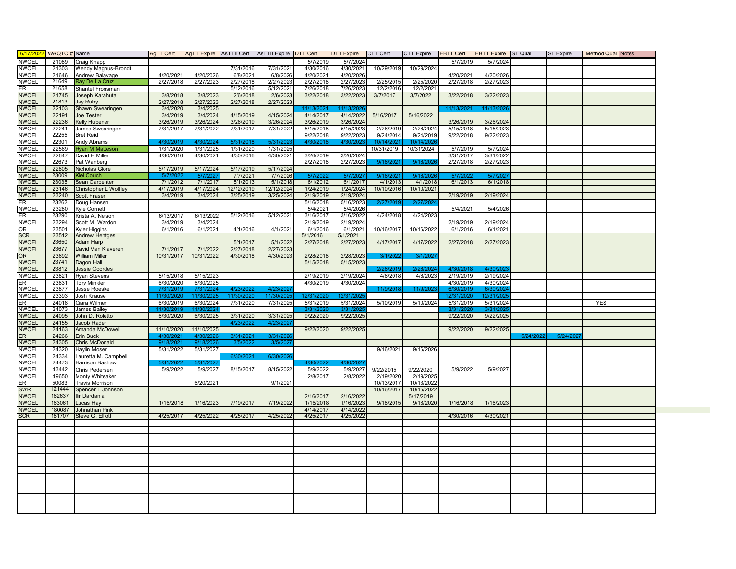| 6/17/2022 | WAQTC # | Name | AgTT Cert | AgTT Expire | AsTTII Cert | AsTTII Expire | DTT Cert | DTT Expire | CTT Cert | CTT Expire | EBTT Cert | EBTT Expire | ST Qual | ST Expire | Method Qual | Notes |
|---|---|---|---|---|---|---|---|---|---|---|---|---|---|---|---|---|
| NWCEL | 21089 | Craig Knapp | | | | | 5/7/2019 | 5/7/2024 | | | 5/7/2019 | 5/7/2024 | | | | |
| NWCEL | 21303 | Wendy Magnus-Brondt | | | 7/31/2016 | 7/31/2021 | 4/30/2016 | 4/30/2021 | 10/29/2019 | 10/29/2024 | | | | | | |
| NWCEL | 21646 | Andrew Balavage | 4/20/2021 | 4/20/2026 | 6/8/2021 | 6/8/2026 | 4/20/2021 | 4/20/2026 | | | 4/20/2021 | 4/20/2026 | | | | |
| NWCEL | 21649 | Ray De La Cruz | 2/27/2018 | 2/27/2023 | 2/27/2018 | 2/27/2023 | 2/27/2018 | 2/27/2023 | 2/25/2015 | 2/25/2020 | 2/27/2018 | 2/27/2023 | | | | |
| ER | 21658 | Shantel Fronsman | | | 5/12/2016 | 5/12/2021 | 7/26/2018 | 7/26/2023 | 12/2/2016 | 12/2/2021 | | | | | | |
| NWCEL | 21745 | Joseph Karahuta | 3/8/2018 | 3/8/2023 | 2/6/2018 | 2/6/2023 | 3/22/2018 | 3/22/2023 | 3/7/2017 | 3/7/2022 | 3/22/2018 | 3/22/2023 | | | | |
| NWCEL | 21813 | Jay Ruby | 2/27/2018 | 2/27/2023 | 2/27/2018 | 2/27/2023 | | | | | | | | | | |
| NWCEL | 22103 | Shawn Swearingen | 3/4/2020 | 3/4/2025 | | | 11/13/2021 | 11/13/2026 | | | 11/13/2021 | 11/13/2026 | | | | |
| NWCEL | 22191 | Joe Tester | 3/4/2019 | 3/4/2024 | 4/15/2019 | 4/15/2024 | 4/14/2017 | 4/14/2022 | 5/16/2017 | 5/16/2022 | | | | | | |
| NWCEL | 22236 | Kelly Hubener | 3/26/2019 | 3/26/2024 | 3/26/2019 | 3/26/2024 | 3/26/2019 | 3/26/2024 | | | 3/26/2019 | 3/26/2024 | | | | |
| NWCEL | 22241 | James Swearingen | 7/31/2017 | 7/31/2022 | 7/31/2017 | 7/31/2022 | 5/15/2018 | 5/15/2023 | 2/26/2019 | 2/26/2024 | 5/15/2018 | 5/15/2023 | | | | |
| NWCEL | 22255 | Bret Reid | | | | | 9/22/2018 | 9/22/2023 | 9/24/2014 | 9/24/2019 | 9/22/2018 | 9/22/2023 | | | | |
| NWCEL | 22301 | Andy Abrams | 4/30/2019 | 4/30/2024 | 5/31/2018 | 5/31/2023 | 4/30/2018 | 4/30/2023 | 10/14/2021 | 10/14/2026 | | | | | | |
| NWCEL | 22569 | Ryan M Matteson | 1/31/2020 | 1/31/2025 | 1/31/2020 | 1/31/2025 | | | 10/31/2019 | 10/31/2024 | 5/7/2019 | 5/7/2024 | | | | |
| NWCEL | 22647 | David E Miller | 4/30/2016 | 4/30/2021 | 4/30/2016 | 4/30/2021 | 3/26/2019 | 3/26/2024 | | | 3/31/2017 | 3/31/2022 | | | | |
| NWCEL | 22673 | Pat Wanberg | | | | | 2/27/2018 | 2/27/2023 | 9/16/2021 | 9/16/2026 | 2/27/2018 | 2/27/2023 | | | | |
| NWCEL | 22805 | Nicholas Glore | 5/17/2019 | 5/17/2024 | 5/17/2019 | 5/17/2024 | | | | | | | | | | |
| NWCEL | 23009 | Kiel Couch | 5/7/2022 | 5/7/2027 | 7/7/2021 | 7/7/2026 | 5/7/2022 | 5/7/2027 | 9/16/2021 | 9/16/2026 | 5/7/2022 | 5/7/2027 | | | | |
| NWCEL | 23035 | Sean Carpenter | 7/1/2012 | 7/1/2017 | 5/1/2013 | 5/1/2018 | 6/1/2012 | 6/1/2017 | 4/1/2013 | 4/1/2018 | 6/1/2013 | 6/1/2018 | | | | |
| NWCEL | 23146 | Christopher L Wolfley | 4/17/2019 | 4/17/2024 | 12/12/2019 | 12/12/2024 | 1/24/2019 | 1/24/2024 | 10/10/2016 | 10/10/2021 | | | | | | |
| NWCEL | 23240 | Scott Fraser | 3/4/2019 | 3/4/2024 | 3/25/2019 | 3/25/2024 | 2/19/2019 | 2/19/2024 | | | 2/19/2019 | 2/19/2024 | | | | |
| ER | 23262 | Doug Hansen | | | | | 5/16/2018 | 5/16/2023 | 2/27/2019 | 2/27/2024 | | | | | | |
| NWCEL | 23280 | Kyle Cornett | | | | | 5/4/2021 | 5/4/2026 | | | 5/4/2021 | 5/4/2026 | | | | |
| ER | 23290 | Krista A. Nelson | 6/13/2017 | 6/13/2022 | 5/12/2016 | 5/12/2021 | 3/16/2017 | 3/16/2022 | 4/24/2018 | 4/24/2023 | | | | | | |
| NWCEL | 23294 | Scott M. Wardon | 3/4/2019 | 3/4/2024 | | | 2/19/2019 | 2/19/2024 | | | 2/19/2019 | 2/19/2024 | | | | |
| OR | 23501 | Kyler Higgins | 6/1/2016 | 6/1/2021 | 4/1/2016 | 4/1/2021 | 6/1/2016 | 6/1/2021 | 10/16/2017 | 10/16/2022 | 6/1/2016 | 6/1/2021 | | | | |
| SCR | 23512 | Andrew Hentges | | | | | 5/1/2016 | 5/1/2021 | | | | | | | | |
| NWCEL | 23650 | Adam Harp | | | 5/1/2017 | 5/1/2022 | 2/27/2018 | 2/27/2023 | 4/17/2017 | 4/17/2022 | 2/27/2018 | 2/27/2023 | | | | |
| NWCEL | 23677 | David Van Klaveren | 7/1/2017 | 7/1/2022 | 2/27/2018 | 2/27/2023 | | | | | | | | | | |
| OR | 23692 | William Miller | 10/31/2017 | 10/31/2022 | 4/30/2018 | 4/30/2023 | 2/28/2018 | 2/28/2023 | 3/1/2022 | 3/1/2027 | | | | | | |
| NWCEL | 23741 | Dagon Hall | | | | | 5/15/2018 | 5/15/2023 | | | | | | | | |
| NWCEL | 23812 | Jessie Coordes | | | | | | | 2/26/2019 | 2/26/2024 | 4/30/2018 | 4/30/2023 | | | | |
| NWCEL | 23821 | Ryan Stevens | 5/15/2018 | 5/15/2023 | | | 2/19/2019 | 2/19/2024 | 4/6/2018 | 4/6/2023 | 2/19/2019 | 2/19/2024 | | | | |
| ER | 23831 | Tory Minkler | 6/30/2020 | 6/30/2025 | | | 4/30/2019 | 4/30/2024 | | | 4/30/2019 | 4/30/2024 | | | | |
| NWCEL | 23877 | Jesse Roeske | 7/31/2019 | 7/31/2024 | 4/23/2022 | 4/23/2027 | | | 11/9/2018 | 11/9/2023 | 6/30/2019 | 6/30/2024 | | | | |
| NWCEL | 23393 | Josh Krause | 11/30/2020 | 11/30/2025 | 11/30/2020 | 11/30/2025 | 12/31/2020 | 12/31/2025 | | | 12/31/2020 | 12/31/2025 | | | | |
| ER | 24018 | Ciara Wilmer | 6/30/2019 | 6/30/2024 | 7/31/2020 | 7/31/2025 | 5/31/2019 | 5/31/2024 | 5/10/2019 | 5/10/2024 | 5/31/2019 | 5/31/2024 | | | YES | |
| NWCEL | 24073 | James Bailey | 11/30/2019 | 11/30/2024 | | | 3/31/2020 | 3/31/2025 | | | 3/31/2020 | 3/31/2025 | | | | |
| NWCEL | 24095 | John D. Roletto | 6/30/2020 | 6/30/2025 | 3/31/2020 | 3/31/2025 | 9/22/2020 | 9/22/2025 | | | 9/22/2020 | 9/22/2025 | | | | |
| NWCEL | 24155 | Jacob Rader | | | 4/23/2022 | 4/23/2027 | | | | | | | | | | |
| NWCEL | 24163 | Amanda McDowell | 11/10/2020 | 11/10/2025 | | | 9/22/2020 | 9/22/2025 | | | 9/22/2020 | 9/22/2025 | | | | |
| ER | 24266 | Erin Buck | 4/30/2021 | 4/30/2026 | 3/31/2021 | 3/31/2026 | | | | | | | 5/24/2022 | 5/24/2027 | | |
| NWCEL | 24305 | Chris McDonald | 9/18/2021 | 9/18/2026 | 3/5/2022 | 3/5/2027 | | | | | | | | | | |
| NWCEL | 24320 | Haylin Moser | 5/31/2022 | 5/31/2027 | | | | | 9/16/2021 | 9/16/2026 | | | | | | |
| NWCEL | 24334 | Lauretta M. Campbell | | | 6/30/2021 | 6/30/2026 | | | | | | | | | | |
| NWCEL | 24473 | Harrison Bashaw | 5/31/2022 | 5/31/2027 | | | 4/30/2022 | 4/30/2027 | | | | | | | | |
| NWCEL | 43442 | Chris Pedersen | 5/9/2022 | 5/9/2027 | 8/15/2017 | 8/15/2022 | 5/9/2022 | 5/9/2027 | 9/22/2015 | 9/22/2020 | 5/9/2022 | 5/9/2027 | | | | |
| NWCEL | 49650 | Monty Whiteaker | | | | | 2/8/2017 | 2/8/2022 | 2/19/2020 | 2/19/2025 | | | | | | |
| ER | 50083 | Travis Morrison | | 6/20/2021 | | 9/1/2021 | | | 10/13/2017 | 10/13/2022 | | | | | | |
| SWR | 121444 | Spencer T Johnson | | | | | | | 10/16/2017 | 10/16/2022 | | | | | | |
| NWCEL | 162637 | Ilir Dardania | | | | | 2/16/2017 | 2/16/2022 | | 5/17/2019 | | | | | | |
| NWCEL | 163061 | Lucas Hay | 1/16/2018 | 1/16/2023 | 7/19/2017 | 7/19/2022 | 1/16/2018 | 1/16/2023 | 9/18/2015 | 9/18/2020 | 1/16/2018 | 1/16/2023 | | | | |
| NWCEL | 180087 | Johnathan Pink | | | | | 4/14/2017 | 4/14/2022 | | | | | | | | |
| SCR | 181707 | Steve G. Elliott | 4/25/2017 | 4/25/2022 | 4/25/2017 | 4/25/2022 | 4/25/2017 | 4/25/2022 | | | 4/30/2016 | 4/30/2021 | | | | |